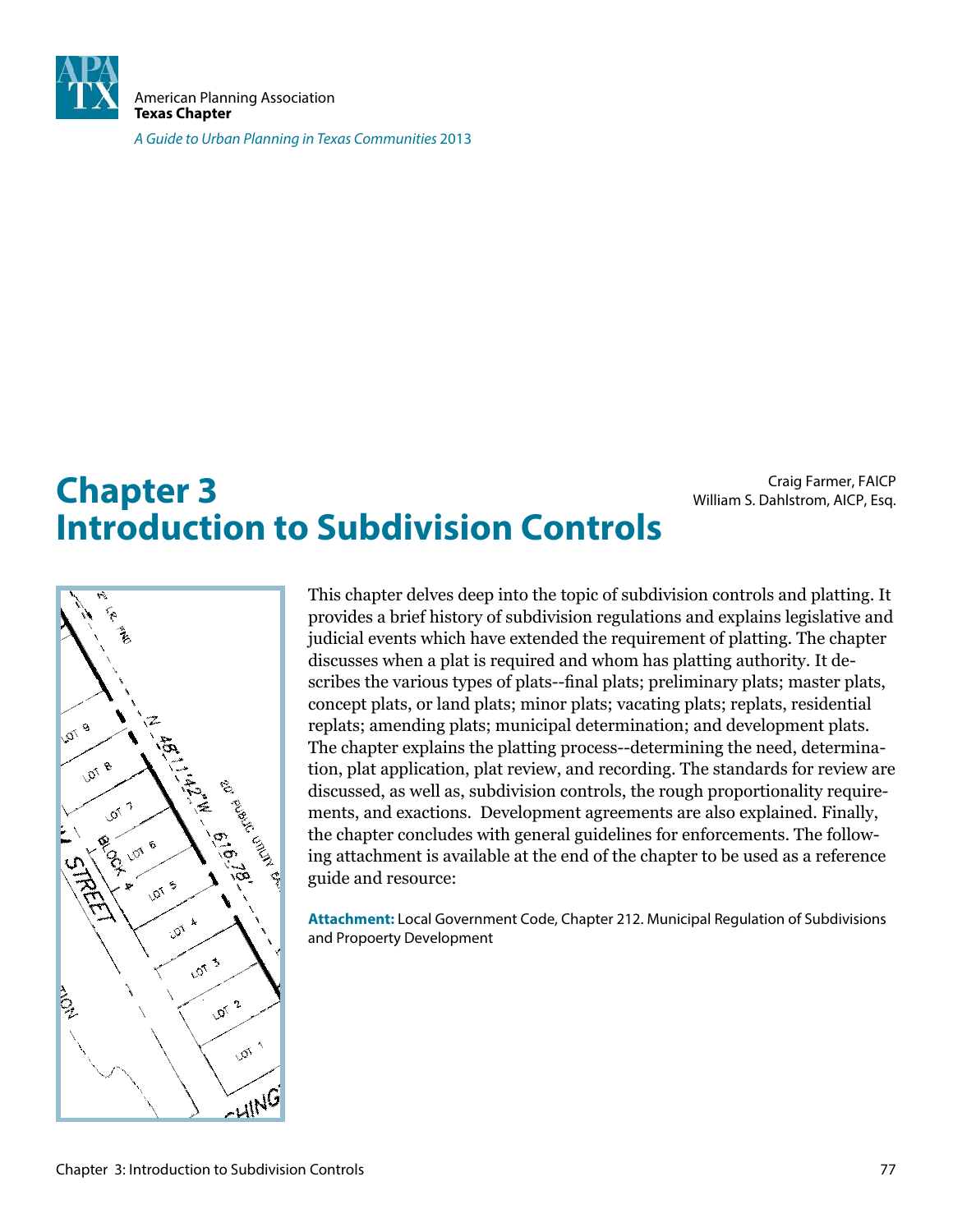American Planning Association
**Texas Chapter**

*A Guide to Urban Planning in Texas Communities* 2013

# Chapter 3
# Introduction to Subdivision Controls

Craig Farmer, FAICP
William S. Dahlstrom, AICP, Esq.

This chapter delves deep into the topic of subdivision controls and platting. It provides a brief history of subdivision regulations and explains legislative and judicial events which have extended the requirement of platting. The chapter discusses when a plat is required and whom has platting authority. It describes the various types of plats--final plats; preliminary plats; master plats, concept plats, or land plats; minor plats; vacating plats; replats, residential replats; amending plats; municipal determination; and development plats. The chapter explains the platting process--determining the need, determination, plat application, plat review, and recording. The standards for review are discussed, as well as, subdivision controls, the rough proportionality requirements, and exactions. Development agreements are also explained. Finally, the chapter concludes with general guidelines for enforcements. The following attachment is available at the end of the chapter to be used as a reference guide and resource:

**Attachment:** Local Government Code, Chapter 212. Municipal Regulation of Subdivisions and Propoerty Development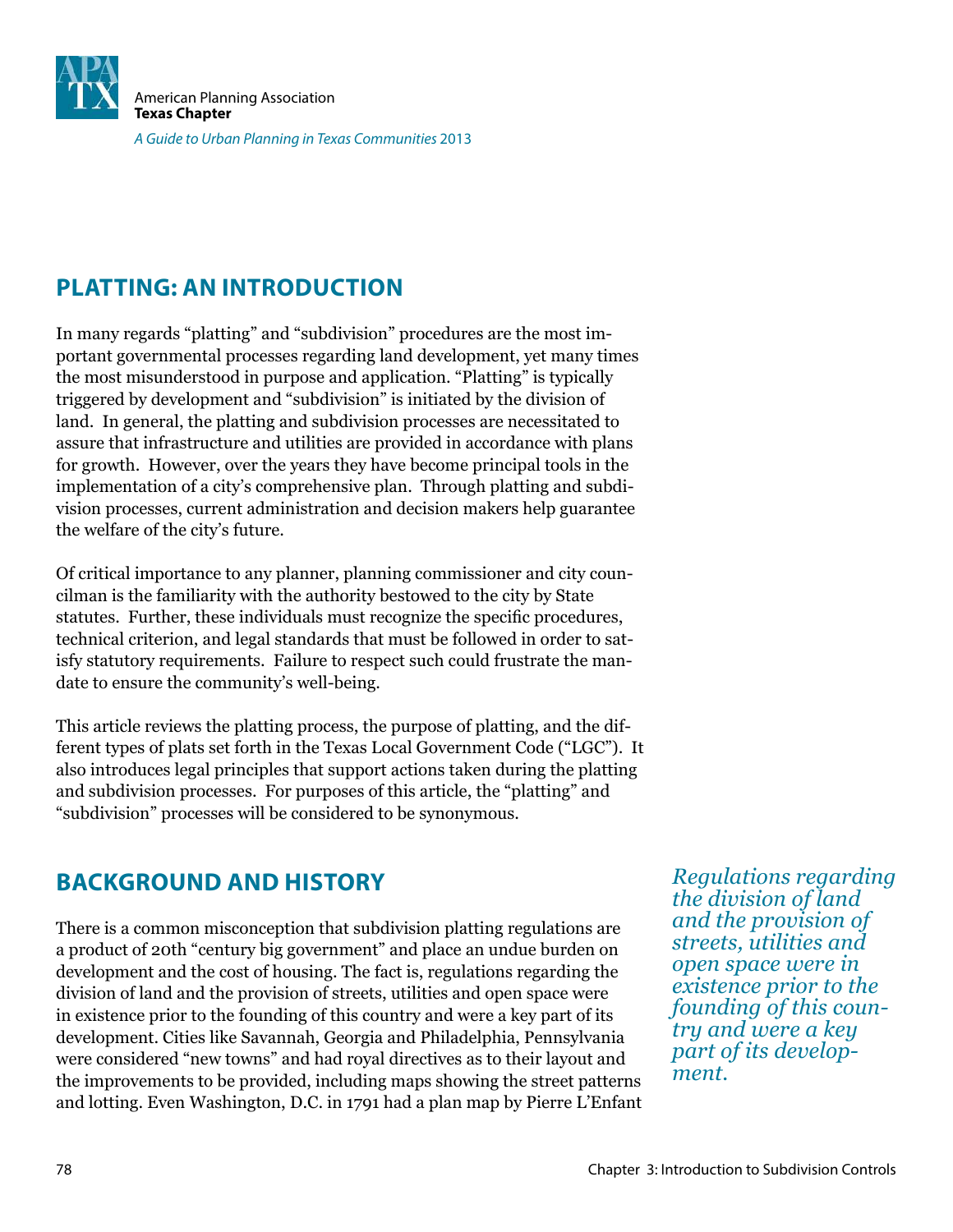## PLATTING: AN INTRODUCTION

In many regards "platting" and "subdivision" procedures are the most important governmental processes regarding land development, yet many times the most misunderstood in purpose and application. "Platting" is typically triggered by development and "subdivision" is initiated by the division of land. In general, the platting and subdivision processes are necessitated to assure that infrastructure and utilities are provided in accordance with plans for growth. However, over the years they have become principal tools in the implementation of a city's comprehensive plan. Through platting and subdivision processes, current administration and decision makers help guarantee the welfare of the city's future.

Of critical importance to any planner, planning commissioner and city councilman is the familiarity with the authority bestowed to the city by State statutes. Further, these individuals must recognize the specific procedures, technical criterion, and legal standards that must be followed in order to satisfy statutory requirements. Failure to respect such could frustrate the mandate to ensure the community's well-being.

This article reviews the platting process, the purpose of platting, and the different types of plats set forth in the Texas Local Government Code ("LGC"). It also introduces legal principles that support actions taken during the platting and subdivision processes. For purposes of this article, the "platting" and "subdivision" processes will be considered to be synonymous.

## BACKGROUND AND HISTORY

There is a common misconception that subdivision platting regulations are a product of 20th "century big government" and place an undue burden on development and the cost of housing. The fact is, regulations regarding the division of land and the provision of streets, utilities and open space were in existence prior to the founding of this country and were a key part of its development. Cities like Savannah, Georgia and Philadelphia, Pennsylvania were considered "new towns" and had royal directives as to their layout and the improvements to be provided, including maps showing the street patterns and lotting. Even Washington, D.C. in 1791 had a plan map by Pierre L'Enfant

*Regulations regarding the division of land and the provision of streets, utilities and open space were in existence prior to the founding of this country and were a key part of its development.*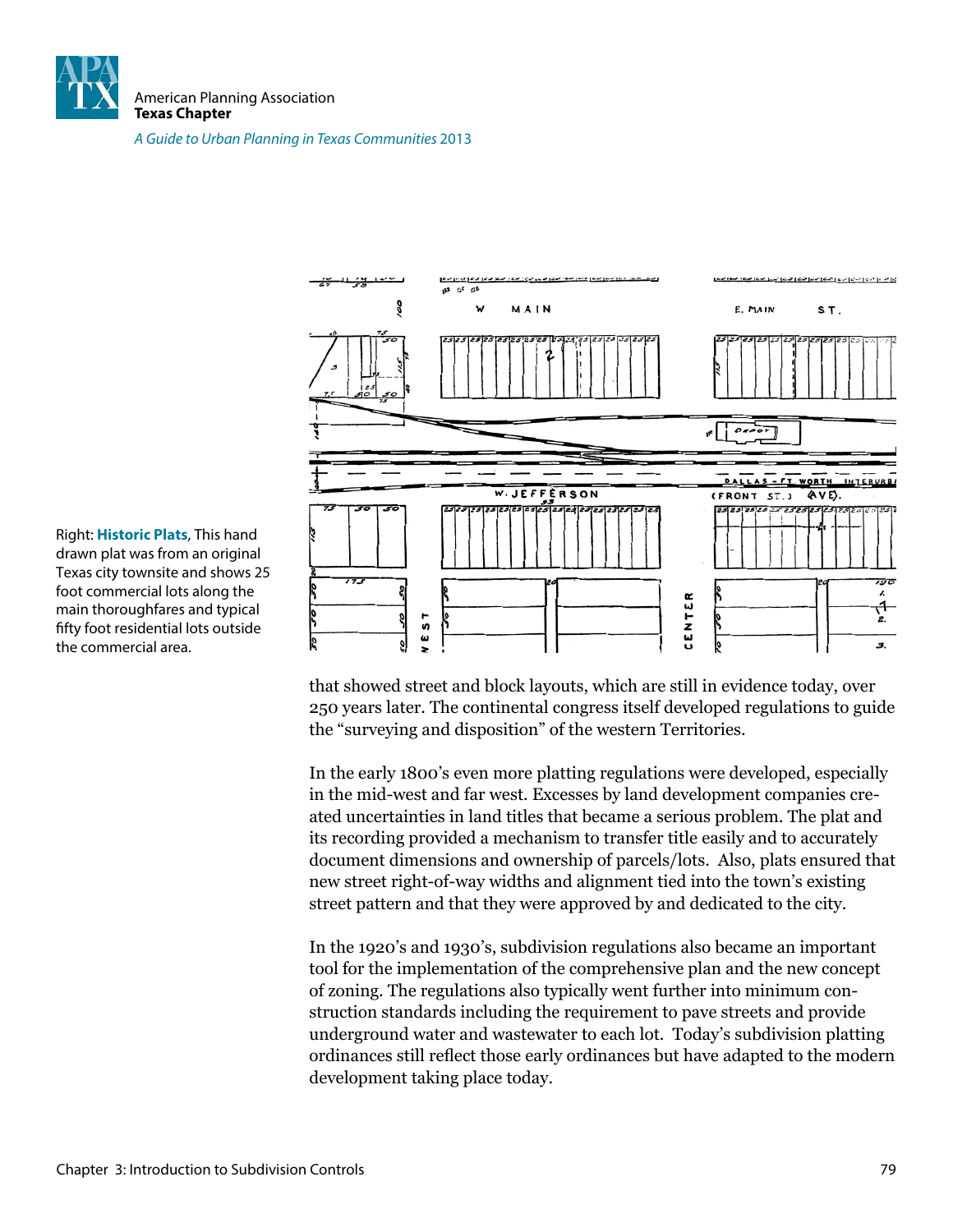Right: **Historic Plats**, This hand drawn plat was from an original Texas city townsite and shows 25 foot commercial lots along the main thoroughfares and typical fifty foot residential lots outside the commercial area.

that showed street and block layouts, which are still in evidence today, over 250 years later. The continental congress itself developed regulations to guide the "surveying and disposition" of the western Territories.

In the early 1800's even more platting regulations were developed, especially in the mid-west and far west. Excesses by land development companies created uncertainties in land titles that became a serious problem. The plat and its recording provided a mechanism to transfer title easily and to accurately document dimensions and ownership of parcels/lots. Also, plats ensured that new street right-of-way widths and alignment tied into the town's existing street pattern and that they were approved by and dedicated to the city.

In the 1920's and 1930's, subdivision regulations also became an important tool for the implementation of the comprehensive plan and the new concept of zoning. The regulations also typically went further into minimum construction standards including the requirement to pave streets and provide underground water and wastewater to each lot. Today's subdivision platting ordinances still reflect those early ordinances but have adapted to the modern development taking place today.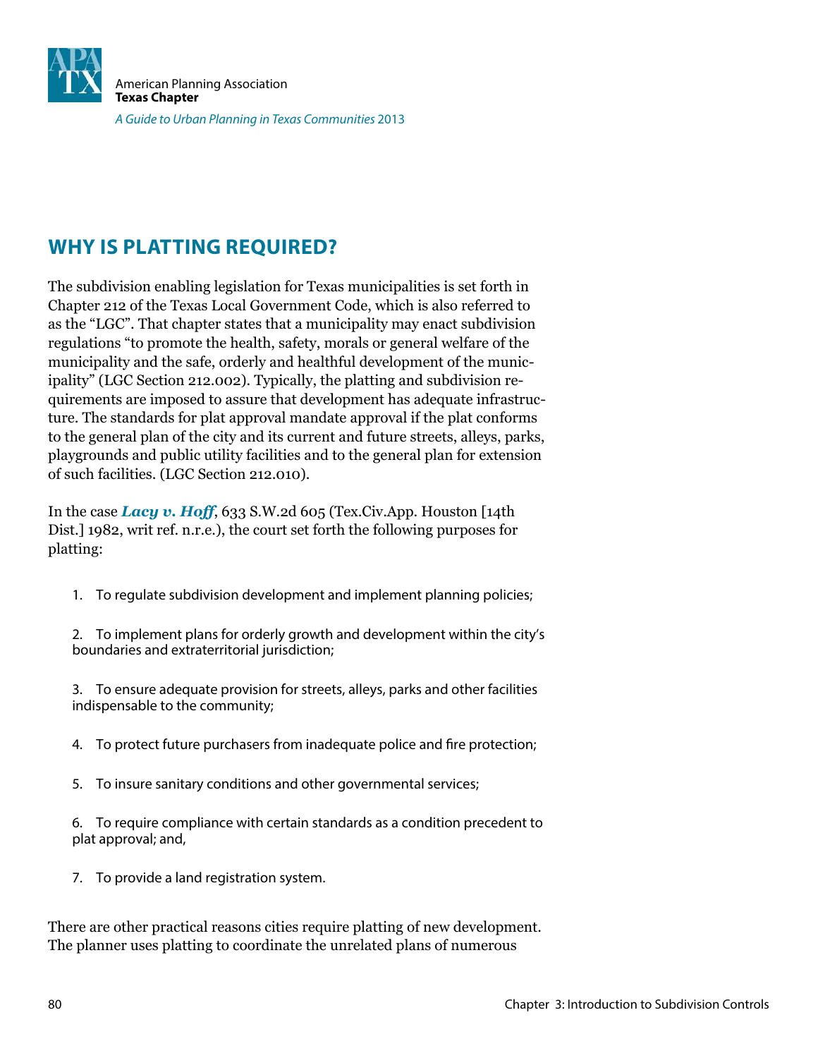## WHY IS PLATTING REQUIRED?

The subdivision enabling legislation for Texas municipalities is set forth in Chapter 212 of the Texas Local Government Code, which is also referred to as the "LGC". That chapter states that a municipality may enact subdivision regulations "to promote the health, safety, morals or general welfare of the municipality and the safe, orderly and healthful development of the municipality" (LGC Section 212.002). Typically, the platting and subdivision requirements are imposed to assure that development has adequate infrastructure. The standards for plat approval mandate approval if the plat conforms to the general plan of the city and its current and future streets, alleys, parks, playgrounds and public utility facilities and to the general plan for extension of such facilities. (LGC Section 212.010).

In the case ***Lacy v. Hoff***, 633 S.W.2d 605 (Tex.Civ.App. Houston [14th Dist.] 1982, writ ref. n.r.e.), the court set forth the following purposes for platting:

1. To regulate subdivision development and implement planning policies;

2. To implement plans for orderly growth and development within the city's boundaries and extraterritorial jurisdiction;

3. To ensure adequate provision for streets, alleys, parks and other facilities indispensable to the community;

4. To protect future purchasers from inadequate police and fire protection;

5. To insure sanitary conditions and other governmental services;

6. To require compliance with certain standards as a condition precedent to plat approval; and,

7. To provide a land registration system.

There are other practical reasons cities require platting of new development. The planner uses platting to coordinate the unrelated plans of numerous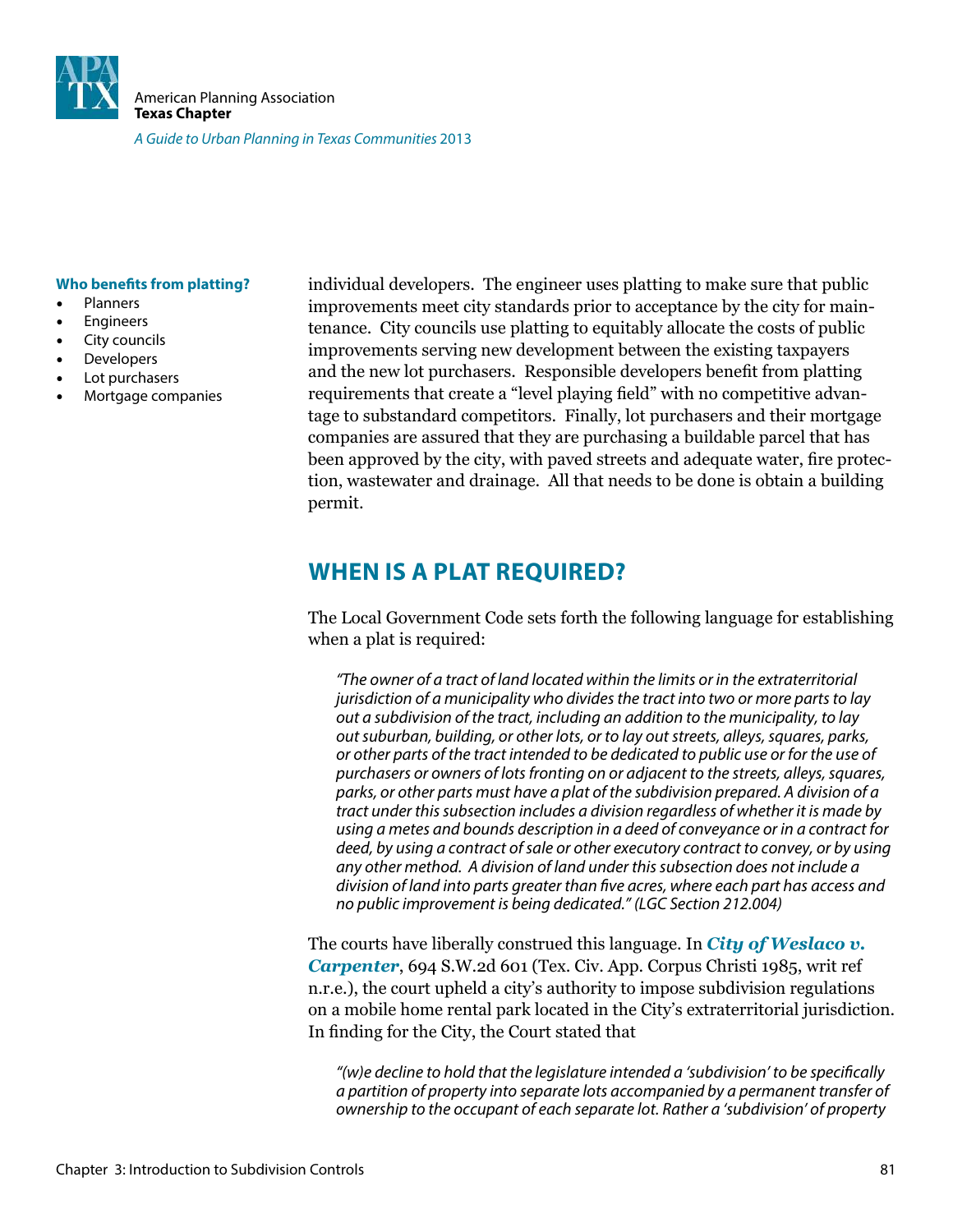**Who benefits from platting?**

- Planners
- Engineers
- City councils
- Developers
- Lot purchasers
- Mortgage companies

individual developers. The engineer uses platting to make sure that public improvements meet city standards prior to acceptance by the city for maintenance. City councils use platting to equitably allocate the costs of public improvements serving new development between the existing taxpayers and the new lot purchasers. Responsible developers benefit from platting requirements that create a "level playing field" with no competitive advantage to substandard competitors. Finally, lot purchasers and their mortgage companies are assured that they are purchasing a buildable parcel that has been approved by the city, with paved streets and adequate water, fire protection, wastewater and drainage. All that needs to be done is obtain a building permit.

## WHEN IS A PLAT REQUIRED?

The Local Government Code sets forth the following language for establishing when a plat is required:

> *"The owner of a tract of land located within the limits or in the extraterritorial jurisdiction of a municipality who divides the tract into two or more parts to lay out a subdivision of the tract, including an addition to the municipality, to lay out suburban, building, or other lots, or to lay out streets, alleys, squares, parks, or other parts of the tract intended to be dedicated to public use or for the use of purchasers or owners of lots fronting on or adjacent to the streets, alleys, squares, parks, or other parts must have a plat of the subdivision prepared. A division of a tract under this subsection includes a division regardless of whether it is made by using a metes and bounds description in a deed of conveyance or in a contract for deed, by using a contract of sale or other executory contract to convey, or by using any other method. A division of land under this subsection does not include a division of land into parts greater than five acres, where each part has access and no public improvement is being dedicated." (LGC Section 212.004)*

The courts have liberally construed this language. In ***City of Weslaco v. Carpenter***, 694 S.W.2d 601 (Tex. Civ. App. Corpus Christi 1985, writ ref n.r.e.), the court upheld a city's authority to impose subdivision regulations on a mobile home rental park located in the City's extraterritorial jurisdiction. In finding for the City, the Court stated that

> *"(w)e decline to hold that the legislature intended a 'subdivision' to be specifically a partition of property into separate lots accompanied by a permanent transfer of ownership to the occupant of each separate lot. Rather a 'subdivision' of property*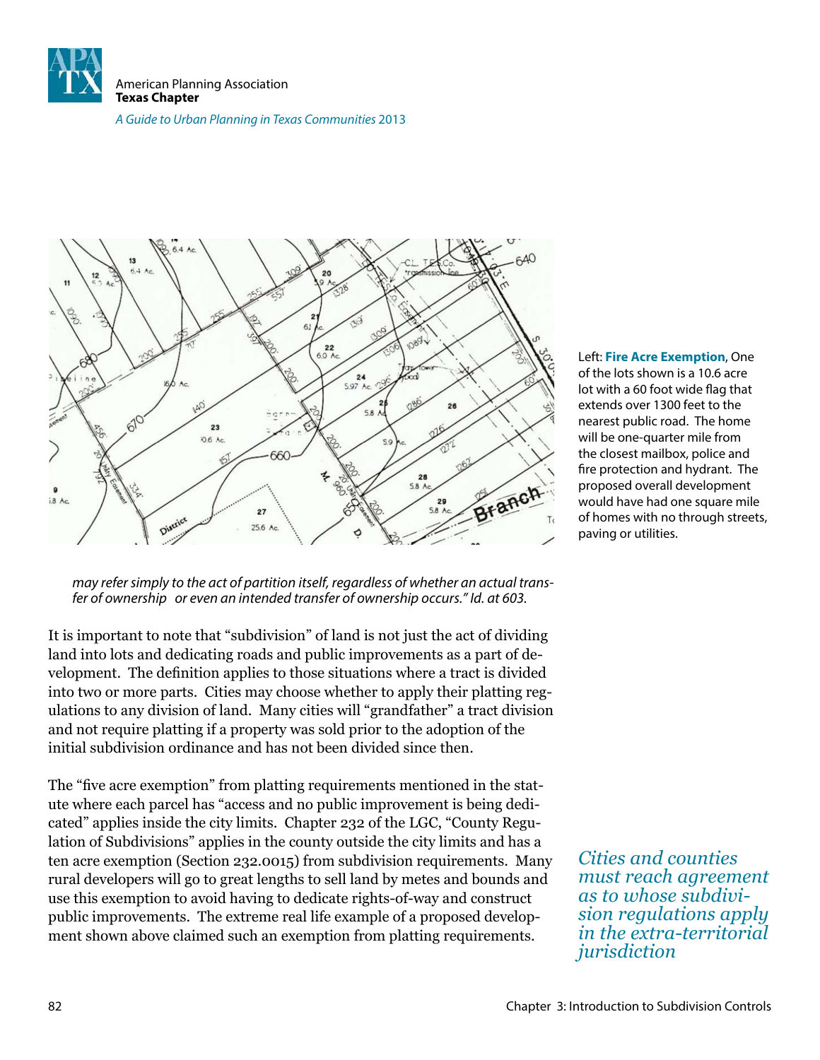Left: **Fire Acre Exemption**, One of the lots shown is a 10.6 acre lot with a 60 foot wide flag that extends over 1300 feet to the nearest public road. The home will be one-quarter mile from the closest mailbox, police and fire protection and hydrant. The proposed overall development would have had one square mile of homes with no through streets, paving or utilities.

*may refer simply to the act of partition itself, regardless of whether an actual transfer of ownership or even an intended transfer of ownership occurs." Id. at 603.*

It is important to note that "subdivision" of land is not just the act of dividing land into lots and dedicating roads and public improvements as a part of development. The definition applies to those situations where a tract is divided into two or more parts. Cities may choose whether to apply their platting regulations to any division of land. Many cities will "grandfather" a tract division and not require platting if a property was sold prior to the adoption of the initial subdivision ordinance and has not been divided since then.

The "five acre exemption" from platting requirements mentioned in the statute where each parcel has "access and no public improvement is being dedicated" applies inside the city limits. Chapter 232 of the LGC, "County Regulation of Subdivisions" applies in the county outside the city limits and has a ten acre exemption (Section 232.0015) from subdivision requirements. Many rural developers will go to great lengths to sell land by metes and bounds and use this exemption to avoid having to dedicate rights-of-way and construct public improvements. The extreme real life example of a proposed development shown above claimed such an exemption from platting requirements.

*Cities and counties must reach agreement as to whose subdivision regulations apply in the extra-territorial jurisdiction*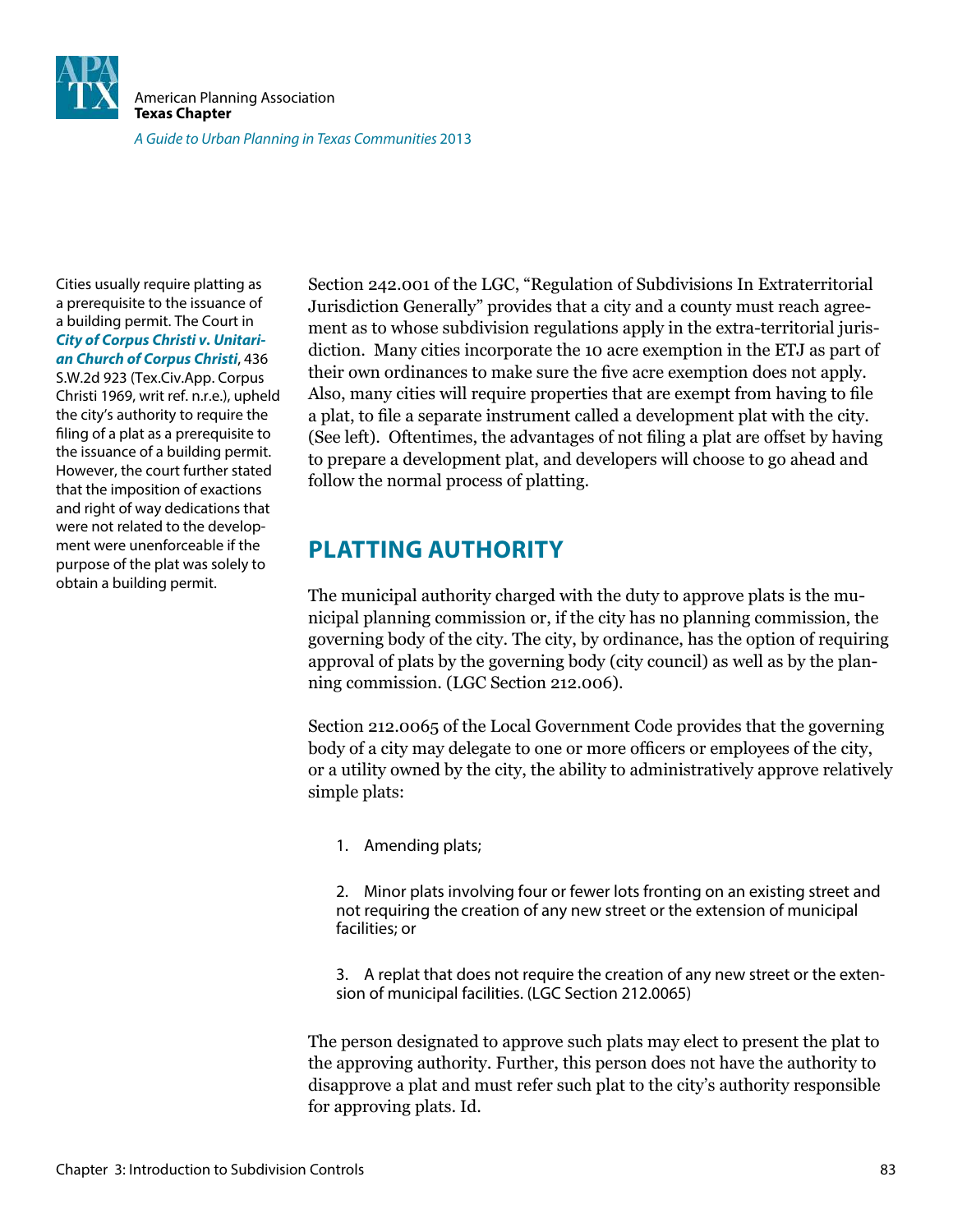Cities usually require platting as a prerequisite to the issuance of a building permit. The Court in ***City of Corpus Christi v. Unitarian Church of Corpus Christi***, 436 S.W.2d 923 (Tex.Civ.App. Corpus Christi 1969, writ ref. n.r.e.), upheld the city's authority to require the filing of a plat as a prerequisite to the issuance of a building permit. However, the court further stated that the imposition of exactions and right of way dedications that were not related to the development were unenforceable if the purpose of the plat was solely to obtain a building permit.

Section 242.001 of the LGC, "Regulation of Subdivisions In Extraterritorial Jurisdiction Generally" provides that a city and a county must reach agreement as to whose subdivision regulations apply in the extra-territorial jurisdiction. Many cities incorporate the 10 acre exemption in the ETJ as part of their own ordinances to make sure the five acre exemption does not apply. Also, many cities will require properties that are exempt from having to file a plat, to file a separate instrument called a development plat with the city. (See left). Oftentimes, the advantages of not filing a plat are offset by having to prepare a development plat, and developers will choose to go ahead and follow the normal process of platting.

## PLATTING AUTHORITY

The municipal authority charged with the duty to approve plats is the municipal planning commission or, if the city has no planning commission, the governing body of the city. The city, by ordinance, has the option of requiring approval of plats by the governing body (city council) as well as by the planning commission. (LGC Section 212.006).

Section 212.0065 of the Local Government Code provides that the governing body of a city may delegate to one or more officers or employees of the city, or a utility owned by the city, the ability to administratively approve relatively simple plats:

1. Amending plats;
2. Minor plats involving four or fewer lots fronting on an existing street and not requiring the creation of any new street or the extension of municipal facilities; or
3. A replat that does not require the creation of any new street or the extension of municipal facilities. (LGC Section 212.0065)

The person designated to approve such plats may elect to present the plat to the approving authority. Further, this person does not have the authority to disapprove a plat and must refer such plat to the city's authority responsible for approving plats. Id.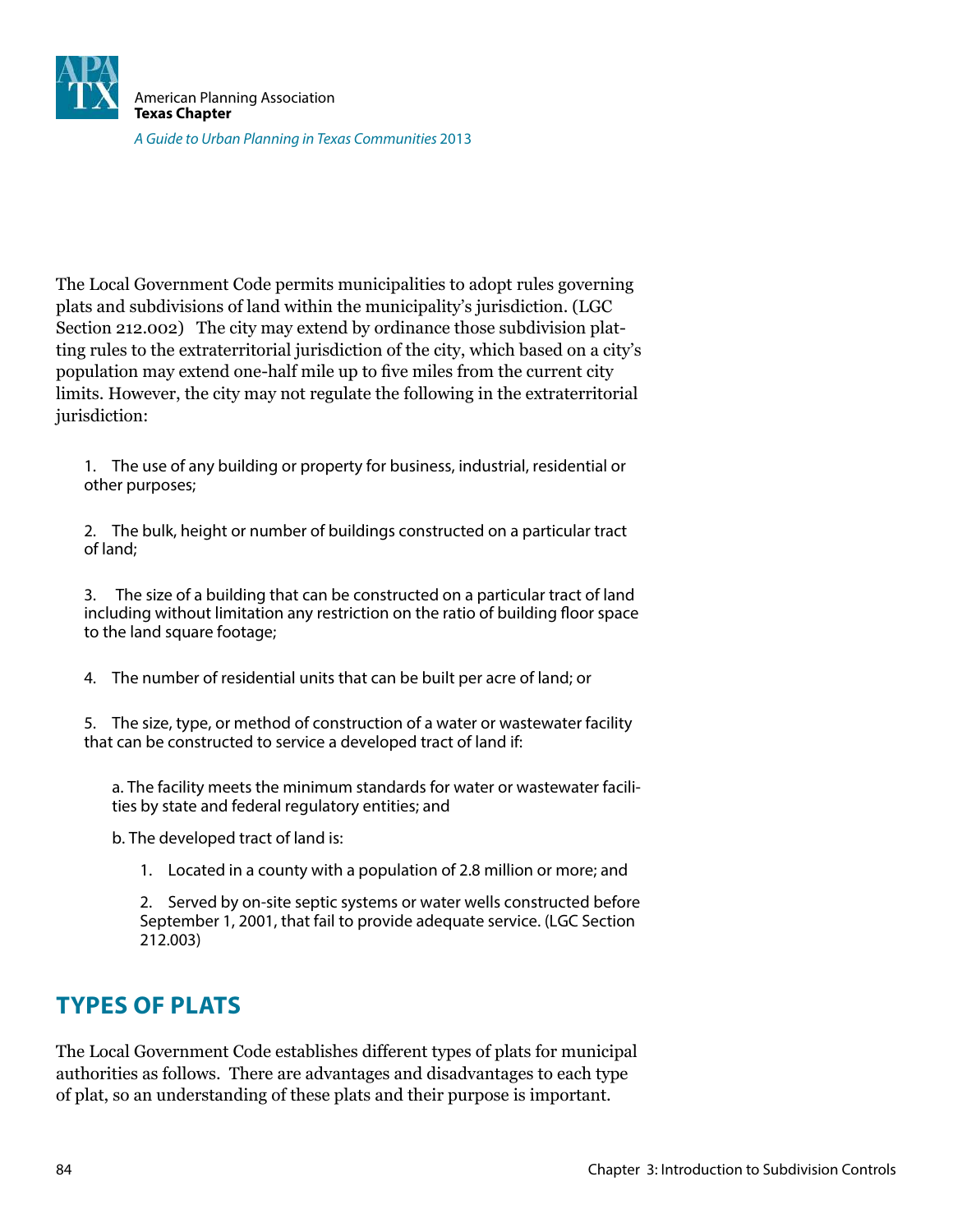The Local Government Code permits municipalities to adopt rules governing plats and subdivisions of land within the municipality's jurisdiction. (LGC Section 212.002) The city may extend by ordinance those subdivision platting rules to the extraterritorial jurisdiction of the city, which based on a city's population may extend one-half mile up to five miles from the current city limits. However, the city may not regulate the following in the extraterritorial jurisdiction:

1. The use of any building or property for business, industrial, residential or other purposes;

2. The bulk, height or number of buildings constructed on a particular tract of land;

3. The size of a building that can be constructed on a particular tract of land including without limitation any restriction on the ratio of building floor space to the land square footage;

4. The number of residential units that can be built per acre of land; or

5. The size, type, or method of construction of a water or wastewater facility that can be constructed to service a developed tract of land if:

   a. The facility meets the minimum standards for water or wastewater facilities by state and federal regulatory entities; and

   b. The developed tract of land is:

      1. Located in a county with a population of 2.8 million or more; and

      2. Served by on-site septic systems or water wells constructed before September 1, 2001, that fail to provide adequate service. (LGC Section 212.003)

## TYPES OF PLATS

The Local Government Code establishes different types of plats for municipal authorities as follows. There are advantages and disadvantages to each type of plat, so an understanding of these plats and their purpose is important.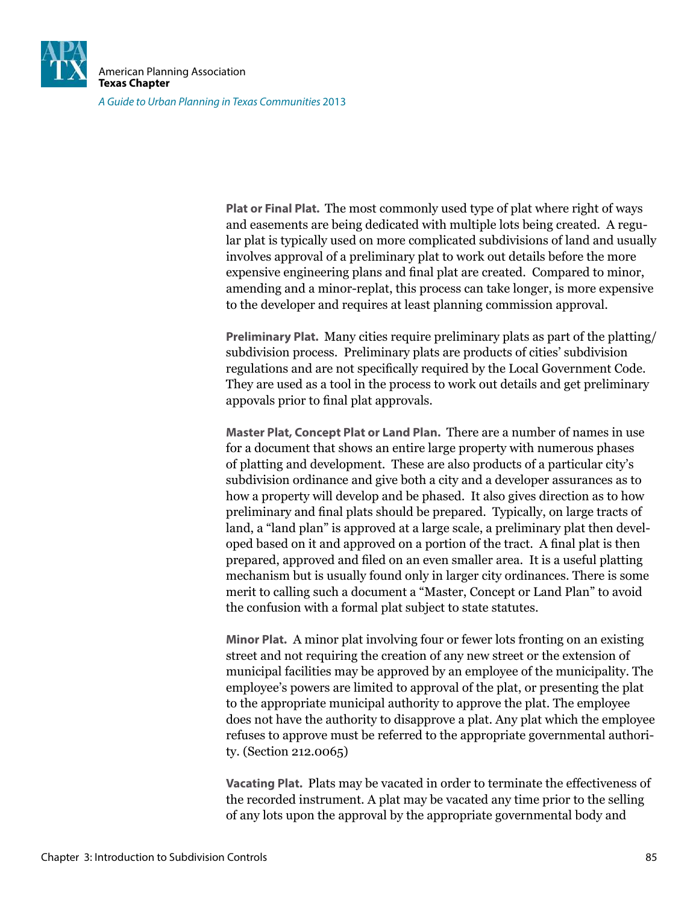**Plat or Final Plat.** The most commonly used type of plat where right of ways and easements are being dedicated with multiple lots being created. A regular plat is typically used on more complicated subdivisions of land and usually involves approval of a preliminary plat to work out details before the more expensive engineering plans and final plat are created. Compared to minor, amending and a minor-replat, this process can take longer, is more expensive to the developer and requires at least planning commission approval.

**Preliminary Plat.** Many cities require preliminary plats as part of the platting/subdivision process. Preliminary plats are products of cities' subdivision regulations and are not specifically required by the Local Government Code. They are used as a tool in the process to work out details and get preliminary approvals prior to final plat approvals.

**Master Plat, Concept Plat or Land Plan.** There are a number of names in use for a document that shows an entire large property with numerous phases of platting and development. These are also products of a particular city's subdivision ordinance and give both a city and a developer assurances as to how a property will develop and be phased. It also gives direction as to how preliminary and final plats should be prepared. Typically, on large tracts of land, a "land plan" is approved at a large scale, a preliminary plat then developed based on it and approved on a portion of the tract. A final plat is then prepared, approved and filed on an even smaller area. It is a useful platting mechanism but is usually found only in larger city ordinances. There is some merit to calling such a document a "Master, Concept or Land Plan" to avoid the confusion with a formal plat subject to state statutes.

**Minor Plat.** A minor plat involving four or fewer lots fronting on an existing street and not requiring the creation of any new street or the extension of municipal facilities may be approved by an employee of the municipality. The employee's powers are limited to approval of the plat, or presenting the plat to the appropriate municipal authority to approve the plat. The employee does not have the authority to disapprove a plat. Any plat which the employee refuses to approve must be referred to the appropriate governmental authority. (Section 212.0065)

**Vacating Plat.** Plats may be vacated in order to terminate the effectiveness of the recorded instrument. A plat may be vacated any time prior to the selling of any lots upon the approval by the appropriate governmental body and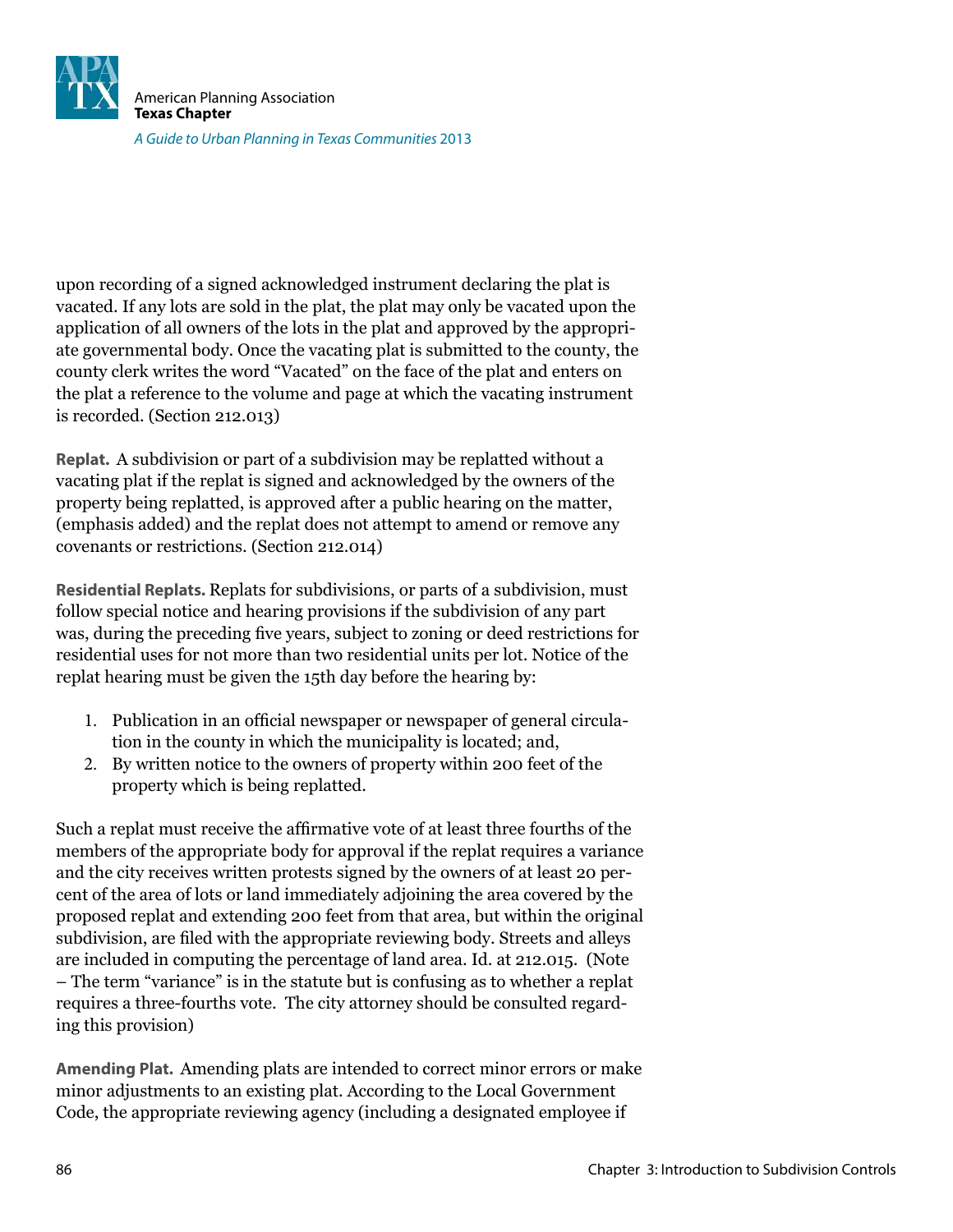upon recording of a signed acknowledged instrument declaring the plat is vacated. If any lots are sold in the plat, the plat may only be vacated upon the application of all owners of the lots in the plat and approved by the appropriate governmental body. Once the vacating plat is submitted to the county, the county clerk writes the word "Vacated" on the face of the plat and enters on the plat a reference to the volume and page at which the vacating instrument is recorded. (Section 212.013)

**Replat.** A subdivision or part of a subdivision may be replatted without a vacating plat if the replat is signed and acknowledged by the owners of the property being replatted, is approved after a public hearing on the matter, (emphasis added) and the replat does not attempt to amend or remove any covenants or restrictions. (Section 212.014)

**Residential Replats.** Replats for subdivisions, or parts of a subdivision, must follow special notice and hearing provisions if the subdivision of any part was, during the preceding five years, subject to zoning or deed restrictions for residential uses for not more than two residential units per lot. Notice of the replat hearing must be given the 15th day before the hearing by:

1. Publication in an official newspaper or newspaper of general circulation in the county in which the municipality is located; and,
2. By written notice to the owners of property within 200 feet of the property which is being replatted.

Such a replat must receive the affirmative vote of at least three fourths of the members of the appropriate body for approval if the replat requires a variance and the city receives written protests signed by the owners of at least 20 percent of the area of lots or land immediately adjoining the area covered by the proposed replat and extending 200 feet from that area, but within the original subdivision, are filed with the appropriate reviewing body. Streets and alleys are included in computing the percentage of land area. Id. at 212.015. (Note – The term "variance" is in the statute but is confusing as to whether a replat requires a three-fourths vote. The city attorney should be consulted regarding this provision)

**Amending Plat.** Amending plats are intended to correct minor errors or make minor adjustments to an existing plat. According to the Local Government Code, the appropriate reviewing agency (including a designated employee if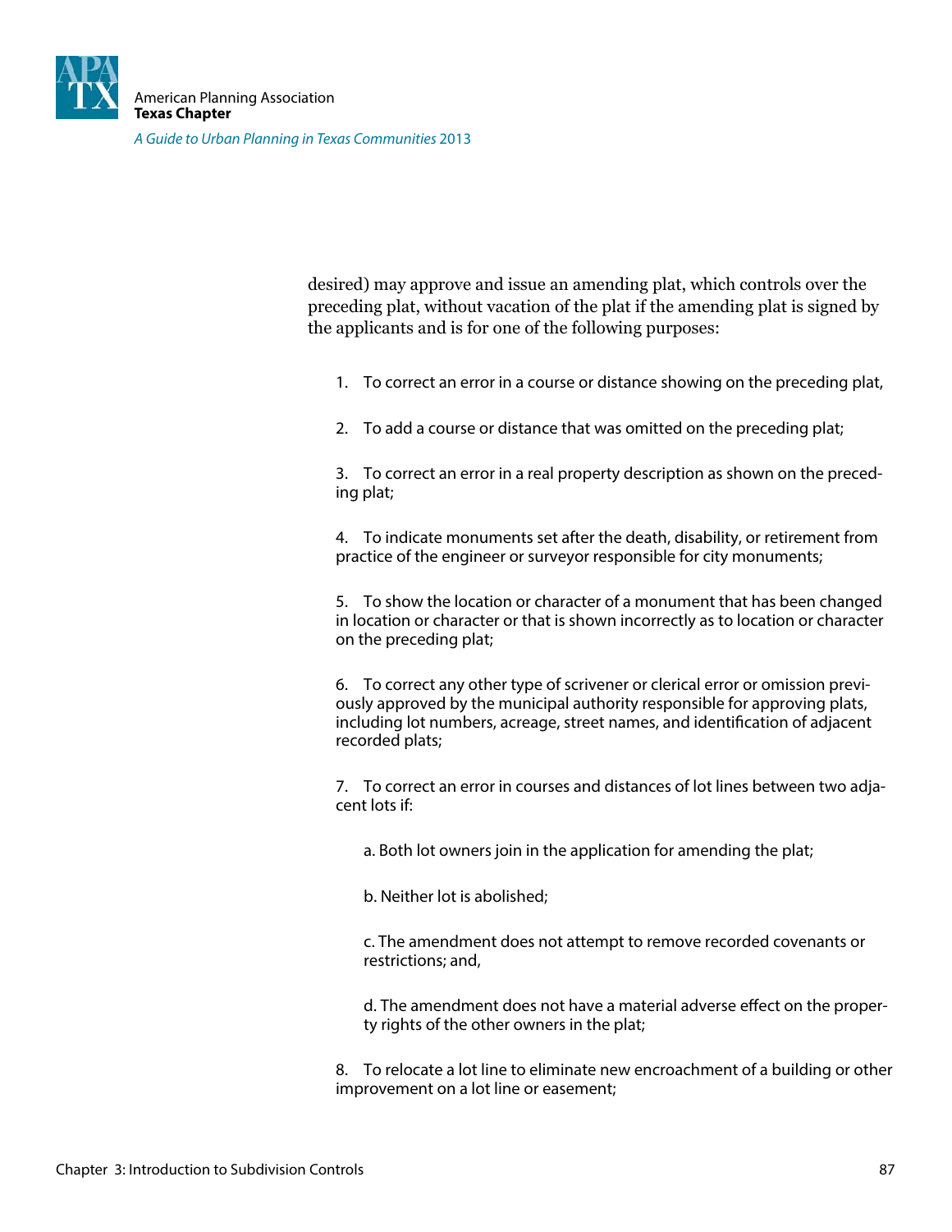desired) may approve and issue an amending plat, which controls over the preceding plat, without vacation of the plat if the amending plat is signed by the applicants and is for one of the following purposes:

1. To correct an error in a course or distance showing on the preceding plat,

2. To add a course or distance that was omitted on the preceding plat;

3. To correct an error in a real property description as shown on the preceding plat;

4. To indicate monuments set after the death, disability, or retirement from practice of the engineer or surveyor responsible for city monuments;

5. To show the location or character of a monument that has been changed in location or character or that is shown incorrectly as to location or character on the preceding plat;

6. To correct any other type of scrivener or clerical error or omission previously approved by the municipal authority responsible for approving plats, including lot numbers, acreage, street names, and identification of adjacent recorded plats;

7. To correct an error in courses and distances of lot lines between two adjacent lots if:

   a. Both lot owners join in the application for amending the plat;

   b. Neither lot is abolished;

   c. The amendment does not attempt to remove recorded covenants or restrictions; and,

   d. The amendment does not have a material adverse effect on the property rights of the other owners in the plat;

8. To relocate a lot line to eliminate new encroachment of a building or other improvement on a lot line or easement;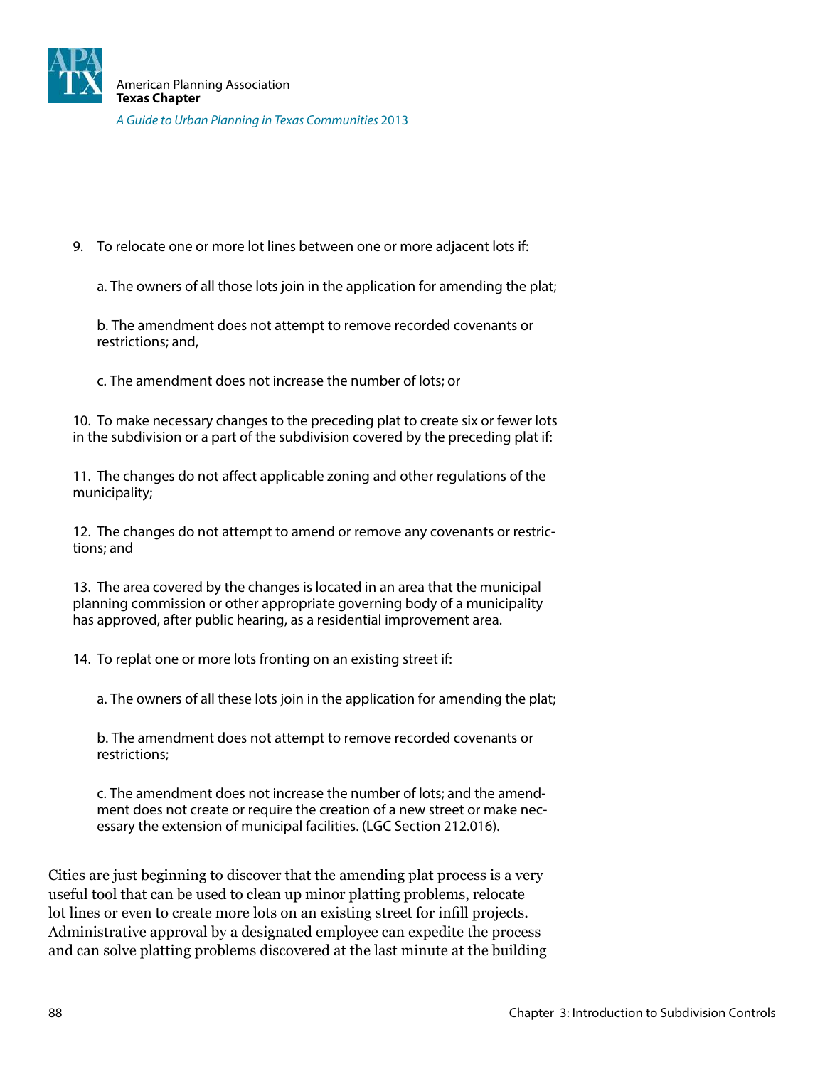9. To relocate one or more lot lines between one or more adjacent lots if:

   a. The owners of all those lots join in the application for amending the plat;

   b. The amendment does not attempt to remove recorded covenants or restrictions; and,

   c. The amendment does not increase the number of lots; or

10. To make necessary changes to the preceding plat to create six or fewer lots in the subdivision or a part of the subdivision covered by the preceding plat if:

11. The changes do not affect applicable zoning and other regulations of the municipality;

12. The changes do not attempt to amend or remove any covenants or restrictions; and

13. The area covered by the changes is located in an area that the municipal planning commission or other appropriate governing body of a municipality has approved, after public hearing, as a residential improvement area.

14. To replat one or more lots fronting on an existing street if:

    a. The owners of all these lots join in the application for amending the plat;

    b. The amendment does not attempt to remove recorded covenants or restrictions;

    c. The amendment does not increase the number of lots; and the amendment does not create or require the creation of a new street or make necessary the extension of municipal facilities. (LGC Section 212.016).

Cities are just beginning to discover that the amending plat process is a very useful tool that can be used to clean up minor platting problems, relocate lot lines or even to create more lots on an existing street for infill projects. Administrative approval by a designated employee can expedite the process and can solve platting problems discovered at the last minute at the building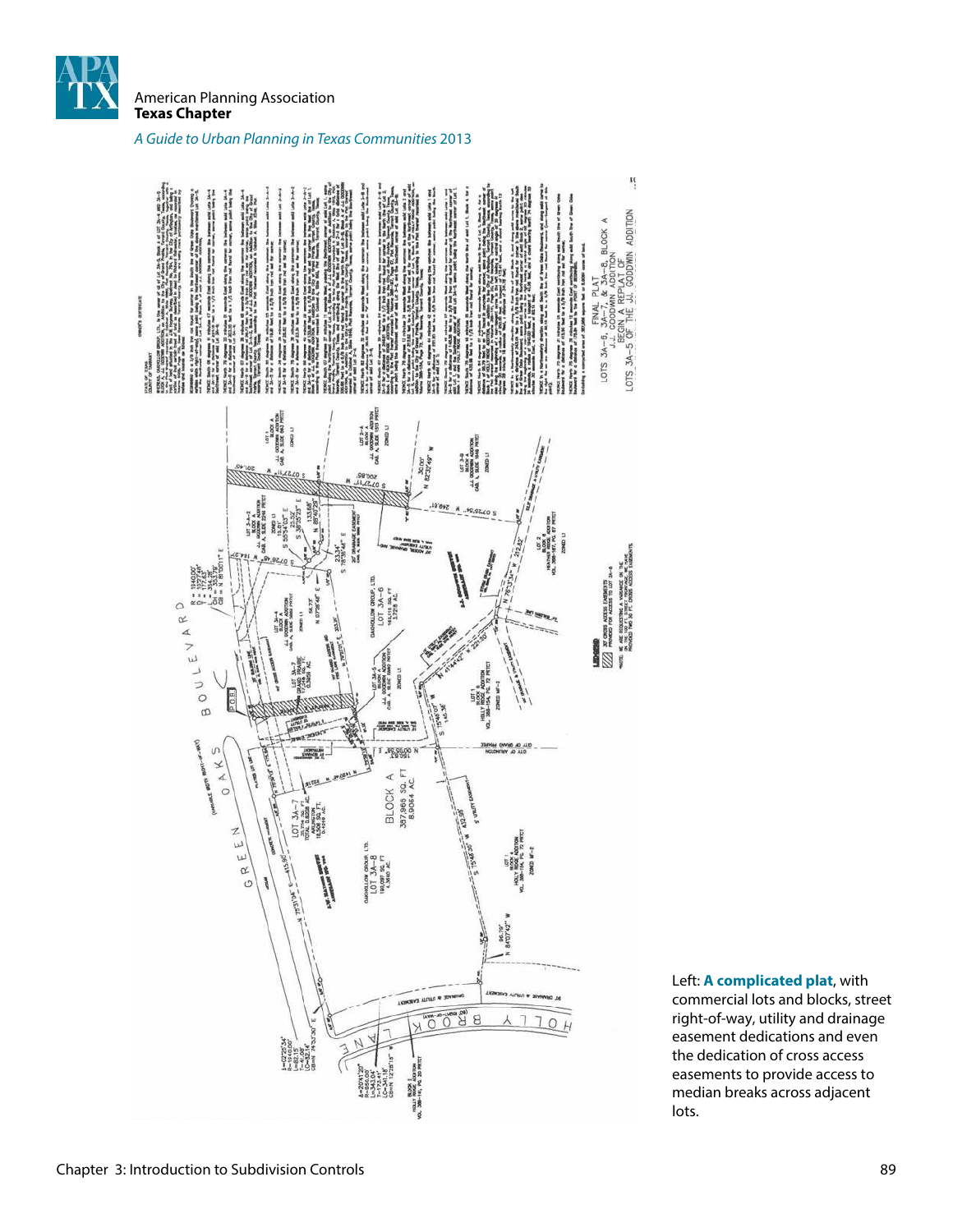Left: **A complicated plat**, with commercial lots and blocks, street right-of-way, utility and drainage easement dedications and even the dedication of cross access easements to provide access to median breaks across adjacent lots.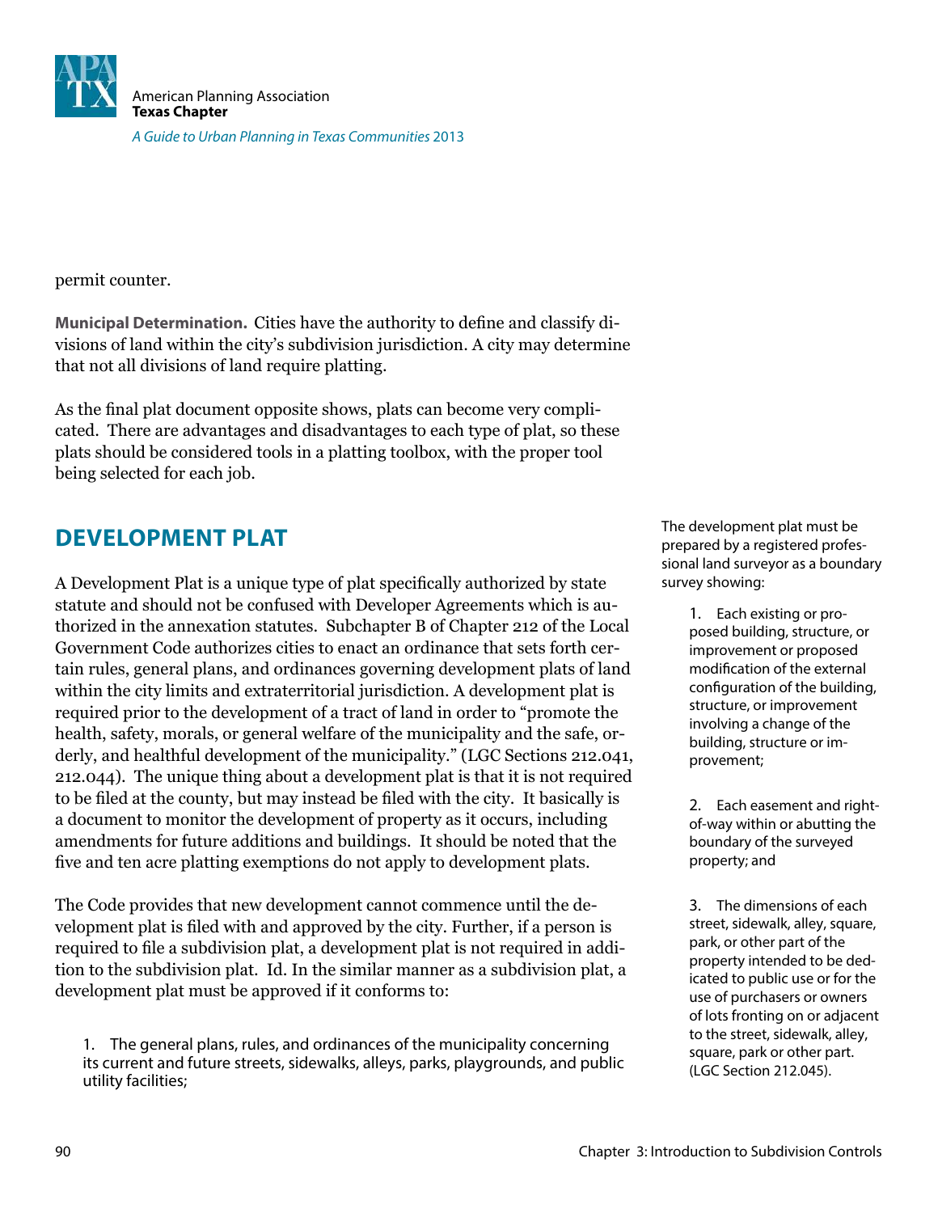permit counter.

**Municipal Determination.** Cities have the authority to define and classify divisions of land within the city's subdivision jurisdiction. A city may determine that not all divisions of land require platting.

As the final plat document opposite shows, plats can become very complicated. There are advantages and disadvantages to each type of plat, so these plats should be considered tools in a platting toolbox, with the proper tool being selected for each job.

## DEVELOPMENT PLAT

A Development Plat is a unique type of plat specifically authorized by state statute and should not be confused with Developer Agreements which is authorized in the annexation statutes. Subchapter B of Chapter 212 of the Local Government Code authorizes cities to enact an ordinance that sets forth certain rules, general plans, and ordinances governing development plats of land within the city limits and extraterritorial jurisdiction. A development plat is required prior to the development of a tract of land in order to "promote the health, safety, morals, or general welfare of the municipality and the safe, orderly, and healthful development of the municipality." (LGC Sections 212.041, 212.044). The unique thing about a development plat is that it is not required to be filed at the county, but may instead be filed with the city. It basically is a document to monitor the development of property as it occurs, including amendments for future additions and buildings. It should be noted that the five and ten acre platting exemptions do not apply to development plats.

The Code provides that new development cannot commence until the development plat is filed with and approved by the city. Further, if a person is required to file a subdivision plat, a development plat is not required in addition to the subdivision plat. Id. In the similar manner as a subdivision plat, a development plat must be approved if it conforms to:

1. The general plans, rules, and ordinances of the municipality concerning its current and future streets, sidewalks, alleys, parks, playgrounds, and public utility facilities;

The development plat must be prepared by a registered professional land surveyor as a boundary survey showing:

1. Each existing or proposed building, structure, or improvement or proposed modification of the external configuration of the building, structure, or improvement involving a change of the building, structure or improvement;

2. Each easement and right-of-way within or abutting the boundary of the surveyed property; and

3. The dimensions of each street, sidewalk, alley, square, park, or other part of the property intended to be dedicated to public use or for the use of purchasers or owners of lots fronting on or adjacent to the street, sidewalk, alley, square, park or other part. (LGC Section 212.045).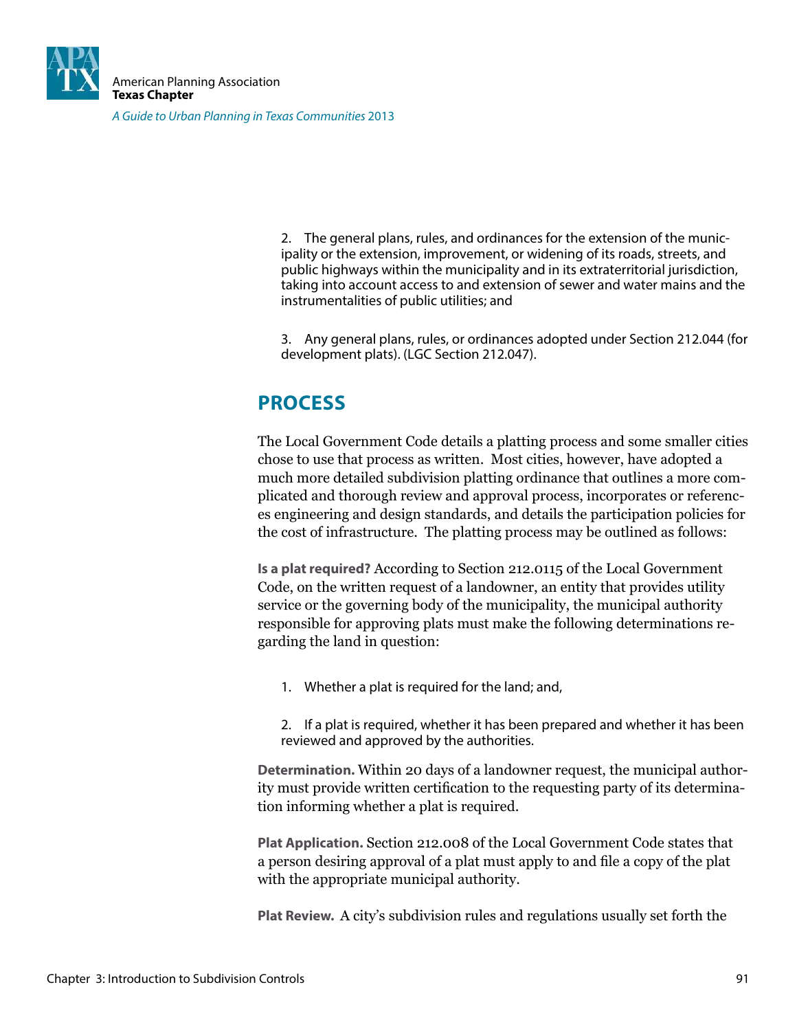2. The general plans, rules, and ordinances for the extension of the municipality or the extension, improvement, or widening of its roads, streets, and public highways within the municipality and in its extraterritorial jurisdiction, taking into account access to and extension of sewer and water mains and the instrumentalities of public utilities; and

3. Any general plans, rules, or ordinances adopted under Section 212.044 (for development plats). (LGC Section 212.047).

## PROCESS

The Local Government Code details a platting process and some smaller cities chose to use that process as written. Most cities, however, have adopted a much more detailed subdivision platting ordinance that outlines a more complicated and thorough review and approval process, incorporates or references engineering and design standards, and details the participation policies for the cost of infrastructure. The platting process may be outlined as follows:

**Is a plat required?** According to Section 212.0115 of the Local Government Code, on the written request of a landowner, an entity that provides utility service or the governing body of the municipality, the municipal authority responsible for approving plats must make the following determinations regarding the land in question:

1. Whether a plat is required for the land; and,

2. If a plat is required, whether it has been prepared and whether it has been reviewed and approved by the authorities.

**Determination.** Within 20 days of a landowner request, the municipal authority must provide written certification to the requesting party of its determination informing whether a plat is required.

**Plat Application.** Section 212.008 of the Local Government Code states that a person desiring approval of a plat must apply to and file a copy of the plat with the appropriate municipal authority.

**Plat Review.** A city's subdivision rules and regulations usually set forth the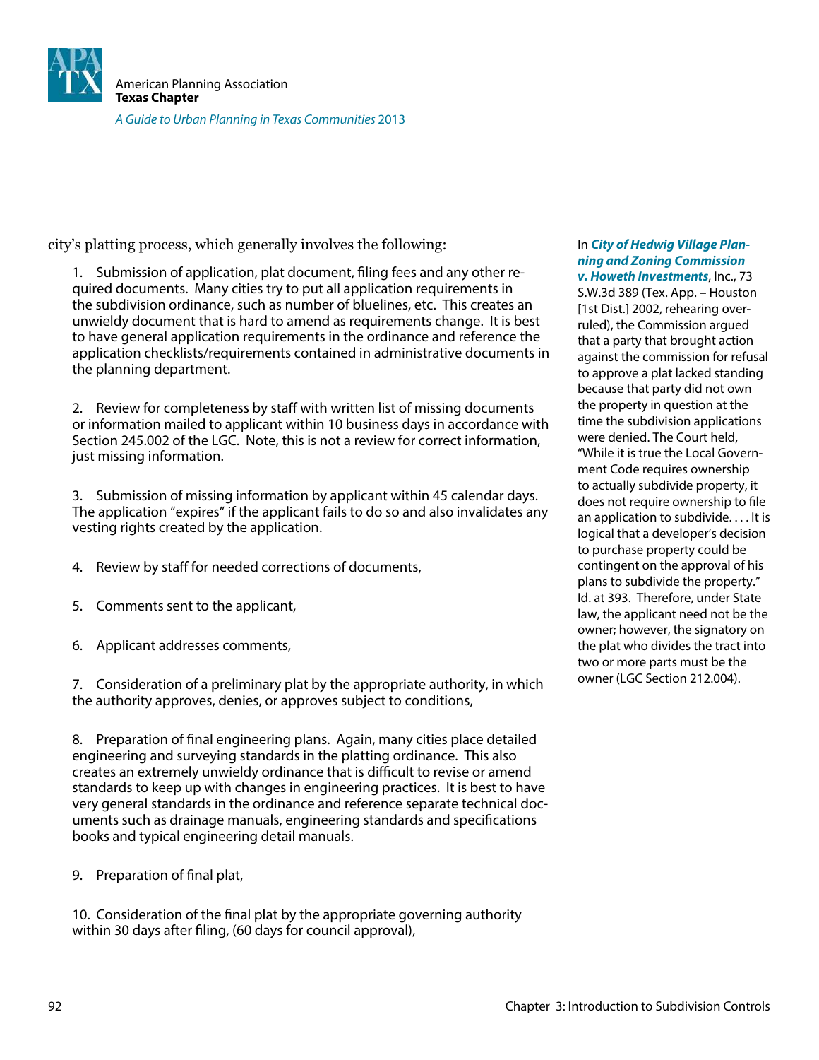city's platting process, which generally involves the following:

1. Submission of application, plat document, filing fees and any other required documents. Many cities try to put all application requirements in the subdivision ordinance, such as number of bluelines, etc. This creates an unwieldy document that is hard to amend as requirements change. It is best to have general application requirements in the ordinance and reference the application checklists/requirements contained in administrative documents in the planning department.

2. Review for completeness by staff with written list of missing documents or information mailed to applicant within 10 business days in accordance with Section 245.002 of the LGC. Note, this is not a review for correct information, just missing information.

3. Submission of missing information by applicant within 45 calendar days. The application "expires" if the applicant fails to do so and also invalidates any vesting rights created by the application.

4. Review by staff for needed corrections of documents,

5. Comments sent to the applicant,

6. Applicant addresses comments,

7. Consideration of a preliminary plat by the appropriate authority, in which the authority approves, denies, or approves subject to conditions,

8. Preparation of final engineering plans. Again, many cities place detailed engineering and surveying standards in the platting ordinance. This also creates an extremely unwieldy ordinance that is difficult to revise or amend standards to keep up with changes in engineering practices. It is best to have very general standards in the ordinance and reference separate technical documents such as drainage manuals, engineering standards and specifications books and typical engineering detail manuals.

9. Preparation of final plat,

10. Consideration of the final plat by the appropriate governing authority within 30 days after filing, (60 days for council approval),

In ***City of Hedwig Village Planning and Zoning Commission v. Howeth Investments***, Inc., 73 S.W.3d 389 (Tex. App. – Houston [1st Dist.] 2002, rehearing overruled), the Commission argued that a party that brought action against the commission for refusal to approve a plat lacked standing because that party did not own the property in question at the time the subdivision applications were denied. The Court held, "While it is true the Local Government Code requires ownership to actually subdivide property, it does not require ownership to file an application to subdivide. . . . It is logical that a developer's decision to purchase property could be contingent on the approval of his plans to subdivide the property." Id. at 393. Therefore, under State law, the applicant need not be the owner; however, the signatory on the plat who divides the tract into two or more parts must be the owner (LGC Section 212.004).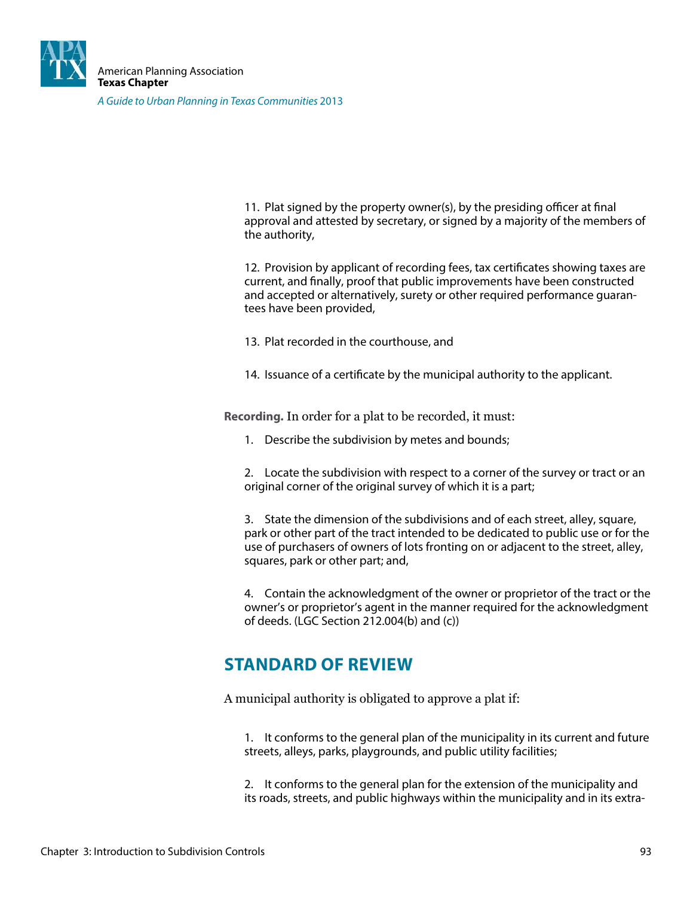11. Plat signed by the property owner(s), by the presiding officer at final approval and attested by secretary, or signed by a majority of the members of the authority,

12. Provision by applicant of recording fees, tax certificates showing taxes are current, and finally, proof that public improvements have been constructed and accepted or alternatively, surety or other required performance guarantees have been provided,

13. Plat recorded in the courthouse, and

14. Issuance of a certificate by the municipal authority to the applicant.

**Recording.** In order for a plat to be recorded, it must:

1. Describe the subdivision by metes and bounds;

2. Locate the subdivision with respect to a corner of the survey or tract or an original corner of the original survey of which it is a part;

3. State the dimension of the subdivisions and of each street, alley, square, park or other part of the tract intended to be dedicated to public use or for the use of purchasers of owners of lots fronting on or adjacent to the street, alley, squares, park or other part; and,

4. Contain the acknowledgment of the owner or proprietor of the tract or the owner's or proprietor's agent in the manner required for the acknowledgment of deeds. (LGC Section 212.004(b) and (c))

## STANDARD OF REVIEW

A municipal authority is obligated to approve a plat if:

1. It conforms to the general plan of the municipality in its current and future streets, alleys, parks, playgrounds, and public utility facilities;

2. It conforms to the general plan for the extension of the municipality and its roads, streets, and public highways within the municipality and in its extra-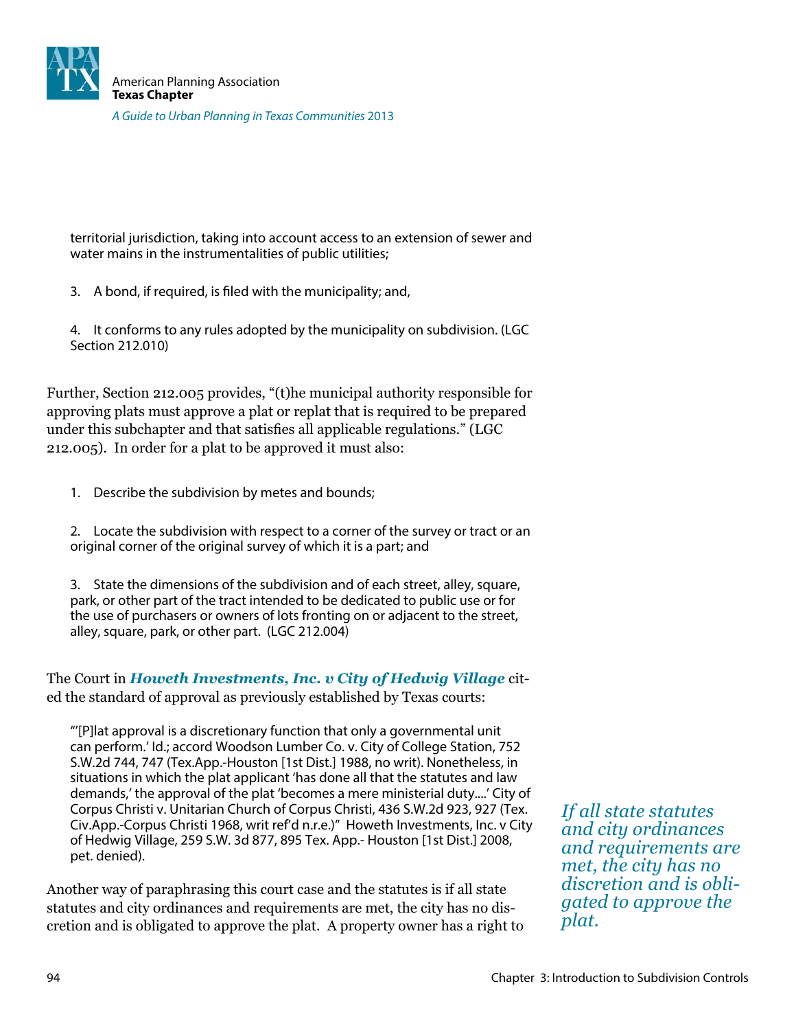territorial jurisdiction, taking into account access to an extension of sewer and water mains in the instrumentalities of public utilities;

3. A bond, if required, is filed with the municipality; and,

4. It conforms to any rules adopted by the municipality on subdivision. (LGC Section 212.010)

Further, Section 212.005 provides, "(t)he municipal authority responsible for approving plats must approve a plat or replat that is required to be prepared under this subchapter and that satisfies all applicable regulations." (LGC 212.005). In order for a plat to be approved it must also:

1. Describe the subdivision by metes and bounds;

2. Locate the subdivision with respect to a corner of the survey or tract or an original corner of the original survey of which it is a part; and

3. State the dimensions of the subdivision and of each street, alley, square, park, or other part of the tract intended to be dedicated to public use or for the use of purchasers or owners of lots fronting on or adjacent to the street, alley, square, park, or other part. (LGC 212.004)

The Court in ***Howeth Investments, Inc. v City of Hedwig Village*** cited the standard of approval as previously established by Texas courts:

> "'[P]lat approval is a discretionary function that only a governmental unit can perform.' Id.; accord Woodson Lumber Co. v. City of College Station, 752 S.W.2d 744, 747 (Tex.App.-Houston [1st Dist.] 1988, no writ). Nonetheless, in situations in which the plat applicant 'has done all that the statutes and law demands,' the approval of the plat 'becomes a mere ministerial duty....' City of Corpus Christi v. Unitarian Church of Corpus Christi, 436 S.W.2d 923, 927 (Tex. Civ.App.-Corpus Christi 1968, writ ref'd n.r.e.)" Howeth Investments, Inc. v City of Hedwig Village, 259 S.W. 3d 877, 895 Tex. App.- Houston [1st Dist.] 2008, pet. denied).

*If all state statutes and city ordinances and requirements are met, the city has no discretion and is obligated to approve the plat.*

Another way of paraphrasing this court case and the statutes is if all state statutes and city ordinances and requirements are met, the city has no discretion and is obligated to approve the plat. A property owner has a right to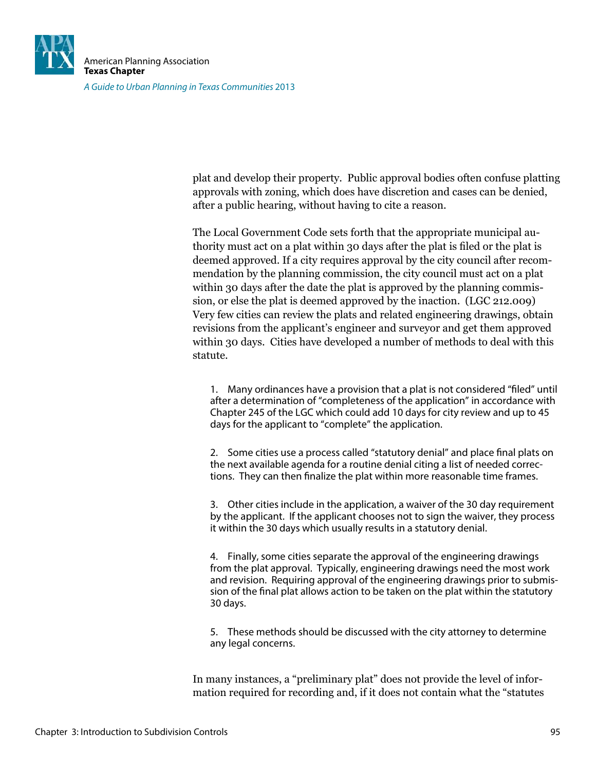plat and develop their property. Public approval bodies often confuse platting approvals with zoning, which does have discretion and cases can be denied, after a public hearing, without having to cite a reason.

The Local Government Code sets forth that the appropriate municipal authority must act on a plat within 30 days after the plat is filed or the plat is deemed approved. If a city requires approval by the city council after recommendation by the planning commission, the city council must act on a plat within 30 days after the date the plat is approved by the planning commission, or else the plat is deemed approved by the inaction. (LGC 212.009) Very few cities can review the plats and related engineering drawings, obtain revisions from the applicant's engineer and surveyor and get them approved within 30 days. Cities have developed a number of methods to deal with this statute.

1. Many ordinances have a provision that a plat is not considered "filed" until after a determination of "completeness of the application" in accordance with Chapter 245 of the LGC which could add 10 days for city review and up to 45 days for the applicant to "complete" the application.

2. Some cities use a process called "statutory denial" and place final plats on the next available agenda for a routine denial citing a list of needed corrections. They can then finalize the plat within more reasonable time frames.

3. Other cities include in the application, a waiver of the 30 day requirement by the applicant. If the applicant chooses not to sign the waiver, they process it within the 30 days which usually results in a statutory denial.

4. Finally, some cities separate the approval of the engineering drawings from the plat approval. Typically, engineering drawings need the most work and revision. Requiring approval of the engineering drawings prior to submission of the final plat allows action to be taken on the plat within the statutory 30 days.

5. These methods should be discussed with the city attorney to determine any legal concerns.

In many instances, a "preliminary plat" does not provide the level of information required for recording and, if it does not contain what the "statutes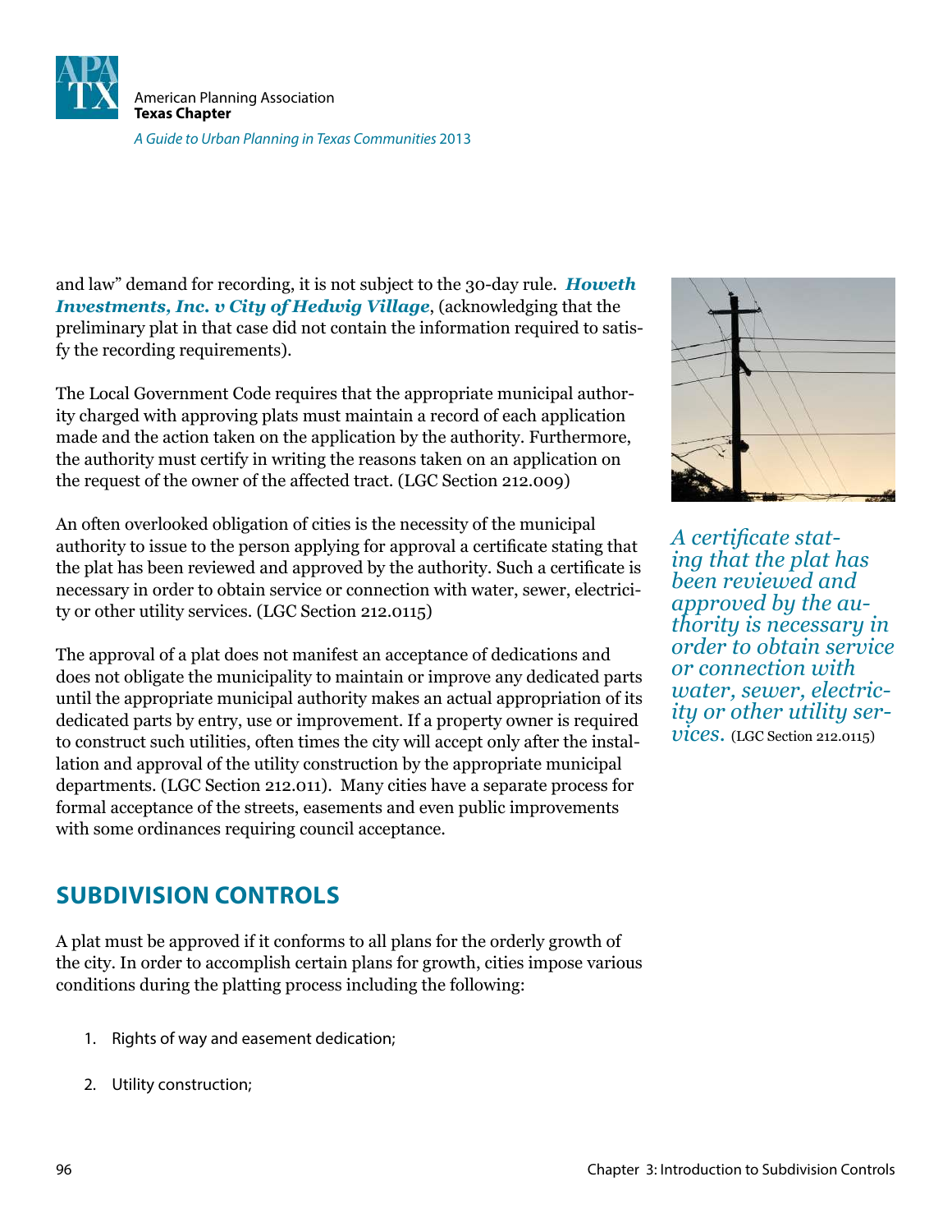and law" demand for recording, it is not subject to the 30-day rule. ***Howeth Investments, Inc. v City of Hedwig Village***, (acknowledging that the preliminary plat in that case did not contain the information required to satisfy the recording requirements).

The Local Government Code requires that the appropriate municipal authority charged with approving plats must maintain a record of each application made and the action taken on the application by the authority. Furthermore, the authority must certify in writing the reasons taken on an application on the request of the owner of the affected tract. (LGC Section 212.009)

An often overlooked obligation of cities is the necessity of the municipal authority to issue to the person applying for approval a certificate stating that the plat has been reviewed and approved by the authority. Such a certificate is necessary in order to obtain service or connection with water, sewer, electricity or other utility services. (LGC Section 212.0115)

*A certificate stating that the plat has been reviewed and approved by the authority is necessary in order to obtain service or connection with water, sewer, electricity or other utility services.* (LGC Section 212.0115)

The approval of a plat does not manifest an acceptance of dedications and does not obligate the municipality to maintain or improve any dedicated parts until the appropriate municipal authority makes an actual appropriation of its dedicated parts by entry, use or improvement. If a property owner is required to construct such utilities, often times the city will accept only after the installation and approval of the utility construction by the appropriate municipal departments. (LGC Section 212.011). Many cities have a separate process for formal acceptance of the streets, easements and even public improvements with some ordinances requiring council acceptance.

## SUBDIVISION CONTROLS

A plat must be approved if it conforms to all plans for the orderly growth of the city. In order to accomplish certain plans for growth, cities impose various conditions during the platting process including the following:

1. Rights of way and easement dedication;
2. Utility construction;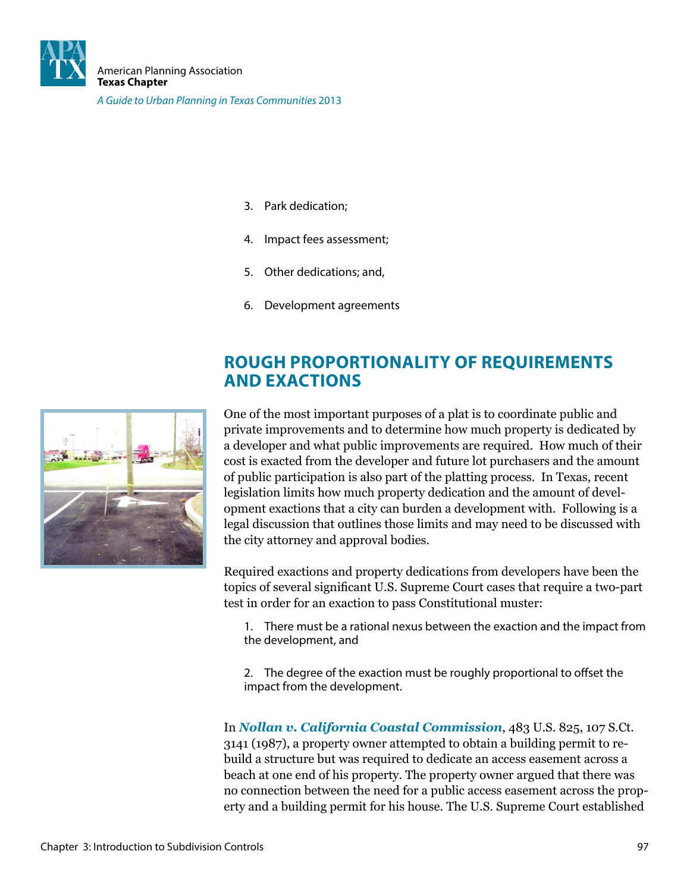3. Park dedication;

4. Impact fees assessment;

5. Other dedications; and,

6. Development agreements

## ROUGH PROPORTIONALITY OF REQUIREMENTS AND EXACTIONS

One of the most important purposes of a plat is to coordinate public and private improvements and to determine how much property is dedicated by a developer and what public improvements are required. How much of their cost is exacted from the developer and future lot purchasers and the amount of public participation is also part of the platting process. In Texas, recent legislation limits how much property dedication and the amount of development exactions that a city can burden a development with. Following is a legal discussion that outlines those limits and may need to be discussed with the city attorney and approval bodies.

Required exactions and property dedications from developers have been the topics of several significant U.S. Supreme Court cases that require a two-part test in order for an exaction to pass Constitutional muster:

1. There must be a rational nexus between the exaction and the impact from the development, and

2. The degree of the exaction must be roughly proportional to offset the impact from the development.

In ***Nollan v. California Coastal Commission***, 483 U.S. 825, 107 S.Ct. 3141 (1987), a property owner attempted to obtain a building permit to rebuild a structure but was required to dedicate an access easement across a beach at one end of his property. The property owner argued that there was no connection between the need for a public access easement across the property and a building permit for his house. The U.S. Supreme Court established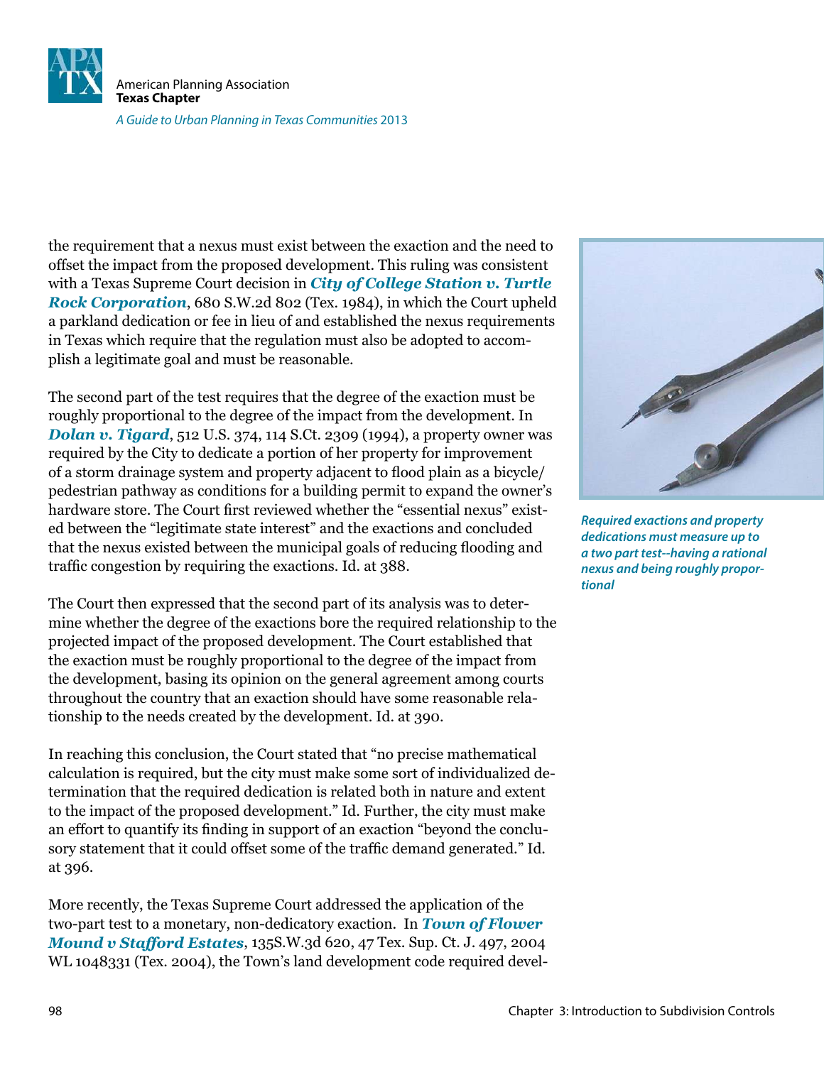the requirement that a nexus must exist between the exaction and the need to offset the impact from the proposed development. This ruling was consistent with a Texas Supreme Court decision in ***City of College Station v. Turtle Rock Corporation***, 680 S.W.2d 802 (Tex. 1984), in which the Court upheld a parkland dedication or fee in lieu of and established the nexus requirements in Texas which require that the regulation must also be adopted to accomplish a legitimate goal and must be reasonable.

The second part of the test requires that the degree of the exaction must be roughly proportional to the degree of the impact from the development. In ***Dolan v. Tigard***, 512 U.S. 374, 114 S.Ct. 2309 (1994), a property owner was required by the City to dedicate a portion of her property for improvement of a storm drainage system and property adjacent to flood plain as a bicycle/pedestrian pathway as conditions for a building permit to expand the owner's hardware store. The Court first reviewed whether the "essential nexus" existed between the "legitimate state interest" and the exactions and concluded that the nexus existed between the municipal goals of reducing flooding and traffic congestion by requiring the exactions. Id. at 388.

*Required exactions and property dedications must measure up to a two part test--having a rational nexus and being roughly proportional*

The Court then expressed that the second part of its analysis was to determine whether the degree of the exactions bore the required relationship to the projected impact of the proposed development. The Court established that the exaction must be roughly proportional to the degree of the impact from the development, basing its opinion on the general agreement among courts throughout the country that an exaction should have some reasonable relationship to the needs created by the development. Id. at 390.

In reaching this conclusion, the Court stated that "no precise mathematical calculation is required, but the city must make some sort of individualized determination that the required dedication is related both in nature and extent to the impact of the proposed development." Id. Further, the city must make an effort to quantify its finding in support of an exaction "beyond the conclusory statement that it could offset some of the traffic demand generated." Id. at 396.

More recently, the Texas Supreme Court addressed the application of the two-part test to a monetary, non-dedicatory exaction. In ***Town of Flower Mound v Stafford Estates***, 135S.W.3d 620, 47 Tex. Sup. Ct. J. 497, 2004 WL 1048331 (Tex. 2004), the Town's land development code required devel-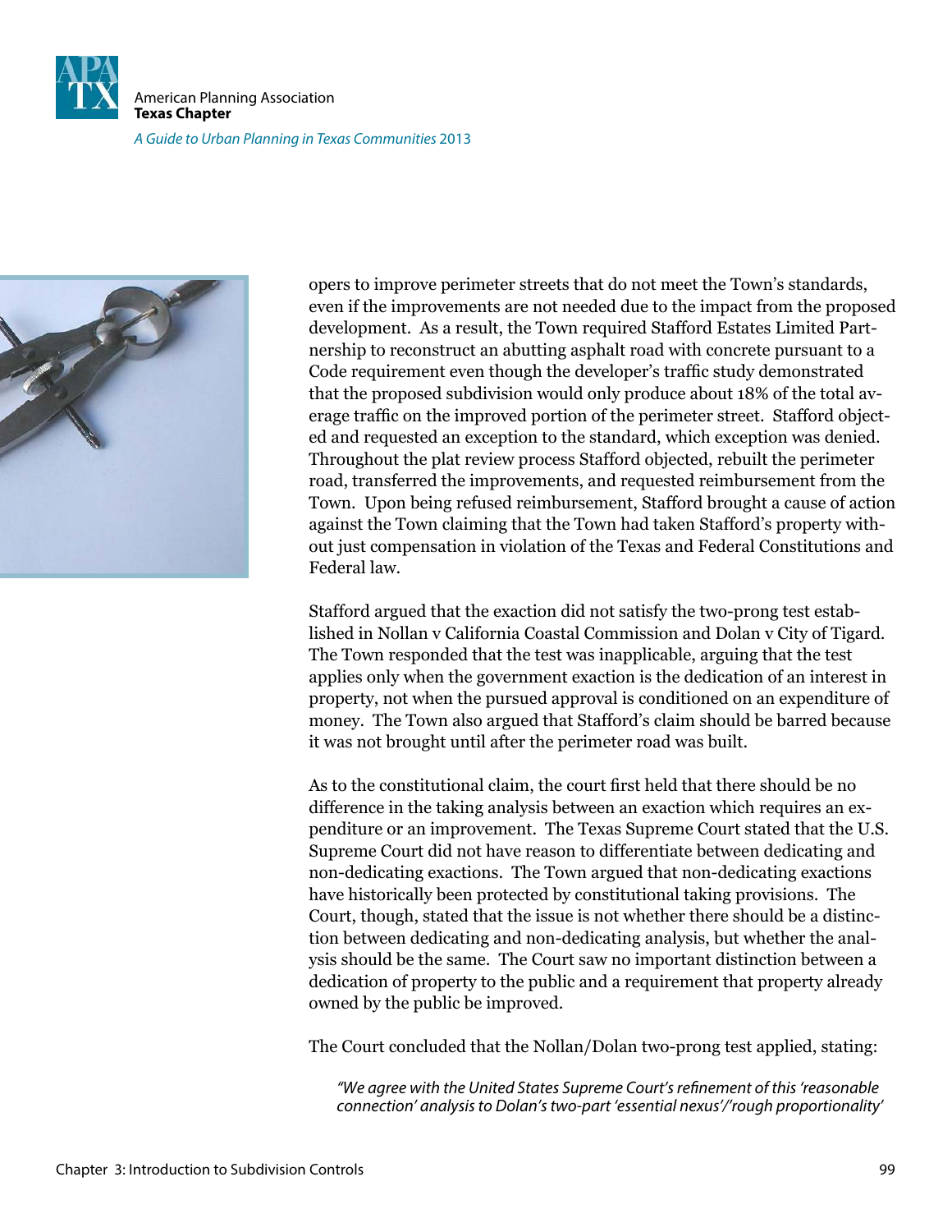opers to improve perimeter streets that do not meet the Town's standards, even if the improvements are not needed due to the impact from the proposed development. As a result, the Town required Stafford Estates Limited Partnership to reconstruct an abutting asphalt road with concrete pursuant to a Code requirement even though the developer's traffic study demonstrated that the proposed subdivision would only produce about 18% of the total average traffic on the improved portion of the perimeter street. Stafford objected and requested an exception to the standard, which exception was denied. Throughout the plat review process Stafford objected, rebuilt the perimeter road, transferred the improvements, and requested reimbursement from the Town. Upon being refused reimbursement, Stafford brought a cause of action against the Town claiming that the Town had taken Stafford's property without just compensation in violation of the Texas and Federal Constitutions and Federal law.

Stafford argued that the exaction did not satisfy the two-prong test established in Nollan v California Coastal Commission and Dolan v City of Tigard. The Town responded that the test was inapplicable, arguing that the test applies only when the government exaction is the dedication of an interest in property, not when the pursued approval is conditioned on an expenditure of money. The Town also argued that Stafford's claim should be barred because it was not brought until after the perimeter road was built.

As to the constitutional claim, the court first held that there should be no difference in the taking analysis between an exaction which requires an expenditure or an improvement. The Texas Supreme Court stated that the U.S. Supreme Court did not have reason to differentiate between dedicating and non-dedicating exactions. The Town argued that non-dedicating exactions have historically been protected by constitutional taking provisions. The Court, though, stated that the issue is not whether there should be a distinction between dedicating and non-dedicating analysis, but whether the analysis should be the same. The Court saw no important distinction between a dedication of property to the public and a requirement that property already owned by the public be improved.

The Court concluded that the Nollan/Dolan two-prong test applied, stating:

> *"We agree with the United States Supreme Court's refinement of this 'reasonable connection' analysis to Dolan's two-part 'essential nexus'/'rough proportionality'*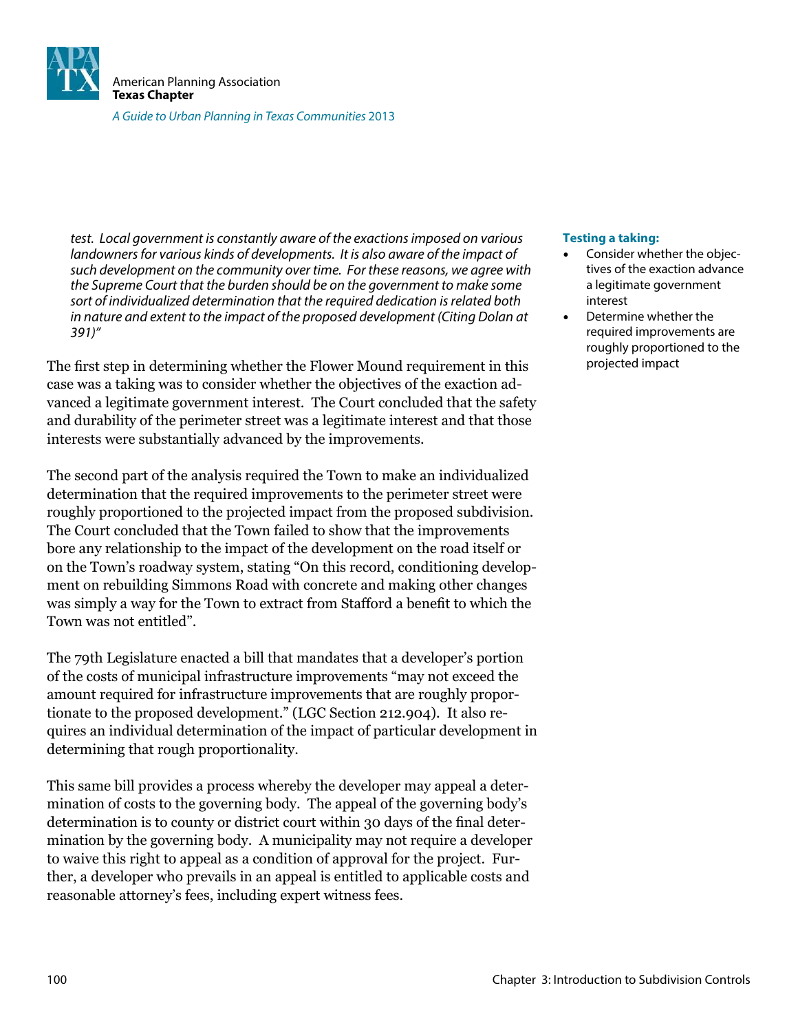*test. Local government is constantly aware of the exactions imposed on various landowners for various kinds of developments. It is also aware of the impact of such development on the community over time. For these reasons, we agree with the Supreme Court that the burden should be on the government to make some sort of individualized determination that the required dedication is related both in nature and extent to the impact of the proposed development (Citing Dolan at 391)"*

The first step in determining whether the Flower Mound requirement in this case was a taking was to consider whether the objectives of the exaction advanced a legitimate government interest. The Court concluded that the safety and durability of the perimeter street was a legitimate interest and that those interests were substantially advanced by the improvements.

The second part of the analysis required the Town to make an individualized determination that the required improvements to the perimeter street were roughly proportioned to the projected impact from the proposed subdivision. The Court concluded that the Town failed to show that the improvements bore any relationship to the impact of the development on the road itself or on the Town's roadway system, stating "On this record, conditioning development on rebuilding Simmons Road with concrete and making other changes was simply a way for the Town to extract from Stafford a benefit to which the Town was not entitled".

The 79th Legislature enacted a bill that mandates that a developer's portion of the costs of municipal infrastructure improvements "may not exceed the amount required for infrastructure improvements that are roughly proportionate to the proposed development." (LGC Section 212.904). It also requires an individual determination of the impact of particular development in determining that rough proportionality.

This same bill provides a process whereby the developer may appeal a determination of costs to the governing body. The appeal of the governing body's determination is to county or district court within 30 days of the final determination by the governing body. A municipality may not require a developer to waive this right to appeal as a condition of approval for the project. Further, a developer who prevails in an appeal is entitled to applicable costs and reasonable attorney's fees, including expert witness fees.

**Testing a taking:**

- Consider whether the objectives of the exaction advance a legitimate government interest
- Determine whether the required improvements are roughly proportioned to the projected impact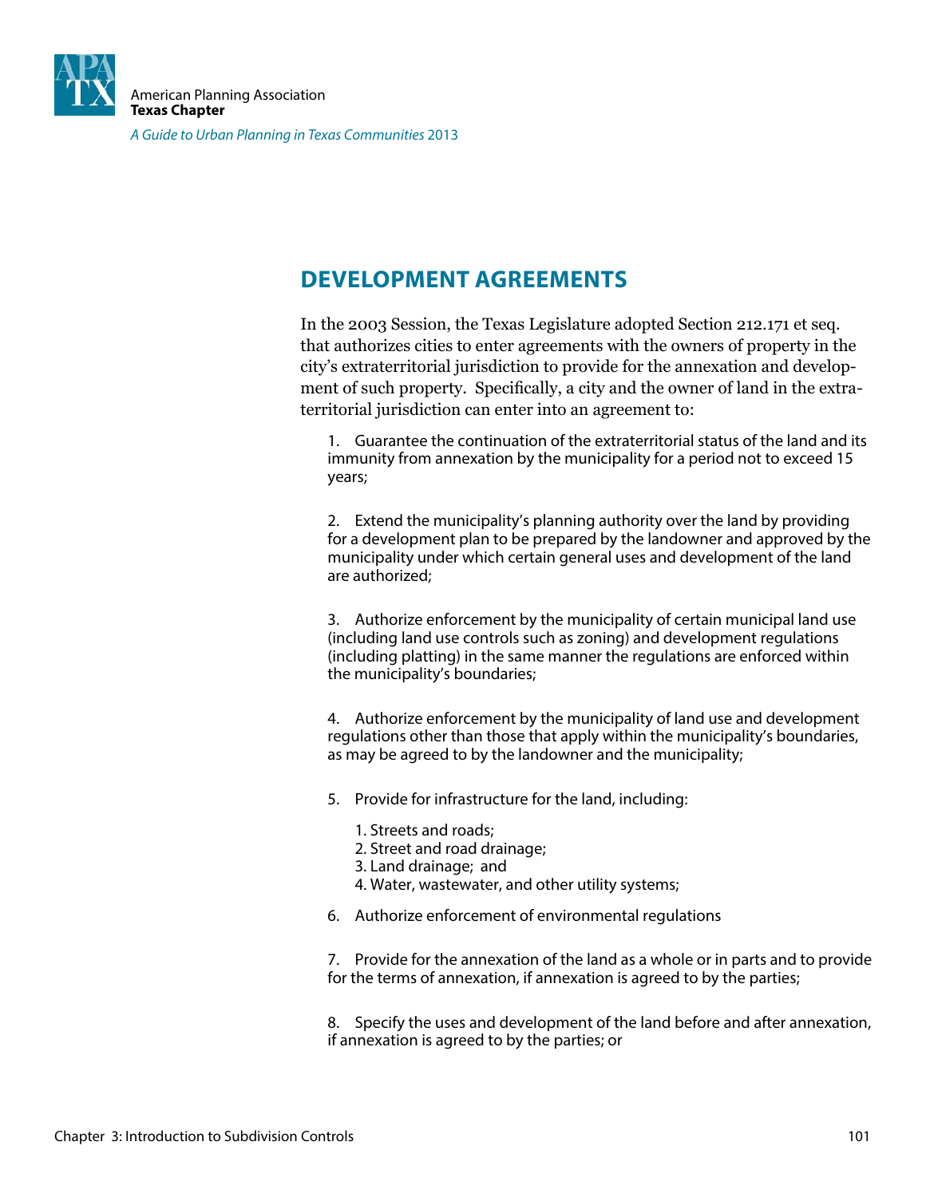## DEVELOPMENT AGREEMENTS

In the 2003 Session, the Texas Legislature adopted Section 212.171 et seq. that authorizes cities to enter agreements with the owners of property in the city's extraterritorial jurisdiction to provide for the annexation and development of such property. Specifically, a city and the owner of land in the extraterritorial jurisdiction can enter into an agreement to:

1. Guarantee the continuation of the extraterritorial status of the land and its immunity from annexation by the municipality for a period not to exceed 15 years;

2. Extend the municipality's planning authority over the land by providing for a development plan to be prepared by the landowner and approved by the municipality under which certain general uses and development of the land are authorized;

3. Authorize enforcement by the municipality of certain municipal land use (including land use controls such as zoning) and development regulations (including platting) in the same manner the regulations are enforced within the municipality's boundaries;

4. Authorize enforcement by the municipality of land use and development regulations other than those that apply within the municipality's boundaries, as may be agreed to by the landowner and the municipality;

5. Provide for infrastructure for the land, including:

    1. Streets and roads;
    2. Street and road drainage;
    3. Land drainage; and
    4. Water, wastewater, and other utility systems;

6. Authorize enforcement of environmental regulations

7. Provide for the annexation of the land as a whole or in parts and to provide for the terms of annexation, if annexation is agreed to by the parties;

8. Specify the uses and development of the land before and after annexation, if annexation is agreed to by the parties; or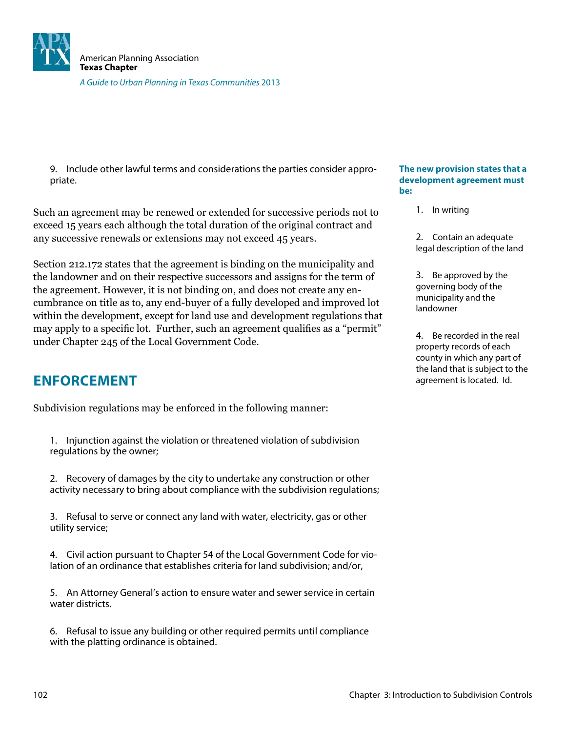9. Include other lawful terms and considerations the parties consider appropriate.

Such an agreement may be renewed or extended for successive periods not to exceed 15 years each although the total duration of the original contract and any successive renewals or extensions may not exceed 45 years.

Section 212.172 states that the agreement is binding on the municipality and the landowner and on their respective successors and assigns for the term of the agreement. However, it is not binding on, and does not create any encumbrance on title as to, any end-buyer of a fully developed and improved lot within the development, except for land use and development regulations that may apply to a specific lot. Further, such an agreement qualifies as a "permit" under Chapter 245 of the Local Government Code.

**The new provision states that a development agreement must be:**

1. In writing
2. Contain an adequate legal description of the land
3. Be approved by the governing body of the municipality and the landowner
4. Be recorded in the real property records of each county in which any part of the land that is subject to the agreement is located. Id.

## ENFORCEMENT

Subdivision regulations may be enforced in the following manner:

1. Injunction against the violation or threatened violation of subdivision regulations by the owner;
2. Recovery of damages by the city to undertake any construction or other activity necessary to bring about compliance with the subdivision regulations;
3. Refusal to serve or connect any land with water, electricity, gas or other utility service;
4. Civil action pursuant to Chapter 54 of the Local Government Code for violation of an ordinance that establishes criteria for land subdivision; and/or,
5. An Attorney General's action to ensure water and sewer service in certain water districts.
6. Refusal to issue any building or other required permits until compliance with the platting ordinance is obtained.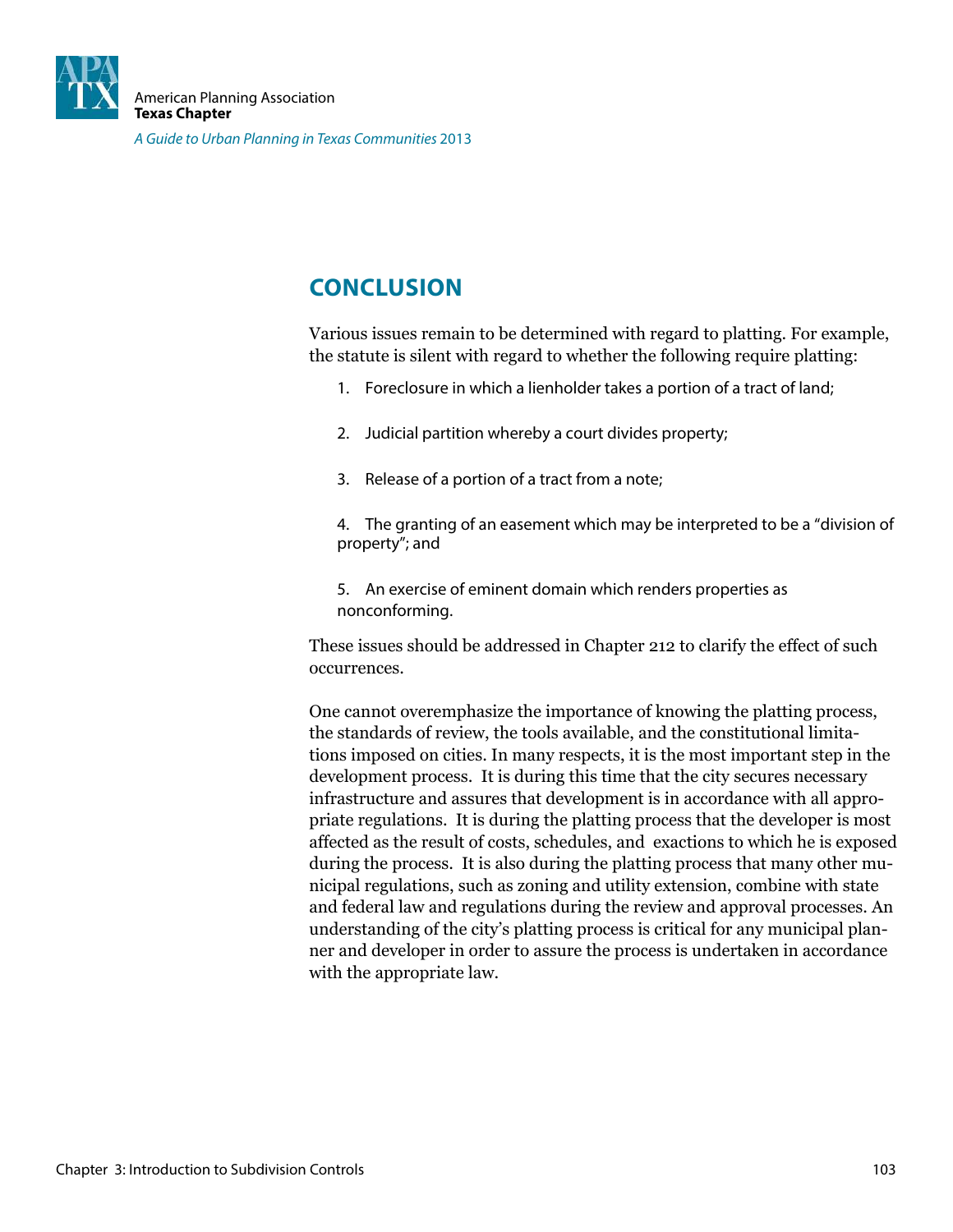## CONCLUSION

Various issues remain to be determined with regard to platting. For example, the statute is silent with regard to whether the following require platting:

1. Foreclosure in which a lienholder takes a portion of a tract of land;

2. Judicial partition whereby a court divides property;

3. Release of a portion of a tract from a note;

4. The granting of an easement which may be interpreted to be a "division of property"; and

5. An exercise of eminent domain which renders properties as nonconforming.

These issues should be addressed in Chapter 212 to clarify the effect of such occurrences.

One cannot overemphasize the importance of knowing the platting process, the standards of review, the tools available, and the constitutional limitations imposed on cities. In many respects, it is the most important step in the development process. It is during this time that the city secures necessary infrastructure and assures that development is in accordance with all appropriate regulations. It is during the platting process that the developer is most affected as the result of costs, schedules, and exactions to which he is exposed during the process. It is also during the platting process that many other municipal regulations, such as zoning and utility extension, combine with state and federal law and regulations during the review and approval processes. An understanding of the city's platting process is critical for any municipal planner and developer in order to assure the process is undertaken in accordance with the appropriate law.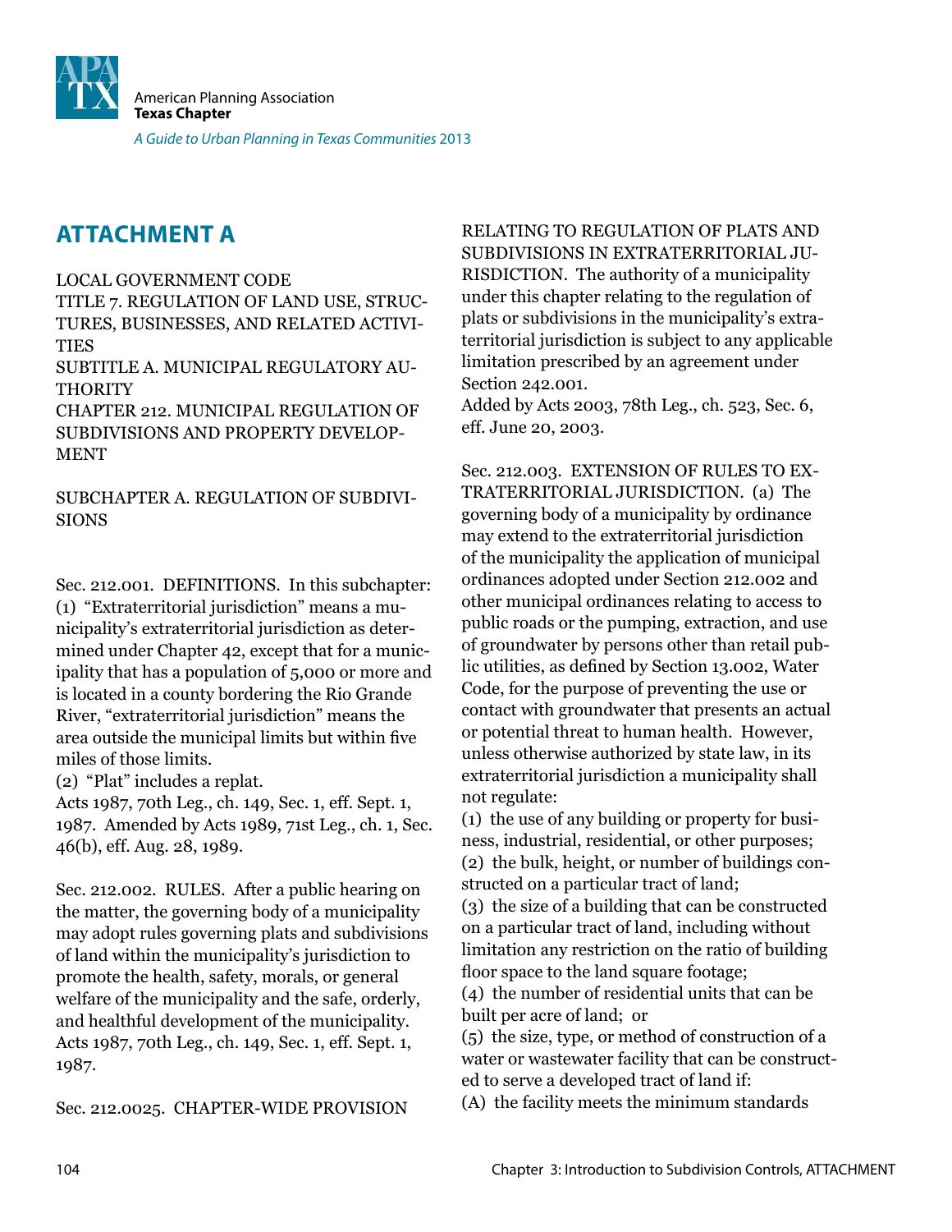## ATTACHMENT A

LOCAL GOVERNMENT CODE
TITLE 7. REGULATION OF LAND USE, STRUCTURES, BUSINESSES, AND RELATED ACTIVITIES
SUBTITLE A. MUNICIPAL REGULATORY AUTHORITY
CHAPTER 212. MUNICIPAL REGULATION OF SUBDIVISIONS AND PROPERTY DEVELOPMENT

SUBCHAPTER A. REGULATION OF SUBDIVISIONS

Sec. 212.001. DEFINITIONS. In this subchapter:
(1) "Extraterritorial jurisdiction" means a municipality's extraterritorial jurisdiction as determined under Chapter 42, except that for a municipality that has a population of 5,000 or more and is located in a county bordering the Rio Grande River, "extraterritorial jurisdiction" means the area outside the municipal limits but within five miles of those limits.
(2) "Plat" includes a replat.
Acts 1987, 70th Leg., ch. 149, Sec. 1, eff. Sept. 1, 1987. Amended by Acts 1989, 71st Leg., ch. 1, Sec. 46(b), eff. Aug. 28, 1989.

Sec. 212.002. RULES. After a public hearing on the matter, the governing body of a municipality may adopt rules governing plats and subdivisions of land within the municipality's jurisdiction to promote the health, safety, morals, or general welfare of the municipality and the safe, orderly, and healthful development of the municipality.
Acts 1987, 70th Leg., ch. 149, Sec. 1, eff. Sept. 1, 1987.

Sec. 212.0025. CHAPTER-WIDE PROVISION RELATING TO REGULATION OF PLATS AND SUBDIVISIONS IN EXTRATERRITORIAL JURISDICTION. The authority of a municipality under this chapter relating to the regulation of plats or subdivisions in the municipality's extraterritorial jurisdiction is subject to any applicable limitation prescribed by an agreement under Section 242.001.
Added by Acts 2003, 78th Leg., ch. 523, Sec. 6, eff. June 20, 2003.

Sec. 212.003. EXTENSION OF RULES TO EXTRATERRITORIAL JURISDICTION. (a) The governing body of a municipality by ordinance may extend to the extraterritorial jurisdiction of the municipality the application of municipal ordinances adopted under Section 212.002 and other municipal ordinances relating to access to public roads or the pumping, extraction, and use of groundwater by persons other than retail public utilities, as defined by Section 13.002, Water Code, for the purpose of preventing the use or contact with groundwater that presents an actual or potential threat to human health. However, unless otherwise authorized by state law, in its extraterritorial jurisdiction a municipality shall not regulate:
(1) the use of any building or property for business, industrial, residential, or other purposes;
(2) the bulk, height, or number of buildings constructed on a particular tract of land;
(3) the size of a building that can be constructed on a particular tract of land, including without limitation any restriction on the ratio of building floor space to the land square footage;
(4) the number of residential units that can be built per acre of land; or
(5) the size, type, or method of construction of a water or wastewater facility that can be constructed to serve a developed tract of land if:
(A) the facility meets the minimum standards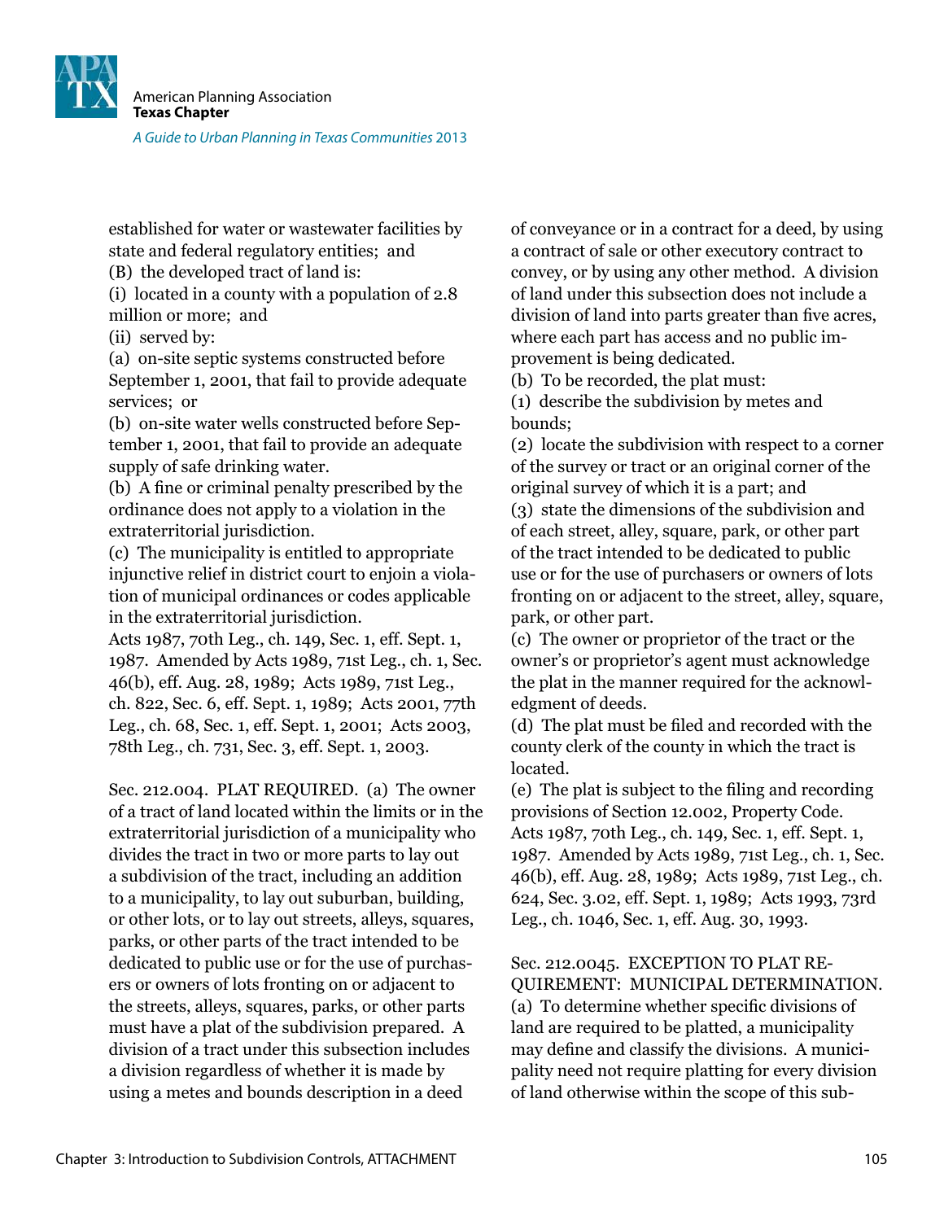established for water or wastewater facilities by state and federal regulatory entities; and

(B) the developed tract of land is:

(i) located in a county with a population of 2.8 million or more; and

(ii) served by:

(a) on-site septic systems constructed before September 1, 2001, that fail to provide adequate services; or

(b) on-site water wells constructed before September 1, 2001, that fail to provide an adequate supply of safe drinking water.

(b) A fine or criminal penalty prescribed by the ordinance does not apply to a violation in the extraterritorial jurisdiction.

(c) The municipality is entitled to appropriate injunctive relief in district court to enjoin a violation of municipal ordinances or codes applicable in the extraterritorial jurisdiction.

Acts 1987, 70th Leg., ch. 149, Sec. 1, eff. Sept. 1, 1987. Amended by Acts 1989, 71st Leg., ch. 1, Sec. 46(b), eff. Aug. 28, 1989; Acts 1989, 71st Leg., ch. 822, Sec. 6, eff. Sept. 1, 1989; Acts 2001, 77th Leg., ch. 68, Sec. 1, eff. Sept. 1, 2001; Acts 2003, 78th Leg., ch. 731, Sec. 3, eff. Sept. 1, 2003.

Sec. 212.004. PLAT REQUIRED. (a) The owner of a tract of land located within the limits or in the extraterritorial jurisdiction of a municipality who divides the tract in two or more parts to lay out a subdivision of the tract, including an addition to a municipality, to lay out suburban, building, or other lots, or to lay out streets, alleys, squares, parks, or other parts of the tract intended to be dedicated to public use or for the use of purchasers or owners of lots fronting on or adjacent to the streets, alleys, squares, parks, or other parts must have a plat of the subdivision prepared. A division of a tract under this subsection includes a division regardless of whether it is made by using a metes and bounds description in a deed of conveyance or in a contract for a deed, by using a contract of sale or other executory contract to convey, or by using any other method. A division of land under this subsection does not include a division of land into parts greater than five acres, where each part has access and no public improvement is being dedicated.

(b) To be recorded, the plat must:

(1) describe the subdivision by metes and bounds;

(2) locate the subdivision with respect to a corner of the survey or tract or an original corner of the original survey of which it is a part; and

(3) state the dimensions of the subdivision and of each street, alley, square, park, or other part of the tract intended to be dedicated to public use or for the use of purchasers or owners of lots fronting on or adjacent to the street, alley, square, park, or other part.

(c) The owner or proprietor of the tract or the owner's or proprietor's agent must acknowledge the plat in the manner required for the acknowledgment of deeds.

(d) The plat must be filed and recorded with the county clerk of the county in which the tract is located.

(e) The plat is subject to the filing and recording provisions of Section 12.002, Property Code.

Acts 1987, 70th Leg., ch. 149, Sec. 1, eff. Sept. 1, 1987. Amended by Acts 1989, 71st Leg., ch. 1, Sec. 46(b), eff. Aug. 28, 1989; Acts 1989, 71st Leg., ch. 624, Sec. 3.02, eff. Sept. 1, 1989; Acts 1993, 73rd Leg., ch. 1046, Sec. 1, eff. Aug. 30, 1993.

Sec. 212.0045. EXCEPTION TO PLAT REQUIREMENT: MUNICIPAL DETERMINATION. (a) To determine whether specific divisions of land are required to be platted, a municipality may define and classify the divisions. A municipality need not require platting for every division of land otherwise within the scope of this sub-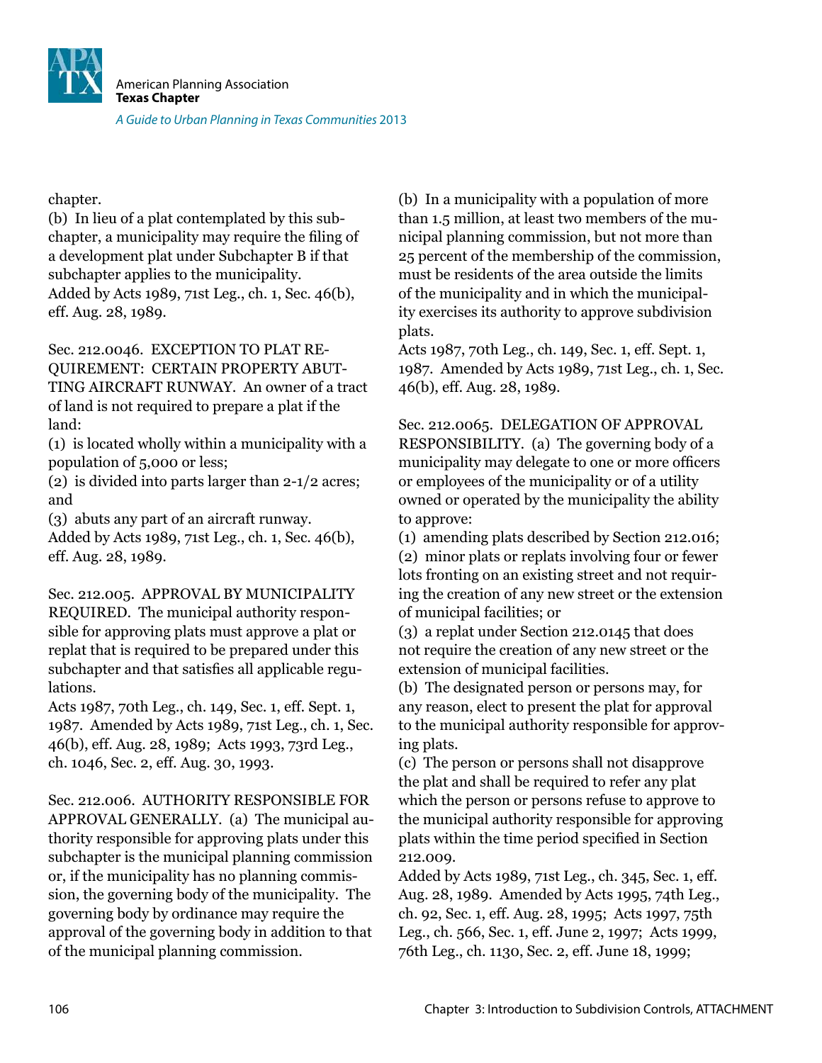chapter.

(b) In lieu of a plat contemplated by this subchapter, a municipality may require the filing of a development plat under Subchapter B if that subchapter applies to the municipality.
Added by Acts 1989, 71st Leg., ch. 1, Sec. 46(b), eff. Aug. 28, 1989.

Sec. 212.0046. EXCEPTION TO PLAT REQUIREMENT: CERTAIN PROPERTY ABUTTING AIRCRAFT RUNWAY. An owner of a tract of land is not required to prepare a plat if the land:

(1) is located wholly within a municipality with a population of 5,000 or less;

(2) is divided into parts larger than 2-1/2 acres; and

(3) abuts any part of an aircraft runway.

Added by Acts 1989, 71st Leg., ch. 1, Sec. 46(b), eff. Aug. 28, 1989.

Sec. 212.005. APPROVAL BY MUNICIPALITY REQUIRED. The municipal authority responsible for approving plats must approve a plat or replat that is required to be prepared under this subchapter and that satisfies all applicable regulations.
Acts 1987, 70th Leg., ch. 149, Sec. 1, eff. Sept. 1, 1987. Amended by Acts 1989, 71st Leg., ch. 1, Sec. 46(b), eff. Aug. 28, 1989; Acts 1993, 73rd Leg., ch. 1046, Sec. 2, eff. Aug. 30, 1993.

Sec. 212.006. AUTHORITY RESPONSIBLE FOR APPROVAL GENERALLY. (a) The municipal authority responsible for approving plats under this subchapter is the municipal planning commission or, if the municipality has no planning commission, the governing body of the municipality. The governing body by ordinance may require the approval of the governing body in addition to that of the municipal planning commission.

(b) In a municipality with a population of more than 1.5 million, at least two members of the municipal planning commission, but not more than 25 percent of the membership of the commission, must be residents of the area outside the limits of the municipality and in which the municipality exercises its authority to approve subdivision plats.
Acts 1987, 70th Leg., ch. 149, Sec. 1, eff. Sept. 1, 1987. Amended by Acts 1989, 71st Leg., ch. 1, Sec. 46(b), eff. Aug. 28, 1989.

Sec. 212.0065. DELEGATION OF APPROVAL RESPONSIBILITY. (a) The governing body of a municipality may delegate to one or more officers or employees of the municipality or of a utility owned or operated by the municipality the ability to approve:

(1) amending plats described by Section 212.016;

(2) minor plats or replats involving four or fewer lots fronting on an existing street and not requiring the creation of any new street or the extension of municipal facilities; or

(3) a replat under Section 212.0145 that does not require the creation of any new street or the extension of municipal facilities.

(b) The designated person or persons may, for any reason, elect to present the plat for approval to the municipal authority responsible for approving plats.

(c) The person or persons shall not disapprove the plat and shall be required to refer any plat which the person or persons refuse to approve to the municipal authority responsible for approving plats within the time period specified in Section 212.009.

Added by Acts 1989, 71st Leg., ch. 345, Sec. 1, eff. Aug. 28, 1989. Amended by Acts 1995, 74th Leg., ch. 92, Sec. 1, eff. Aug. 28, 1995; Acts 1997, 75th Leg., ch. 566, Sec. 1, eff. June 2, 1997; Acts 1999, 76th Leg., ch. 1130, Sec. 2, eff. June 18, 1999;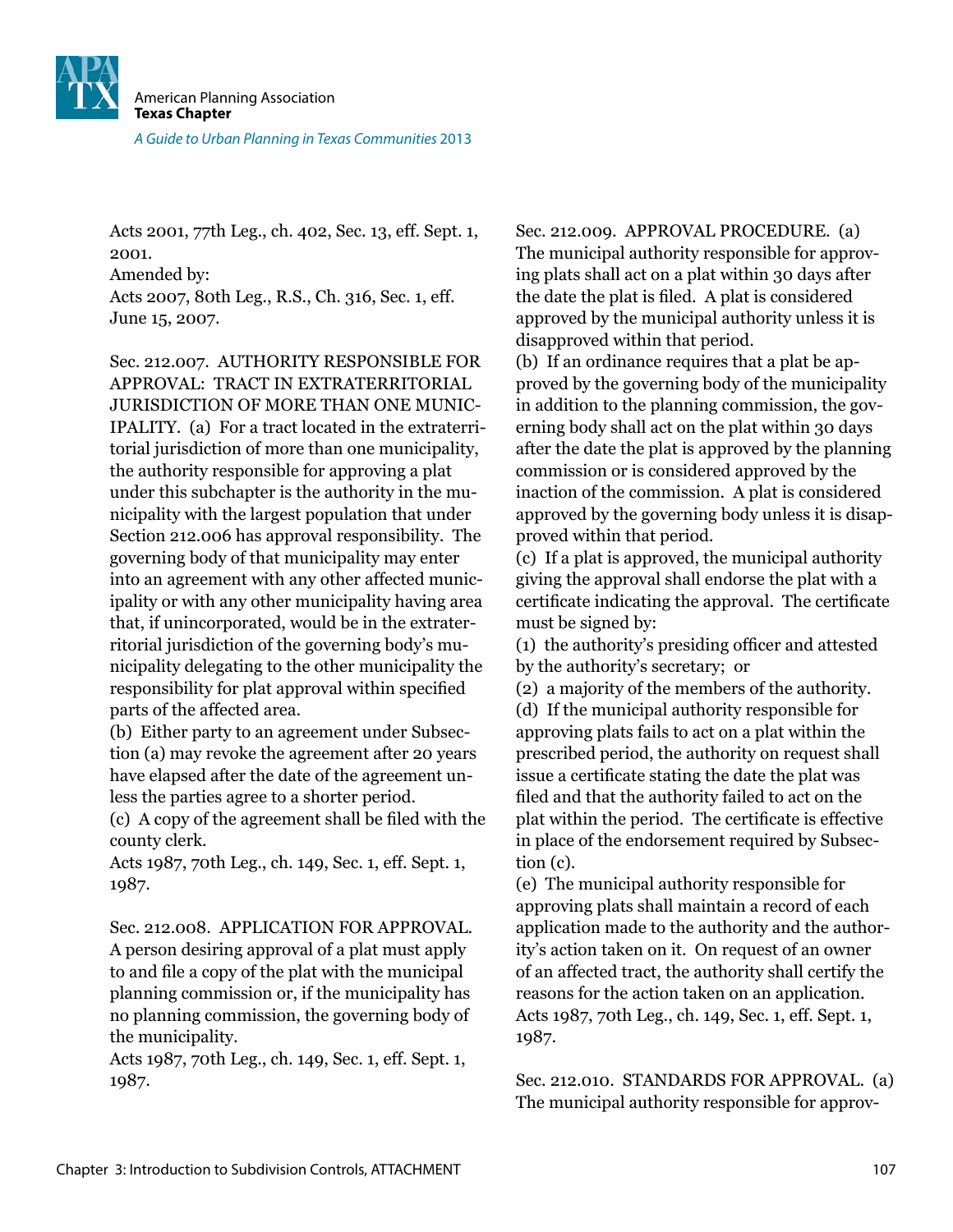Acts 2001, 77th Leg., ch. 402, Sec. 13, eff. Sept. 1, 2001.
Amended by:
Acts 2007, 80th Leg., R.S., Ch. 316, Sec. 1, eff. June 15, 2007.

Sec. 212.007. AUTHORITY RESPONSIBLE FOR APPROVAL: TRACT IN EXTRATERRITORIAL JURISDICTION OF MORE THAN ONE MUNICIPALITY. (a) For a tract located in the extraterritorial jurisdiction of more than one municipality, the authority responsible for approving a plat under this subchapter is the authority in the municipality with the largest population that under Section 212.006 has approval responsibility. The governing body of that municipality may enter into an agreement with any other affected municipality or with any other municipality having area that, if unincorporated, would be in the extraterritorial jurisdiction of the governing body's municipality delegating to the other municipality the responsibility for plat approval within specified parts of the affected area.
(b) Either party to an agreement under Subsection (a) may revoke the agreement after 20 years have elapsed after the date of the agreement unless the parties agree to a shorter period.
(c) A copy of the agreement shall be filed with the county clerk.
Acts 1987, 70th Leg., ch. 149, Sec. 1, eff. Sept. 1, 1987.

Sec. 212.008. APPLICATION FOR APPROVAL. A person desiring approval of a plat must apply to and file a copy of the plat with the municipal planning commission or, if the municipality has no planning commission, the governing body of the municipality.
Acts 1987, 70th Leg., ch. 149, Sec. 1, eff. Sept. 1, 1987.

Sec. 212.009. APPROVAL PROCEDURE. (a) The municipal authority responsible for approving plats shall act on a plat within 30 days after the date the plat is filed. A plat is considered approved by the municipal authority unless it is disapproved within that period.
(b) If an ordinance requires that a plat be approved by the governing body of the municipality in addition to the planning commission, the governing body shall act on the plat within 30 days after the date the plat is approved by the planning commission or is considered approved by the inaction of the commission. A plat is considered approved by the governing body unless it is disapproved within that period.
(c) If a plat is approved, the municipal authority giving the approval shall endorse the plat with a certificate indicating the approval. The certificate must be signed by:
(1) the authority's presiding officer and attested by the authority's secretary; or
(2) a majority of the members of the authority.
(d) If the municipal authority responsible for approving plats fails to act on a plat within the prescribed period, the authority on request shall issue a certificate stating the date the plat was filed and that the authority failed to act on the plat within the period. The certificate is effective in place of the endorsement required by Subsection (c).
(e) The municipal authority responsible for approving plats shall maintain a record of each application made to the authority and the authority's action taken on it. On request of an owner of an affected tract, the authority shall certify the reasons for the action taken on an application.
Acts 1987, 70th Leg., ch. 149, Sec. 1, eff. Sept. 1, 1987.

Sec. 212.010. STANDARDS FOR APPROVAL. (a) The municipal authority responsible for approv-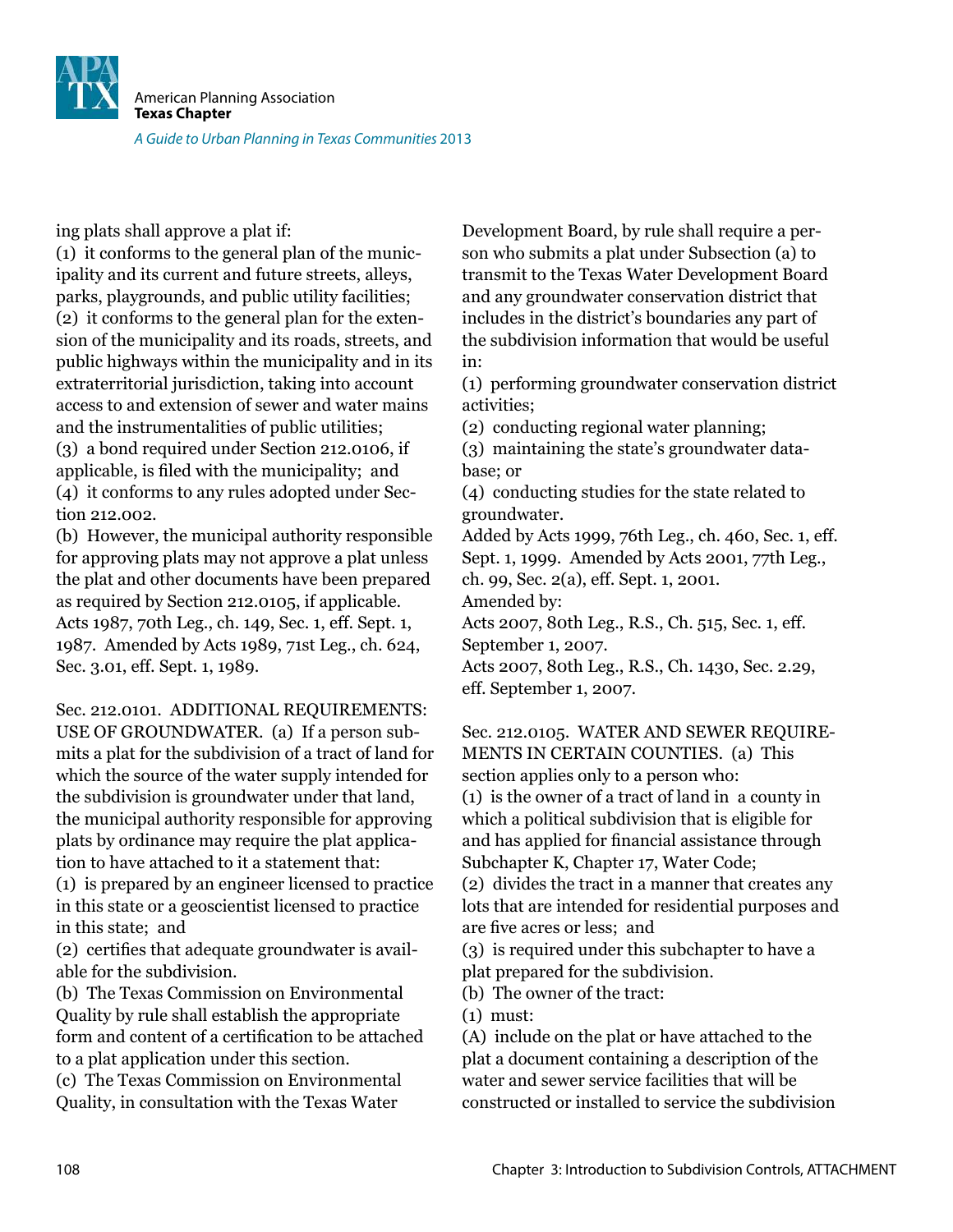ing plats shall approve a plat if:
(1) it conforms to the general plan of the municipality and its current and future streets, alleys, parks, playgrounds, and public utility facilities;
(2) it conforms to the general plan for the extension of the municipality and its roads, streets, and public highways within the municipality and in its extraterritorial jurisdiction, taking into account access to and extension of sewer and water mains and the instrumentalities of public utilities;
(3) a bond required under Section 212.0106, if applicable, is filed with the municipality; and
(4) it conforms to any rules adopted under Section 212.002.
(b) However, the municipal authority responsible for approving plats may not approve a plat unless the plat and other documents have been prepared as required by Section 212.0105, if applicable.
Acts 1987, 70th Leg., ch. 149, Sec. 1, eff. Sept. 1, 1987. Amended by Acts 1989, 71st Leg., ch. 624, Sec. 3.01, eff. Sept. 1, 1989.

Sec. 212.0101. ADDITIONAL REQUIREMENTS: USE OF GROUNDWATER. (a) If a person submits a plat for the subdivision of a tract of land for which the source of the water supply intended for the subdivision is groundwater under that land, the municipal authority responsible for approving plats by ordinance may require the plat application to have attached to it a statement that:
(1) is prepared by an engineer licensed to practice in this state or a geoscientist licensed to practice in this state; and
(2) certifies that adequate groundwater is available for the subdivision.
(b) The Texas Commission on Environmental Quality by rule shall establish the appropriate form and content of a certification to be attached to a plat application under this section.
(c) The Texas Commission on Environmental Quality, in consultation with the Texas Water Development Board, by rule shall require a person who submits a plat under Subsection (a) to transmit to the Texas Water Development Board and any groundwater conservation district that includes in the district's boundaries any part of the subdivision information that would be useful in:
(1) performing groundwater conservation district activities;
(2) conducting regional water planning;
(3) maintaining the state's groundwater database; or
(4) conducting studies for the state related to groundwater.
Added by Acts 1999, 76th Leg., ch. 460, Sec. 1, eff. Sept. 1, 1999. Amended by Acts 2001, 77th Leg., ch. 99, Sec. 2(a), eff. Sept. 1, 2001.
Amended by:
Acts 2007, 80th Leg., R.S., Ch. 515, Sec. 1, eff. September 1, 2007.
Acts 2007, 80th Leg., R.S., Ch. 1430, Sec. 2.29, eff. September 1, 2007.

Sec. 212.0105. WATER AND SEWER REQUIREMENTS IN CERTAIN COUNTIES. (a) This section applies only to a person who:
(1) is the owner of a tract of land in a county in which a political subdivision that is eligible for and has applied for financial assistance through Subchapter K, Chapter 17, Water Code;
(2) divides the tract in a manner that creates any lots that are intended for residential purposes and are five acres or less; and
(3) is required under this subchapter to have a plat prepared for the subdivision.
(b) The owner of the tract:
(1) must:
(A) include on the plat or have attached to the plat a document containing a description of the water and sewer service facilities that will be constructed or installed to service the subdivision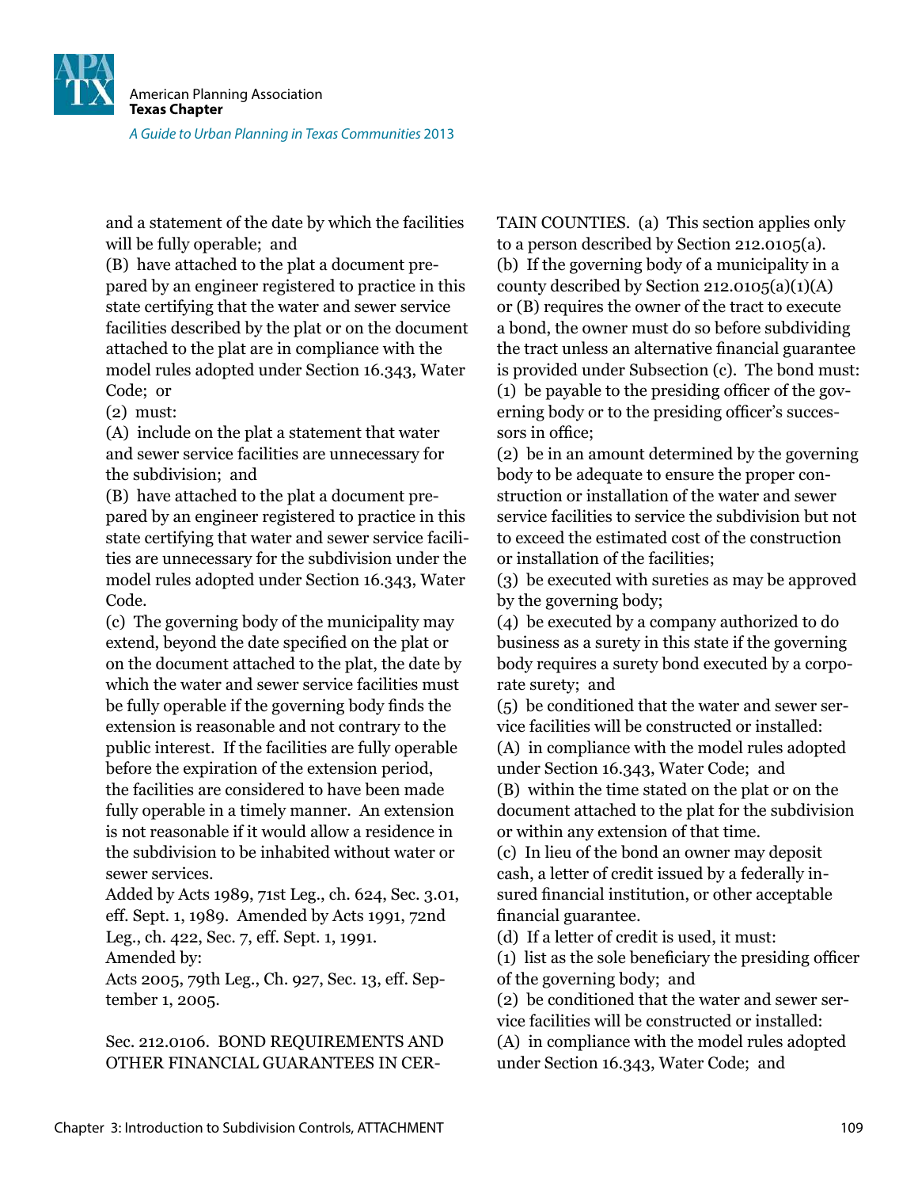and a statement of the date by which the facilities will be fully operable; and

(B) have attached to the plat a document prepared by an engineer registered to practice in this state certifying that the water and sewer service facilities described by the plat or on the document attached to the plat are in compliance with the model rules adopted under Section 16.343, Water Code; or

(2) must:

(A) include on the plat a statement that water and sewer service facilities are unnecessary for the subdivision; and

(B) have attached to the plat a document prepared by an engineer registered to practice in this state certifying that water and sewer service facilities are unnecessary for the subdivision under the model rules adopted under Section 16.343, Water Code.

(c) The governing body of the municipality may extend, beyond the date specified on the plat or on the document attached to the plat, the date by which the water and sewer service facilities must be fully operable if the governing body finds the extension is reasonable and not contrary to the public interest. If the facilities are fully operable before the expiration of the extension period, the facilities are considered to have been made fully operable in a timely manner. An extension is not reasonable if it would allow a residence in the subdivision to be inhabited without water or sewer services.

Added by Acts 1989, 71st Leg., ch. 624, Sec. 3.01, eff. Sept. 1, 1989. Amended by Acts 1991, 72nd Leg., ch. 422, Sec. 7, eff. Sept. 1, 1991.

Amended by:

Acts 2005, 79th Leg., Ch. 927, Sec. 13, eff. September 1, 2005.

Sec. 212.0106. BOND REQUIREMENTS AND OTHER FINANCIAL GUARANTEES IN CERTAIN COUNTIES. (a) This section applies only to a person described by Section 212.0105(a).

(b) If the governing body of a municipality in a county described by Section 212.0105(a)(1)(A) or (B) requires the owner of the tract to execute a bond, the owner must do so before subdividing the tract unless an alternative financial guarantee is provided under Subsection (c). The bond must:

(1) be payable to the presiding officer of the governing body or to the presiding officer's successors in office;

(2) be in an amount determined by the governing body to be adequate to ensure the proper construction or installation of the water and sewer service facilities to service the subdivision but not to exceed the estimated cost of the construction or installation of the facilities;

(3) be executed with sureties as may be approved by the governing body;

(4) be executed by a company authorized to do business as a surety in this state if the governing body requires a surety bond executed by a corporate surety; and

(5) be conditioned that the water and sewer service facilities will be constructed or installed:

(A) in compliance with the model rules adopted under Section 16.343, Water Code; and

(B) within the time stated on the plat or on the document attached to the plat for the subdivision or within any extension of that time.

(c) In lieu of the bond an owner may deposit cash, a letter of credit issued by a federally insured financial institution, or other acceptable financial guarantee.

(d) If a letter of credit is used, it must:

(1) list as the sole beneficiary the presiding officer of the governing body; and

(2) be conditioned that the water and sewer service facilities will be constructed or installed:

(A) in compliance with the model rules adopted under Section 16.343, Water Code; and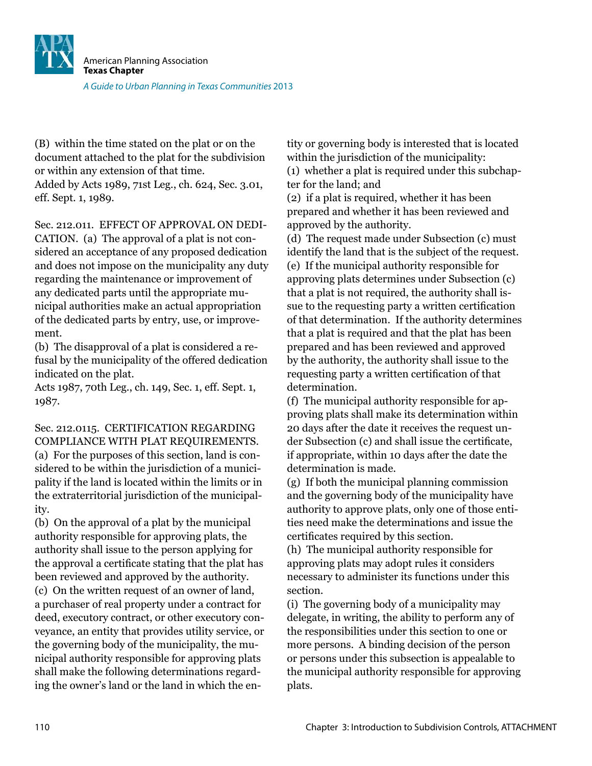(B) within the time stated on the plat or on the document attached to the plat for the subdivision or within any extension of that time.
Added by Acts 1989, 71st Leg., ch. 624, Sec. 3.01, eff. Sept. 1, 1989.

Sec. 212.011. EFFECT OF APPROVAL ON DEDICATION. (a) The approval of a plat is not considered an acceptance of any proposed dedication and does not impose on the municipality any duty regarding the maintenance or improvement of any dedicated parts until the appropriate municipal authorities make an actual appropriation of the dedicated parts by entry, use, or improvement.
(b) The disapproval of a plat is considered a refusal by the municipality of the offered dedication indicated on the plat.
Acts 1987, 70th Leg., ch. 149, Sec. 1, eff. Sept. 1, 1987.

Sec. 212.0115. CERTIFICATION REGARDING COMPLIANCE WITH PLAT REQUIREMENTS. (a) For the purposes of this section, land is considered to be within the jurisdiction of a municipality if the land is located within the limits or in the extraterritorial jurisdiction of the municipality.
(b) On the approval of a plat by the municipal authority responsible for approving plats, the authority shall issue to the person applying for the approval a certificate stating that the plat has been reviewed and approved by the authority.
(c) On the written request of an owner of land, a purchaser of real property under a contract for deed, executory contract, or other executory conveyance, an entity that provides utility service, or the governing body of the municipality, the municipal authority responsible for approving plats shall make the following determinations regarding the owner's land or the land in which the entity or governing body is interested that is located within the jurisdiction of the municipality:
(1) whether a plat is required under this subchapter for the land; and
(2) if a plat is required, whether it has been prepared and whether it has been reviewed and approved by the authority.
(d) The request made under Subsection (c) must identify the land that is the subject of the request.
(e) If the municipal authority responsible for approving plats determines under Subsection (c) that a plat is not required, the authority shall issue to the requesting party a written certification of that determination. If the authority determines that a plat is required and that the plat has been prepared and has been reviewed and approved by the authority, the authority shall issue to the requesting party a written certification of that determination.
(f) The municipal authority responsible for approving plats shall make its determination within 20 days after the date it receives the request under Subsection (c) and shall issue the certificate, if appropriate, within 10 days after the date the determination is made.
(g) If both the municipal planning commission and the governing body of the municipality have authority to approve plats, only one of those entities need make the determinations and issue the certificates required by this section.
(h) The municipal authority responsible for approving plats may adopt rules it considers necessary to administer its functions under this section.
(i) The governing body of a municipality may delegate, in writing, the ability to perform any of the responsibilities under this section to one or more persons. A binding decision of the person or persons under this subsection is appealable to the municipal authority responsible for approving plats.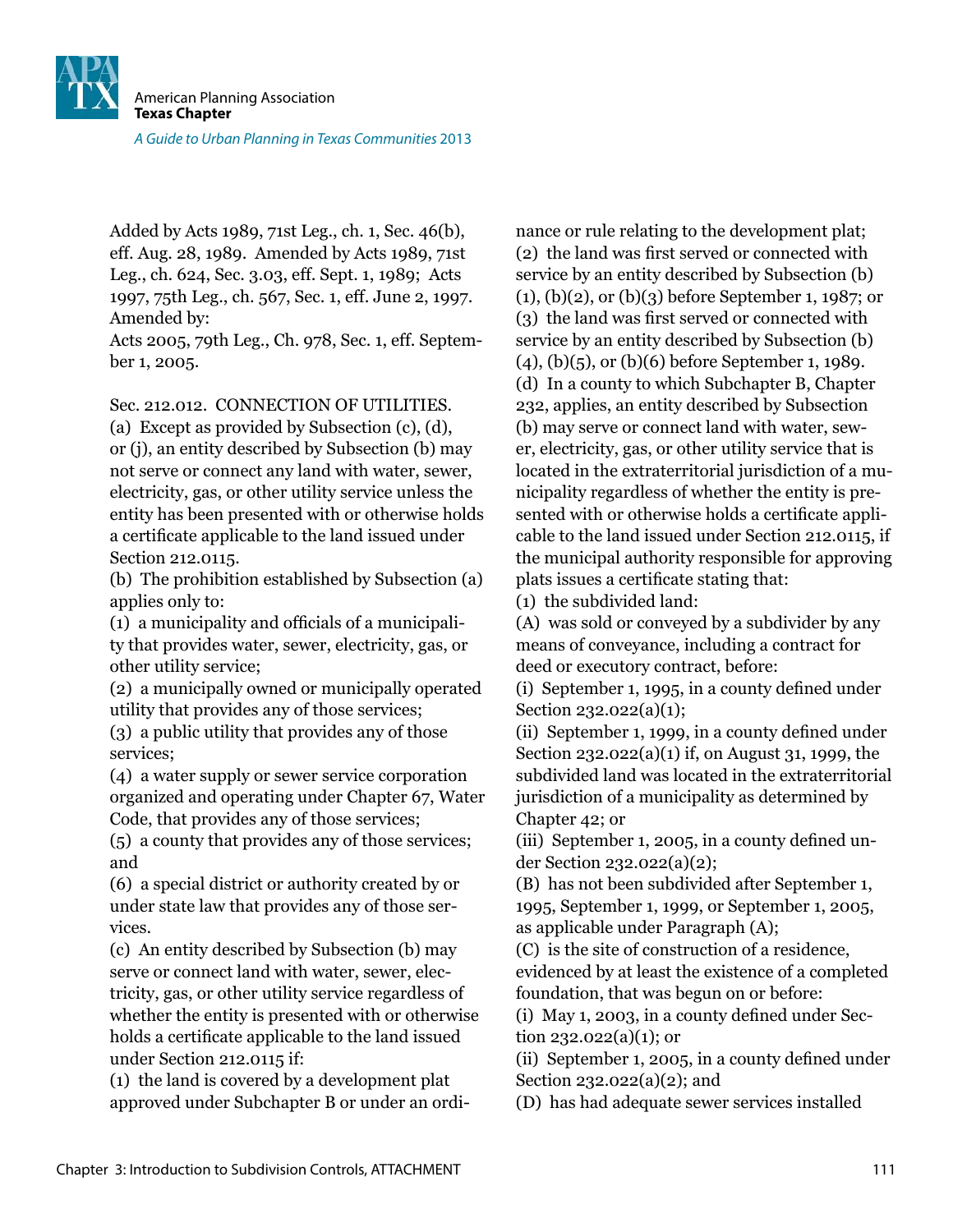Added by Acts 1989, 71st Leg., ch. 1, Sec. 46(b), eff. Aug. 28, 1989. Amended by Acts 1989, 71st Leg., ch. 624, Sec. 3.03, eff. Sept. 1, 1989; Acts 1997, 75th Leg., ch. 567, Sec. 1, eff. June 2, 1997.
Amended by:
Acts 2005, 79th Leg., Ch. 978, Sec. 1, eff. September 1, 2005.

Sec. 212.012. CONNECTION OF UTILITIES.
(a) Except as provided by Subsection (c), (d), or (j), an entity described by Subsection (b) may not serve or connect any land with water, sewer, electricity, gas, or other utility service unless the entity has been presented with or otherwise holds a certificate applicable to the land issued under Section 212.0115.
(b) The prohibition established by Subsection (a) applies only to:
(1) a municipality and officials of a municipality that provides water, sewer, electricity, gas, or other utility service;
(2) a municipally owned or municipally operated utility that provides any of those services;
(3) a public utility that provides any of those services;
(4) a water supply or sewer service corporation organized and operating under Chapter 67, Water Code, that provides any of those services;
(5) a county that provides any of those services; and
(6) a special district or authority created by or under state law that provides any of those services.
(c) An entity described by Subsection (b) may serve or connect land with water, sewer, electricity, gas, or other utility service regardless of whether the entity is presented with or otherwise holds a certificate applicable to the land issued under Section 212.0115 if:
(1) the land is covered by a development plat approved under Subchapter B or under an ordinance or rule relating to the development plat;
(2) the land was first served or connected with service by an entity described by Subsection (b)(1), (b)(2), or (b)(3) before September 1, 1987; or
(3) the land was first served or connected with service by an entity described by Subsection (b)(4), (b)(5), or (b)(6) before September 1, 1989.
(d) In a county to which Subchapter B, Chapter 232, applies, an entity described by Subsection (b) may serve or connect land with water, sewer, electricity, gas, or other utility service that is located in the extraterritorial jurisdiction of a municipality regardless of whether the entity is presented with or otherwise holds a certificate applicable to the land issued under Section 212.0115, if the municipal authority responsible for approving plats issues a certificate stating that:
(1) the subdivided land:
(A) was sold or conveyed by a subdivider by any means of conveyance, including a contract for deed or executory contract, before:
(i) September 1, 1995, in a county defined under Section 232.022(a)(1);
(ii) September 1, 1999, in a county defined under Section 232.022(a)(1) if, on August 31, 1999, the subdivided land was located in the extraterritorial jurisdiction of a municipality as determined by Chapter 42; or
(iii) September 1, 2005, in a county defined under Section 232.022(a)(2);
(B) has not been subdivided after September 1, 1995, September 1, 1999, or September 1, 2005, as applicable under Paragraph (A);
(C) is the site of construction of a residence, evidenced by at least the existence of a completed foundation, that was begun on or before:
(i) May 1, 2003, in a county defined under Section 232.022(a)(1); or
(ii) September 1, 2005, in a county defined under Section 232.022(a)(2); and
(D) has had adequate sewer services installed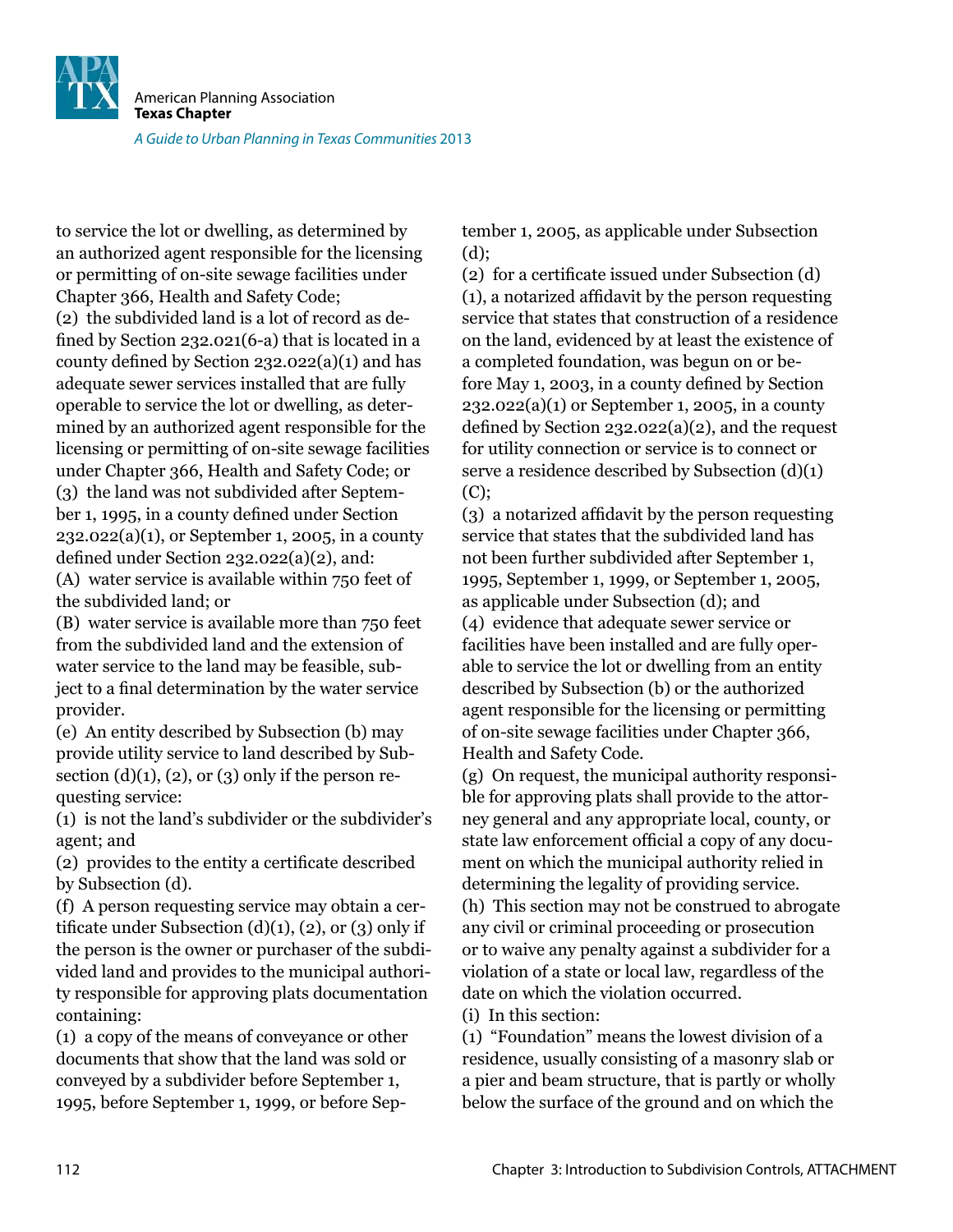to service the lot or dwelling, as determined by an authorized agent responsible for the licensing or permitting of on-site sewage facilities under Chapter 366, Health and Safety Code;

(2) the subdivided land is a lot of record as defined by Section 232.021(6-a) that is located in a county defined by Section 232.022(a)(1) and has adequate sewer services installed that are fully operable to service the lot or dwelling, as determined by an authorized agent responsible for the licensing or permitting of on-site sewage facilities under Chapter 366, Health and Safety Code; or

(3) the land was not subdivided after September 1, 1995, in a county defined under Section 232.022(a)(1), or September 1, 2005, in a county defined under Section 232.022(a)(2), and:

(A) water service is available within 750 feet of the subdivided land; or

(B) water service is available more than 750 feet from the subdivided land and the extension of water service to the land may be feasible, subject to a final determination by the water service provider.

(e) An entity described by Subsection (b) may provide utility service to land described by Subsection (d)(1), (2), or (3) only if the person requesting service:

(1) is not the land's subdivider or the subdivider's agent; and

(2) provides to the entity a certificate described by Subsection (d).

(f) A person requesting service may obtain a certificate under Subsection (d)(1), (2), or (3) only if the person is the owner or purchaser of the subdivided land and provides to the municipal authority responsible for approving plats documentation containing:

(1) a copy of the means of conveyance or other documents that show that the land was sold or conveyed by a subdivider before September 1, 1995, before September 1, 1999, or before September 1, 2005, as applicable under Subsection (d);

(2) for a certificate issued under Subsection (d)(1), a notarized affidavit by the person requesting service that states that construction of a residence on the land, evidenced by at least the existence of a completed foundation, was begun on or before May 1, 2003, in a county defined by Section 232.022(a)(1) or September 1, 2005, in a county defined by Section 232.022(a)(2), and the request for utility connection or service is to connect or serve a residence described by Subsection (d)(1)(C);

(3) a notarized affidavit by the person requesting service that states that the subdivided land has not been further subdivided after September 1, 1995, September 1, 1999, or September 1, 2005, as applicable under Subsection (d); and

(4) evidence that adequate sewer service or facilities have been installed and are fully operable to service the lot or dwelling from an entity described by Subsection (b) or the authorized agent responsible for the licensing or permitting of on-site sewage facilities under Chapter 366, Health and Safety Code.

(g) On request, the municipal authority responsible for approving plats shall provide to the attorney general and any appropriate local, county, or state law enforcement official a copy of any document on which the municipal authority relied in determining the legality of providing service.

(h) This section may not be construed to abrogate any civil or criminal proceeding or prosecution or to waive any penalty against a subdivider for a violation of a state or local law, regardless of the date on which the violation occurred.

(i) In this section:

(1) "Foundation" means the lowest division of a residence, usually consisting of a masonry slab or a pier and beam structure, that is partly or wholly below the surface of the ground and on which the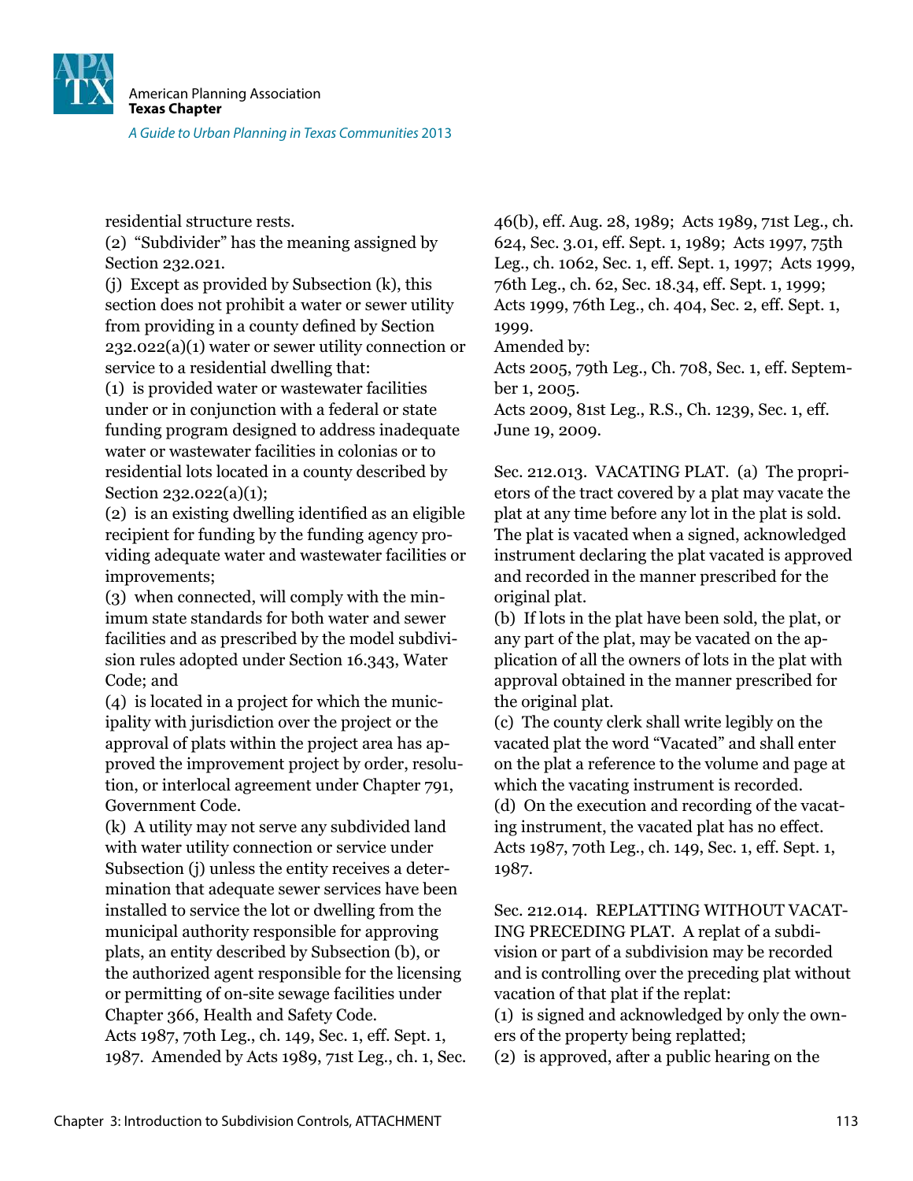residential structure rests.

(2) "Subdivider" has the meaning assigned by Section 232.021.

(j) Except as provided by Subsection (k), this section does not prohibit a water or sewer utility from providing in a county defined by Section 232.022(a)(1) water or sewer utility connection or service to a residential dwelling that:

(1) is provided water or wastewater facilities under or in conjunction with a federal or state funding program designed to address inadequate water or wastewater facilities in colonias or to residential lots located in a county described by Section 232.022(a)(1);

(2) is an existing dwelling identified as an eligible recipient for funding by the funding agency providing adequate water and wastewater facilities or improvements;

(3) when connected, will comply with the minimum state standards for both water and sewer facilities and as prescribed by the model subdivision rules adopted under Section 16.343, Water Code; and

(4) is located in a project for which the municipality with jurisdiction over the project or the approval of plats within the project area has approved the improvement project by order, resolution, or interlocal agreement under Chapter 791, Government Code.

(k) A utility may not serve any subdivided land with water utility connection or service under Subsection (j) unless the entity receives a determination that adequate sewer services have been installed to service the lot or dwelling from the municipal authority responsible for approving plats, an entity described by Subsection (b), or the authorized agent responsible for the licensing or permitting of on-site sewage facilities under Chapter 366, Health and Safety Code.

Acts 1987, 70th Leg., ch. 149, Sec. 1, eff. Sept. 1, 1987. Amended by Acts 1989, 71st Leg., ch. 1, Sec. 46(b), eff. Aug. 28, 1989; Acts 1989, 71st Leg., ch. 624, Sec. 3.01, eff. Sept. 1, 1989; Acts 1997, 75th Leg., ch. 1062, Sec. 1, eff. Sept. 1, 1997; Acts 1999, 76th Leg., ch. 62, Sec. 18.34, eff. Sept. 1, 1999; Acts 1999, 76th Leg., ch. 404, Sec. 2, eff. Sept. 1, 1999.

Amended by:

Acts 2005, 79th Leg., Ch. 708, Sec. 1, eff. September 1, 2005.

Acts 2009, 81st Leg., R.S., Ch. 1239, Sec. 1, eff. June 19, 2009.

Sec. 212.013. VACATING PLAT. (a) The proprietors of the tract covered by a plat may vacate the plat at any time before any lot in the plat is sold. The plat is vacated when a signed, acknowledged instrument declaring the plat vacated is approved and recorded in the manner prescribed for the original plat.

(b) If lots in the plat have been sold, the plat, or any part of the plat, may be vacated on the application of all the owners of lots in the plat with approval obtained in the manner prescribed for the original plat.

(c) The county clerk shall write legibly on the vacated plat the word "Vacated" and shall enter on the plat a reference to the volume and page at which the vacating instrument is recorded.

(d) On the execution and recording of the vacating instrument, the vacated plat has no effect.

Acts 1987, 70th Leg., ch. 149, Sec. 1, eff. Sept. 1, 1987.

Sec. 212.014. REPLATTING WITHOUT VACATING PRECEDING PLAT. A replat of a subdivision or part of a subdivision may be recorded and is controlling over the preceding plat without vacation of that plat if the replat:

(1) is signed and acknowledged by only the owners of the property being replatted;

(2) is approved, after a public hearing on the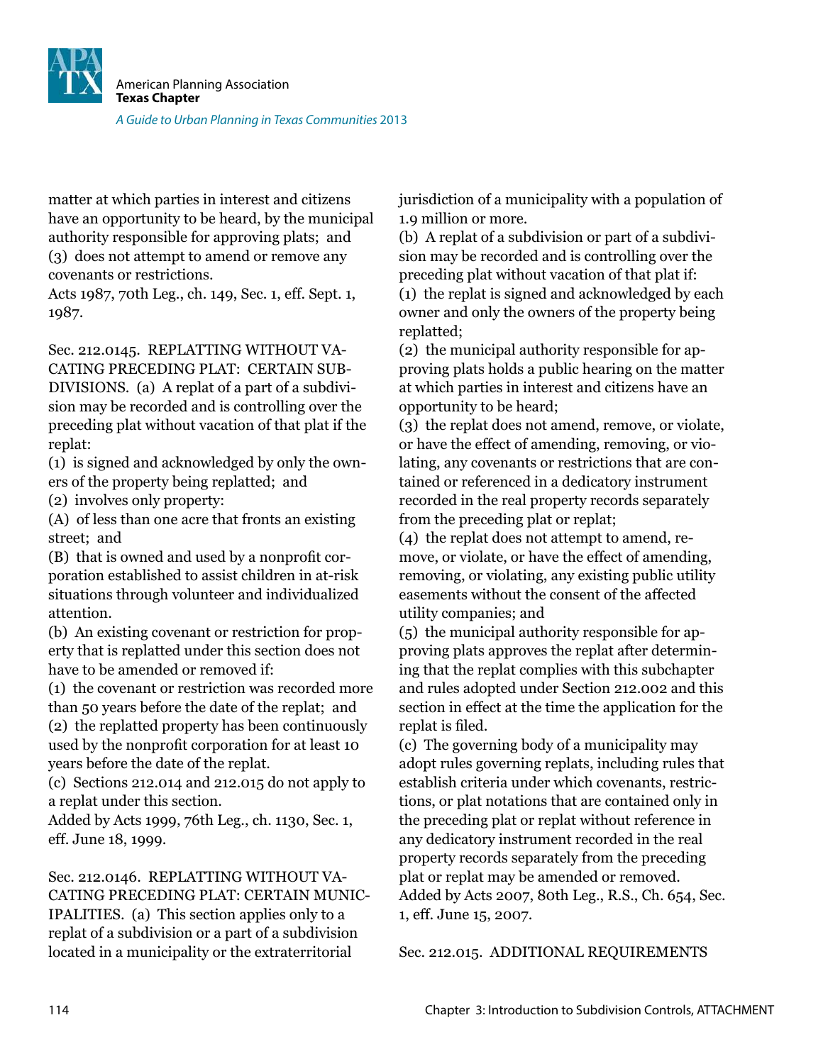matter at which parties in interest and citizens have an opportunity to be heard, by the municipal authority responsible for approving plats; and

(3) does not attempt to amend or remove any covenants or restrictions.

Acts 1987, 70th Leg., ch. 149, Sec. 1, eff. Sept. 1, 1987.

Sec. 212.0145. REPLATTING WITHOUT VACATING PRECEDING PLAT: CERTAIN SUBDIVISIONS. (a) A replat of a part of a subdivision may be recorded and is controlling over the preceding plat without vacation of that plat if the replat:

(1) is signed and acknowledged by only the owners of the property being replatted; and

(2) involves only property:

(A) of less than one acre that fronts an existing street; and

(B) that is owned and used by a nonprofit corporation established to assist children in at-risk situations through volunteer and individualized attention.

(b) An existing covenant or restriction for property that is replatted under this section does not have to be amended or removed if:

(1) the covenant or restriction was recorded more than 50 years before the date of the replat; and

(2) the replatted property has been continuously used by the nonprofit corporation for at least 10 years before the date of the replat.

(c) Sections 212.014 and 212.015 do not apply to a replat under this section.

Added by Acts 1999, 76th Leg., ch. 1130, Sec. 1, eff. June 18, 1999.

Sec. 212.0146. REPLATTING WITHOUT VACATING PRECEDING PLAT: CERTAIN MUNICIPALITIES. (a) This section applies only to a replat of a subdivision or a part of a subdivision located in a municipality or the extraterritorial jurisdiction of a municipality with a population of 1.9 million or more.

(b) A replat of a subdivision or part of a subdivision may be recorded and is controlling over the preceding plat without vacation of that plat if:

(1) the replat is signed and acknowledged by each owner and only the owners of the property being replatted;

(2) the municipal authority responsible for approving plats holds a public hearing on the matter at which parties in interest and citizens have an opportunity to be heard;

(3) the replat does not amend, remove, or violate, or have the effect of amending, removing, or violating, any covenants or restrictions that are contained or referenced in a dedicatory instrument recorded in the real property records separately from the preceding plat or replat;

(4) the replat does not attempt to amend, remove, or violate, or have the effect of amending, removing, or violating, any existing public utility easements without the consent of the affected utility companies; and

(5) the municipal authority responsible for approving plats approves the replat after determining that the replat complies with this subchapter and rules adopted under Section 212.002 and this section in effect at the time the application for the replat is filed.

(c) The governing body of a municipality may adopt rules governing replats, including rules that establish criteria under which covenants, restrictions, or plat notations that are contained only in the preceding plat or replat without reference in any dedicatory instrument recorded in the real property records separately from the preceding plat or replat may be amended or removed.

Added by Acts 2007, 80th Leg., R.S., Ch. 654, Sec. 1, eff. June 15, 2007.

Sec. 212.015. ADDITIONAL REQUIREMENTS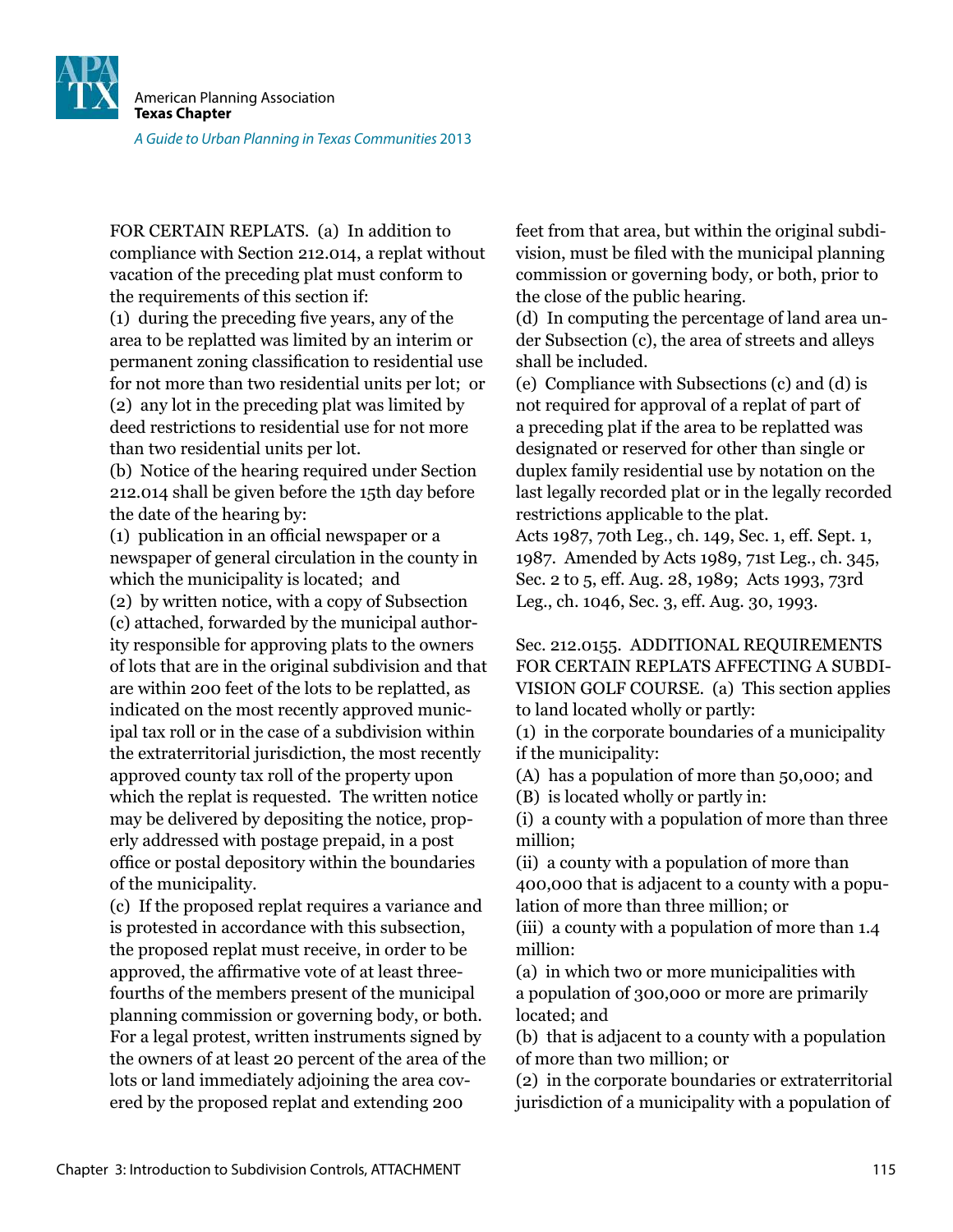FOR CERTAIN REPLATS. (a) In addition to compliance with Section 212.014, a replat without vacation of the preceding plat must conform to the requirements of this section if:

(1) during the preceding five years, any of the area to be replatted was limited by an interim or permanent zoning classification to residential use for not more than two residential units per lot; or

(2) any lot in the preceding plat was limited by deed restrictions to residential use for not more than two residential units per lot.

(b) Notice of the hearing required under Section 212.014 shall be given before the 15th day before the date of the hearing by:

(1) publication in an official newspaper or a newspaper of general circulation in the county in which the municipality is located; and

(2) by written notice, with a copy of Subsection (c) attached, forwarded by the municipal authority responsible for approving plats to the owners of lots that are in the original subdivision and that are within 200 feet of the lots to be replatted, as indicated on the most recently approved municipal tax roll or in the case of a subdivision within the extraterritorial jurisdiction, the most recently approved county tax roll of the property upon which the replat is requested. The written notice may be delivered by depositing the notice, properly addressed with postage prepaid, in a post office or postal depository within the boundaries of the municipality.

(c) If the proposed replat requires a variance and is protested in accordance with this subsection, the proposed replat must receive, in order to be approved, the affirmative vote of at least three-fourths of the members present of the municipal planning commission or governing body, or both. For a legal protest, written instruments signed by the owners of at least 20 percent of the area of the lots or land immediately adjoining the area covered by the proposed replat and extending 200 feet from that area, but within the original subdivision, must be filed with the municipal planning commission or governing body, or both, prior to the close of the public hearing.

(d) In computing the percentage of land area under Subsection (c), the area of streets and alleys shall be included.

(e) Compliance with Subsections (c) and (d) is not required for approval of a replat of part of a preceding plat if the area to be replatted was designated or reserved for other than single or duplex family residential use by notation on the last legally recorded plat or in the legally recorded restrictions applicable to the plat.

Acts 1987, 70th Leg., ch. 149, Sec. 1, eff. Sept. 1, 1987. Amended by Acts 1989, 71st Leg., ch. 345, Sec. 2 to 5, eff. Aug. 28, 1989; Acts 1993, 73rd Leg., ch. 1046, Sec. 3, eff. Aug. 30, 1993.

Sec. 212.0155. ADDITIONAL REQUIREMENTS FOR CERTAIN REPLATS AFFECTING A SUBDIVISION GOLF COURSE. (a) This section applies to land located wholly or partly:

(1) in the corporate boundaries of a municipality if the municipality:

(A) has a population of more than 50,000; and

(B) is located wholly or partly in:

(i) a county with a population of more than three million;

(ii) a county with a population of more than 400,000 that is adjacent to a county with a population of more than three million; or

(iii) a county with a population of more than 1.4 million:

(a) in which two or more municipalities with a population of 300,000 or more are primarily located; and

(b) that is adjacent to a county with a population of more than two million; or

(2) in the corporate boundaries or extraterritorial jurisdiction of a municipality with a population of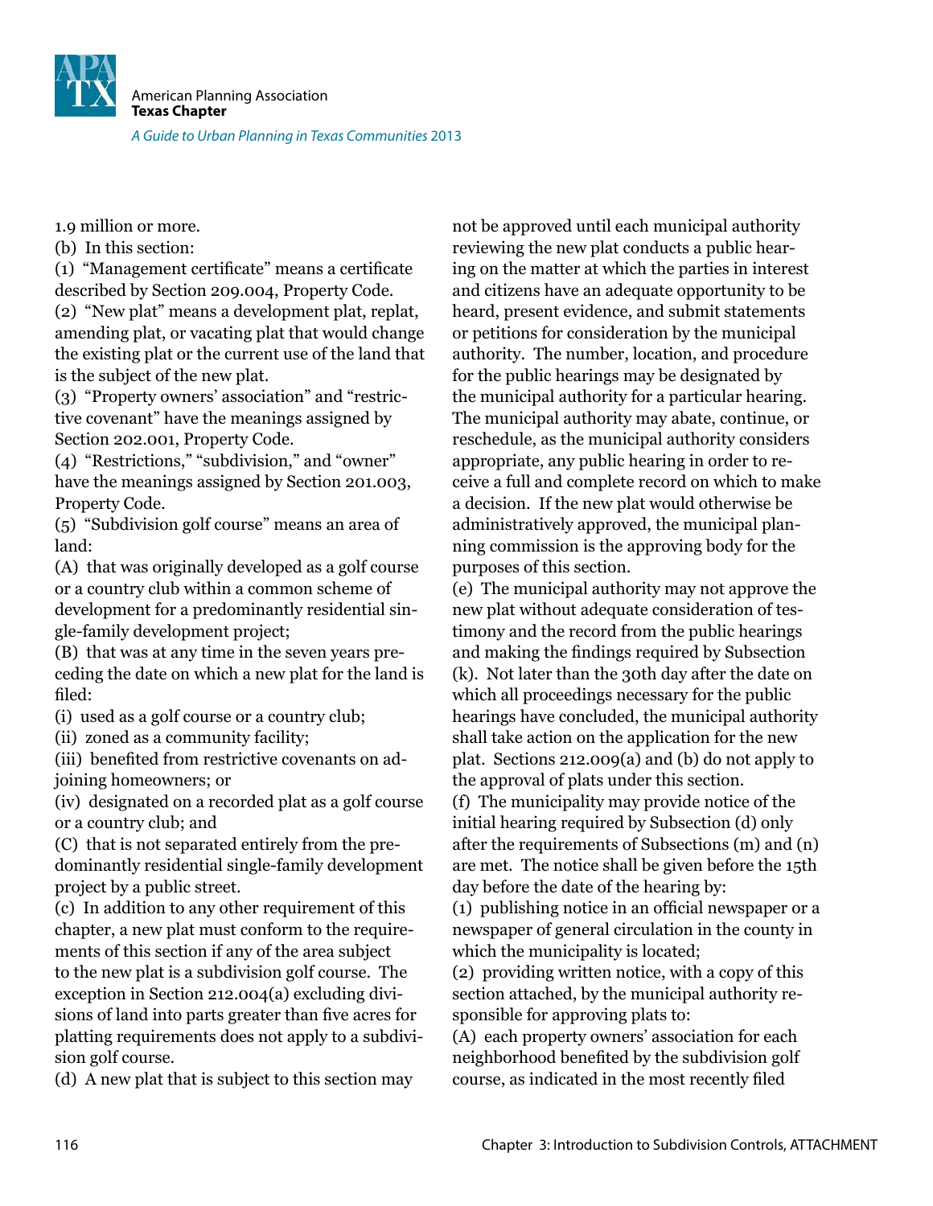1.9 million or more.

(b) In this section:

(1) "Management certificate" means a certificate described by Section 209.004, Property Code.

(2) "New plat" means a development plat, replat, amending plat, or vacating plat that would change the existing plat or the current use of the land that is the subject of the new plat.

(3) "Property owners' association" and "restrictive covenant" have the meanings assigned by Section 202.001, Property Code.

(4) "Restrictions," "subdivision," and "owner" have the meanings assigned by Section 201.003, Property Code.

(5) "Subdivision golf course" means an area of land:

(A) that was originally developed as a golf course or a country club within a common scheme of development for a predominantly residential single-family development project;

(B) that was at any time in the seven years preceding the date on which a new plat for the land is filed:

(i) used as a golf course or a country club;

(ii) zoned as a community facility;

(iii) benefited from restrictive covenants on adjoining homeowners; or

(iv) designated on a recorded plat as a golf course or a country club; and

(C) that is not separated entirely from the predominantly residential single-family development project by a public street.

(c) In addition to any other requirement of this chapter, a new plat must conform to the requirements of this section if any of the area subject to the new plat is a subdivision golf course. The exception in Section 212.004(a) excluding divisions of land into parts greater than five acres for platting requirements does not apply to a subdivision golf course.

(d) A new plat that is subject to this section may not be approved until each municipal authority reviewing the new plat conducts a public hearing on the matter at which the parties in interest and citizens have an adequate opportunity to be heard, present evidence, and submit statements or petitions for consideration by the municipal authority. The number, location, and procedure for the public hearings may be designated by the municipal authority for a particular hearing. The municipal authority may abate, continue, or reschedule, as the municipal authority considers appropriate, any public hearing in order to receive a full and complete record on which to make a decision. If the new plat would otherwise be administratively approved, the municipal planning commission is the approving body for the purposes of this section.

(e) The municipal authority may not approve the new plat without adequate consideration of testimony and the record from the public hearings and making the findings required by Subsection (k). Not later than the 30th day after the date on which all proceedings necessary for the public hearings have concluded, the municipal authority shall take action on the application for the new plat. Sections 212.009(a) and (b) do not apply to the approval of plats under this section.

(f) The municipality may provide notice of the initial hearing required by Subsection (d) only after the requirements of Subsections (m) and (n) are met. The notice shall be given before the 15th day before the date of the hearing by:

(1) publishing notice in an official newspaper or a newspaper of general circulation in the county in which the municipality is located;

(2) providing written notice, with a copy of this section attached, by the municipal authority responsible for approving plats to:

(A) each property owners' association for each neighborhood benefited by the subdivision golf course, as indicated in the most recently filed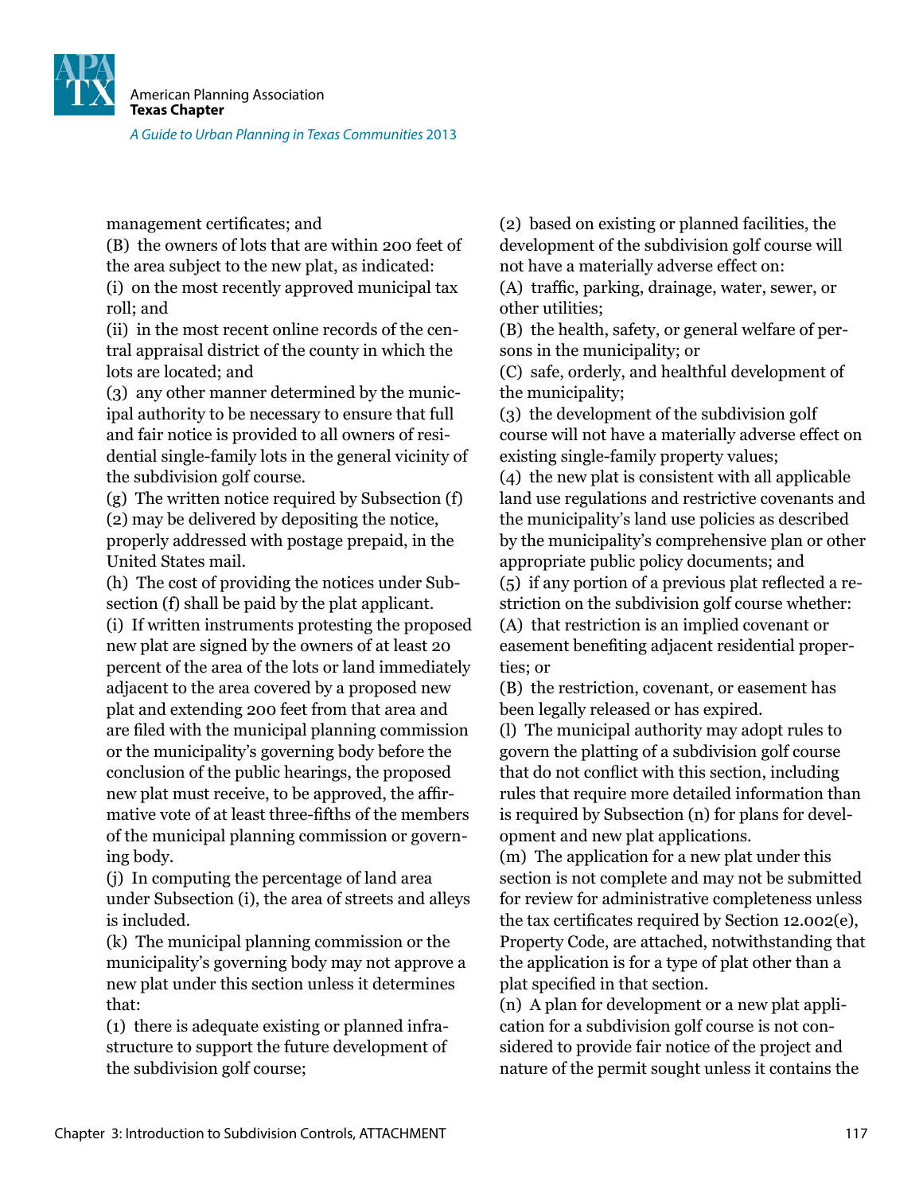management certificates; and

(B) the owners of lots that are within 200 feet of the area subject to the new plat, as indicated:

(i) on the most recently approved municipal tax roll; and

(ii) in the most recent online records of the central appraisal district of the county in which the lots are located; and

(3) any other manner determined by the municipal authority to be necessary to ensure that full and fair notice is provided to all owners of residential single-family lots in the general vicinity of the subdivision golf course.

(g) The written notice required by Subsection (f)(2) may be delivered by depositing the notice, properly addressed with postage prepaid, in the United States mail.

(h) The cost of providing the notices under Subsection (f) shall be paid by the plat applicant.

(i) If written instruments protesting the proposed new plat are signed by the owners of at least 20 percent of the area of the lots or land immediately adjacent to the area covered by a proposed new plat and extending 200 feet from that area and are filed with the municipal planning commission or the municipality's governing body before the conclusion of the public hearings, the proposed new plat must receive, to be approved, the affirmative vote of at least three-fifths of the members of the municipal planning commission or governing body.

(j) In computing the percentage of land area under Subsection (i), the area of streets and alleys is included.

(k) The municipal planning commission or the municipality's governing body may not approve a new plat under this section unless it determines that:

(1) there is adequate existing or planned infrastructure to support the future development of the subdivision golf course;

(2) based on existing or planned facilities, the development of the subdivision golf course will not have a materially adverse effect on:

(A) traffic, parking, drainage, water, sewer, or other utilities;

(B) the health, safety, or general welfare of persons in the municipality; or

(C) safe, orderly, and healthful development of the municipality;

(3) the development of the subdivision golf course will not have a materially adverse effect on existing single-family property values;

(4) the new plat is consistent with all applicable land use regulations and restrictive covenants and the municipality's land use policies as described by the municipality's comprehensive plan or other appropriate public policy documents; and

(5) if any portion of a previous plat reflected a restriction on the subdivision golf course whether:

(A) that restriction is an implied covenant or easement benefiting adjacent residential properties; or

(B) the restriction, covenant, or easement has been legally released or has expired.

(l) The municipal authority may adopt rules to govern the platting of a subdivision golf course that do not conflict with this section, including rules that require more detailed information than is required by Subsection (n) for plans for development and new plat applications.

(m) The application for a new plat under this section is not complete and may not be submitted for review for administrative completeness unless the tax certificates required by Section 12.002(e), Property Code, are attached, notwithstanding that the application is for a type of plat other than a plat specified in that section.

(n) A plan for development or a new plat application for a subdivision golf course is not considered to provide fair notice of the project and nature of the permit sought unless it contains the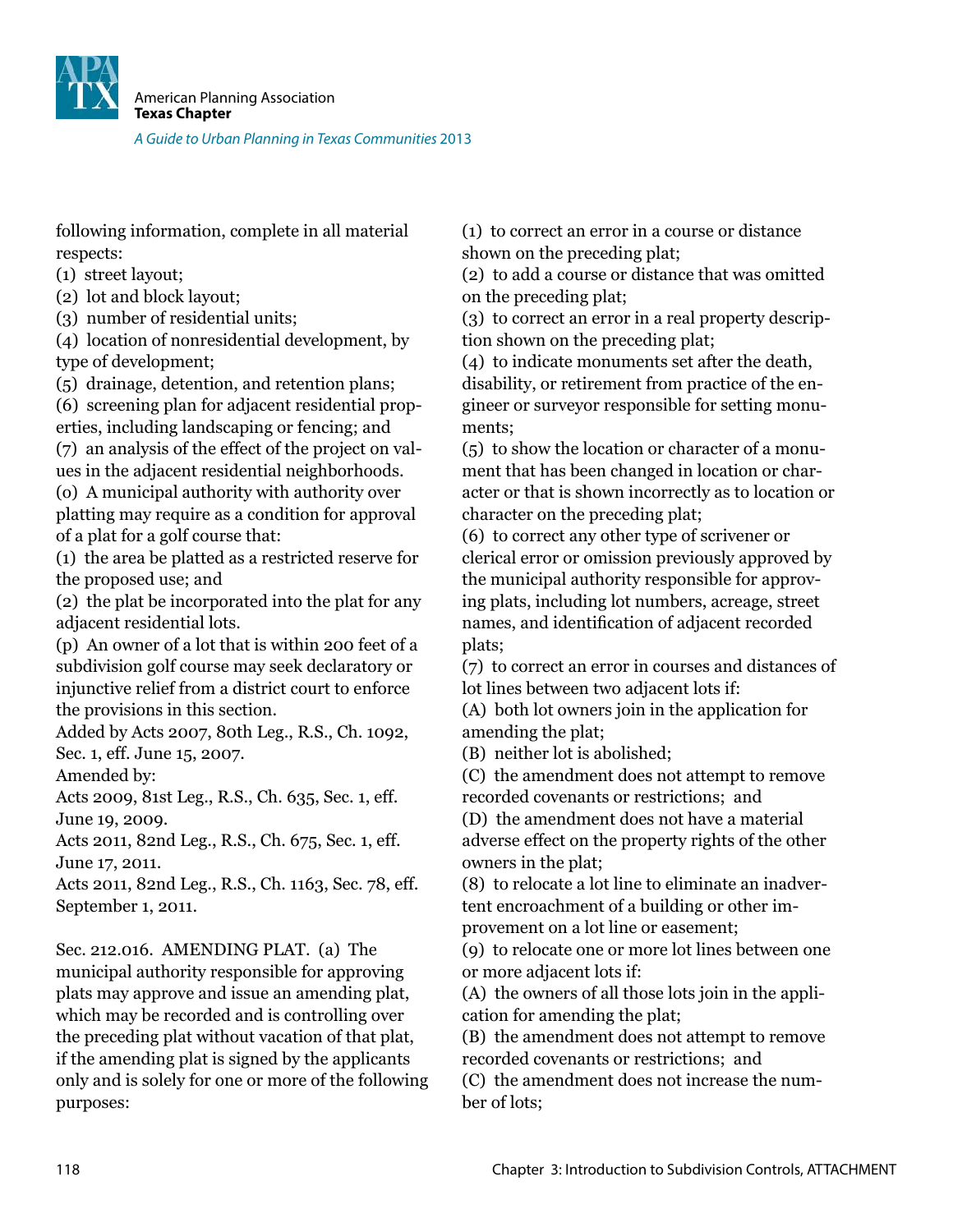following information, complete in all material respects:

(1) street layout;

(2) lot and block layout;

(3) number of residential units;

(4) location of nonresidential development, by type of development;

(5) drainage, detention, and retention plans;

(6) screening plan for adjacent residential properties, including landscaping or fencing; and

(7) an analysis of the effect of the project on values in the adjacent residential neighborhoods.

(o) A municipal authority with authority over platting may require as a condition for approval of a plat for a golf course that:

(1) the area be platted as a restricted reserve for the proposed use; and

(2) the plat be incorporated into the plat for any adjacent residential lots.

(p) An owner of a lot that is within 200 feet of a subdivision golf course may seek declaratory or injunctive relief from a district court to enforce the provisions in this section.

Added by Acts 2007, 80th Leg., R.S., Ch. 1092, Sec. 1, eff. June 15, 2007.

Amended by:

Acts 2009, 81st Leg., R.S., Ch. 635, Sec. 1, eff. June 19, 2009.

Acts 2011, 82nd Leg., R.S., Ch. 675, Sec. 1, eff. June 17, 2011.

Acts 2011, 82nd Leg., R.S., Ch. 1163, Sec. 78, eff. September 1, 2011.

Sec. 212.016. AMENDING PLAT. (a) The municipal authority responsible for approving plats may approve and issue an amending plat, which may be recorded and is controlling over the preceding plat without vacation of that plat, if the amending plat is signed by the applicants only and is solely for one or more of the following purposes:

(1) to correct an error in a course or distance shown on the preceding plat;

(2) to add a course or distance that was omitted on the preceding plat;

(3) to correct an error in a real property description shown on the preceding plat;

(4) to indicate monuments set after the death, disability, or retirement from practice of the engineer or surveyor responsible for setting monuments;

(5) to show the location or character of a monument that has been changed in location or character or that is shown incorrectly as to location or character on the preceding plat;

(6) to correct any other type of scrivener or clerical error or omission previously approved by the municipal authority responsible for approving plats, including lot numbers, acreage, street names, and identification of adjacent recorded plats;

(7) to correct an error in courses and distances of lot lines between two adjacent lots if:

(A) both lot owners join in the application for amending the plat;

(B) neither lot is abolished;

(C) the amendment does not attempt to remove recorded covenants or restrictions; and

(D) the amendment does not have a material adverse effect on the property rights of the other owners in the plat;

(8) to relocate a lot line to eliminate an inadvertent encroachment of a building or other improvement on a lot line or easement;

(9) to relocate one or more lot lines between one or more adjacent lots if:

(A) the owners of all those lots join in the application for amending the plat;

(B) the amendment does not attempt to remove recorded covenants or restrictions; and

(C) the amendment does not increase the number of lots;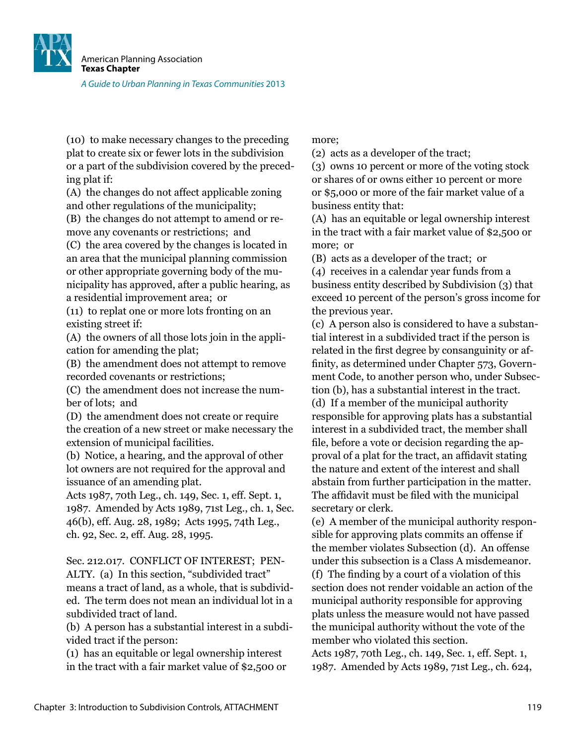(10) to make necessary changes to the preceding plat to create six or fewer lots in the subdivision or a part of the subdivision covered by the preceding plat if:

(A) the changes do not affect applicable zoning and other regulations of the municipality;

(B) the changes do not attempt to amend or remove any covenants or restrictions; and

(C) the area covered by the changes is located in an area that the municipal planning commission or other appropriate governing body of the municipality has approved, after a public hearing, as a residential improvement area; or

(11) to replat one or more lots fronting on an existing street if:

(A) the owners of all those lots join in the application for amending the plat;

(B) the amendment does not attempt to remove recorded covenants or restrictions;

(C) the amendment does not increase the number of lots; and

(D) the amendment does not create or require the creation of a new street or make necessary the extension of municipal facilities.

(b) Notice, a hearing, and the approval of other lot owners are not required for the approval and issuance of an amending plat.

Acts 1987, 70th Leg., ch. 149, Sec. 1, eff. Sept. 1, 1987. Amended by Acts 1989, 71st Leg., ch. 1, Sec. 46(b), eff. Aug. 28, 1989; Acts 1995, 74th Leg., ch. 92, Sec. 2, eff. Aug. 28, 1995.

Sec. 212.017. CONFLICT OF INTEREST; PENALTY. (a) In this section, "subdivided tract" means a tract of land, as a whole, that is subdivided. The term does not mean an individual lot in a subdivided tract of land.

(b) A person has a substantial interest in a subdivided tract if the person:

(1) has an equitable or legal ownership interest in the tract with a fair market value of $2,500 or more;

(2) acts as a developer of the tract;

(3) owns 10 percent or more of the voting stock or shares of or owns either 10 percent or more or $5,000 or more of the fair market value of a business entity that:

(A) has an equitable or legal ownership interest in the tract with a fair market value of $2,500 or more; or

(B) acts as a developer of the tract; or

(4) receives in a calendar year funds from a business entity described by Subdivision (3) that exceed 10 percent of the person's gross income for the previous year.

(c) A person also is considered to have a substantial interest in a subdivided tract if the person is related in the first degree by consanguinity or affinity, as determined under Chapter 573, Government Code, to another person who, under Subsection (b), has a substantial interest in the tract.

(d) If a member of the municipal authority responsible for approving plats has a substantial interest in a subdivided tract, the member shall file, before a vote or decision regarding the approval of a plat for the tract, an affidavit stating the nature and extent of the interest and shall abstain from further participation in the matter. The affidavit must be filed with the municipal secretary or clerk.

(e) A member of the municipal authority responsible for approving plats commits an offense if the member violates Subsection (d). An offense under this subsection is a Class A misdemeanor.

(f) The finding by a court of a violation of this section does not render voidable an action of the municipal authority responsible for approving plats unless the measure would not have passed the municipal authority without the vote of the member who violated this section.

Acts 1987, 70th Leg., ch. 149, Sec. 1, eff. Sept. 1, 1987. Amended by Acts 1989, 71st Leg., ch. 624,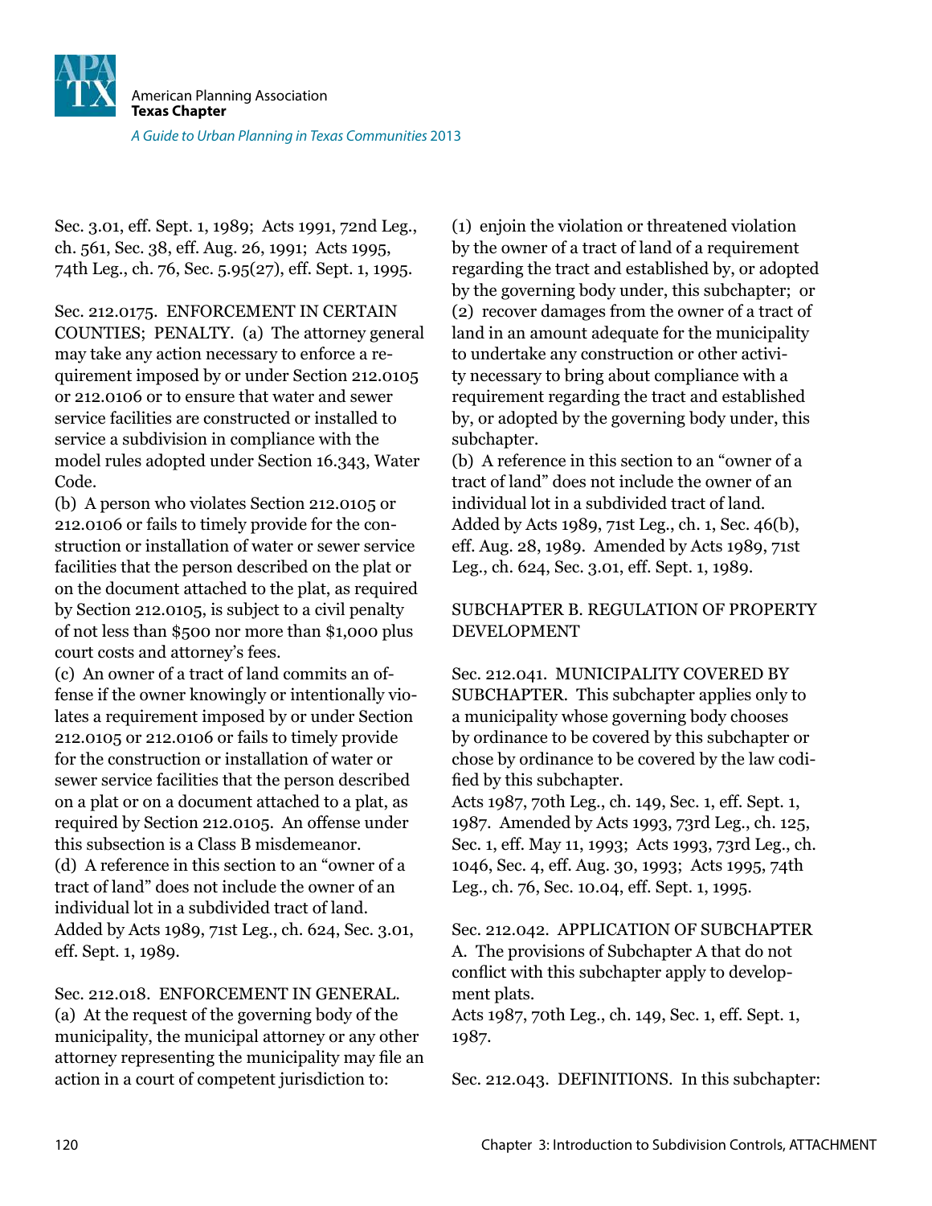Sec. 3.01, eff. Sept. 1, 1989; Acts 1991, 72nd Leg., ch. 561, Sec. 38, eff. Aug. 26, 1991; Acts 1995, 74th Leg., ch. 76, Sec. 5.95(27), eff. Sept. 1, 1995.

Sec. 212.0175. ENFORCEMENT IN CERTAIN COUNTIES; PENALTY. (a) The attorney general may take any action necessary to enforce a requirement imposed by or under Section 212.0105 or 212.0106 or to ensure that water and sewer service facilities are constructed or installed to service a subdivision in compliance with the model rules adopted under Section 16.343, Water Code.
(b) A person who violates Section 212.0105 or 212.0106 or fails to timely provide for the construction or installation of water or sewer service facilities that the person described on the plat or on the document attached to the plat, as required by Section 212.0105, is subject to a civil penalty of not less than $500 nor more than $1,000 plus court costs and attorney's fees.
(c) An owner of a tract of land commits an offense if the owner knowingly or intentionally violates a requirement imposed by or under Section 212.0105 or 212.0106 or fails to timely provide for the construction or installation of water or sewer service facilities that the person described on a plat or on a document attached to a plat, as required by Section 212.0105. An offense under this subsection is a Class B misdemeanor.
(d) A reference in this section to an "owner of a tract of land" does not include the owner of an individual lot in a subdivided tract of land.
Added by Acts 1989, 71st Leg., ch. 624, Sec. 3.01, eff. Sept. 1, 1989.

Sec. 212.018. ENFORCEMENT IN GENERAL. (a) At the request of the governing body of the municipality, the municipal attorney or any other attorney representing the municipality may file an action in a court of competent jurisdiction to:
(1) enjoin the violation or threatened violation by the owner of a tract of land of a requirement regarding the tract and established by, or adopted by the governing body under, this subchapter; or
(2) recover damages from the owner of a tract of land in an amount adequate for the municipality to undertake any construction or other activity necessary to bring about compliance with a requirement regarding the tract and established by, or adopted by the governing body under, this subchapter.
(b) A reference in this section to an "owner of a tract of land" does not include the owner of an individual lot in a subdivided tract of land.
Added by Acts 1989, 71st Leg., ch. 1, Sec. 46(b), eff. Aug. 28, 1989. Amended by Acts 1989, 71st Leg., ch. 624, Sec. 3.01, eff. Sept. 1, 1989.

## SUBCHAPTER B. REGULATION OF PROPERTY DEVELOPMENT

Sec. 212.041. MUNICIPALITY COVERED BY SUBCHAPTER. This subchapter applies only to a municipality whose governing body chooses by ordinance to be covered by this subchapter or chose by ordinance to be covered by the law codified by this subchapter.
Acts 1987, 70th Leg., ch. 149, Sec. 1, eff. Sept. 1, 1987. Amended by Acts 1993, 73rd Leg., ch. 125, Sec. 1, eff. May 11, 1993; Acts 1993, 73rd Leg., ch. 1046, Sec. 4, eff. Aug. 30, 1993; Acts 1995, 74th Leg., ch. 76, Sec. 10.04, eff. Sept. 1, 1995.

Sec. 212.042. APPLICATION OF SUBCHAPTER A. The provisions of Subchapter A that do not conflict with this subchapter apply to development plats.
Acts 1987, 70th Leg., ch. 149, Sec. 1, eff. Sept. 1, 1987.

Sec. 212.043. DEFINITIONS. In this subchapter: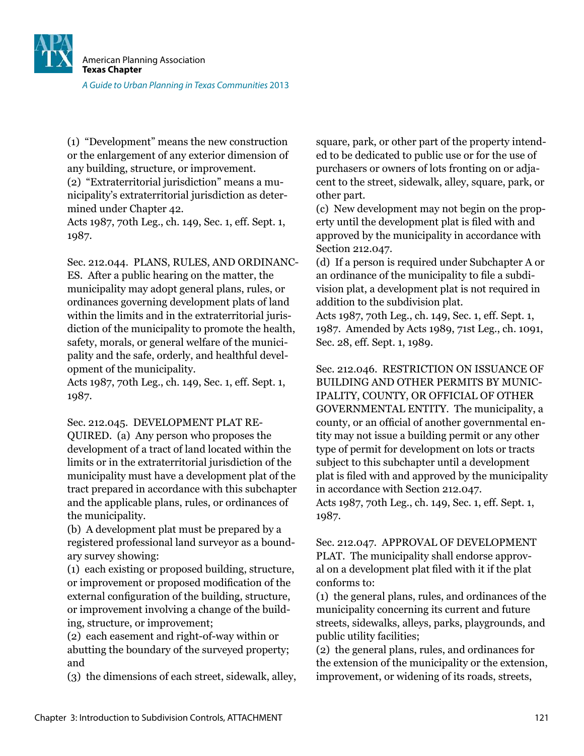(1) "Development" means the new construction or the enlargement of any exterior dimension of any building, structure, or improvement.
(2) "Extraterritorial jurisdiction" means a municipality's extraterritorial jurisdiction as determined under Chapter 42.
Acts 1987, 70th Leg., ch. 149, Sec. 1, eff. Sept. 1, 1987.

Sec. 212.044. PLANS, RULES, AND ORDINANCES. After a public hearing on the matter, the municipality may adopt general plans, rules, or ordinances governing development plats of land within the limits and in the extraterritorial jurisdiction of the municipality to promote the health, safety, morals, or general welfare of the municipality and the safe, orderly, and healthful development of the municipality.
Acts 1987, 70th Leg., ch. 149, Sec. 1, eff. Sept. 1, 1987.

Sec. 212.045. DEVELOPMENT PLAT REQUIRED. (a) Any person who proposes the development of a tract of land located within the limits or in the extraterritorial jurisdiction of the municipality must have a development plat of the tract prepared in accordance with this subchapter and the applicable plans, rules, or ordinances of the municipality.
(b) A development plat must be prepared by a registered professional land surveyor as a boundary survey showing:
(1) each existing or proposed building, structure, or improvement or proposed modification of the external configuration of the building, structure, or improvement involving a change of the building, structure, or improvement;
(2) each easement and right-of-way within or abutting the boundary of the surveyed property; and
(3) the dimensions of each street, sidewalk, alley, square, park, or other part of the property intended to be dedicated to public use or for the use of purchasers or owners of lots fronting on or adjacent to the street, sidewalk, alley, square, park, or other part.
(c) New development may not begin on the property until the development plat is filed with and approved by the municipality in accordance with Section 212.047.
(d) If a person is required under Subchapter A or an ordinance of the municipality to file a subdivision plat, a development plat is not required in addition to the subdivision plat.
Acts 1987, 70th Leg., ch. 149, Sec. 1, eff. Sept. 1, 1987. Amended by Acts 1989, 71st Leg., ch. 1091, Sec. 28, eff. Sept. 1, 1989.

Sec. 212.046. RESTRICTION ON ISSUANCE OF BUILDING AND OTHER PERMITS BY MUNICIPALITY, COUNTY, OR OFFICIAL OF OTHER GOVERNMENTAL ENTITY. The municipality, a county, or an official of another governmental entity may not issue a building permit or any other type of permit for development on lots or tracts subject to this subchapter until a development plat is filed with and approved by the municipality in accordance with Section 212.047.
Acts 1987, 70th Leg., ch. 149, Sec. 1, eff. Sept. 1, 1987.

Sec. 212.047. APPROVAL OF DEVELOPMENT PLAT. The municipality shall endorse approval on a development plat filed with it if the plat conforms to:
(1) the general plans, rules, and ordinances of the municipality concerning its current and future streets, sidewalks, alleys, parks, playgrounds, and public utility facilities;
(2) the general plans, rules, and ordinances for the extension of the municipality or the extension, improvement, or widening of its roads, streets,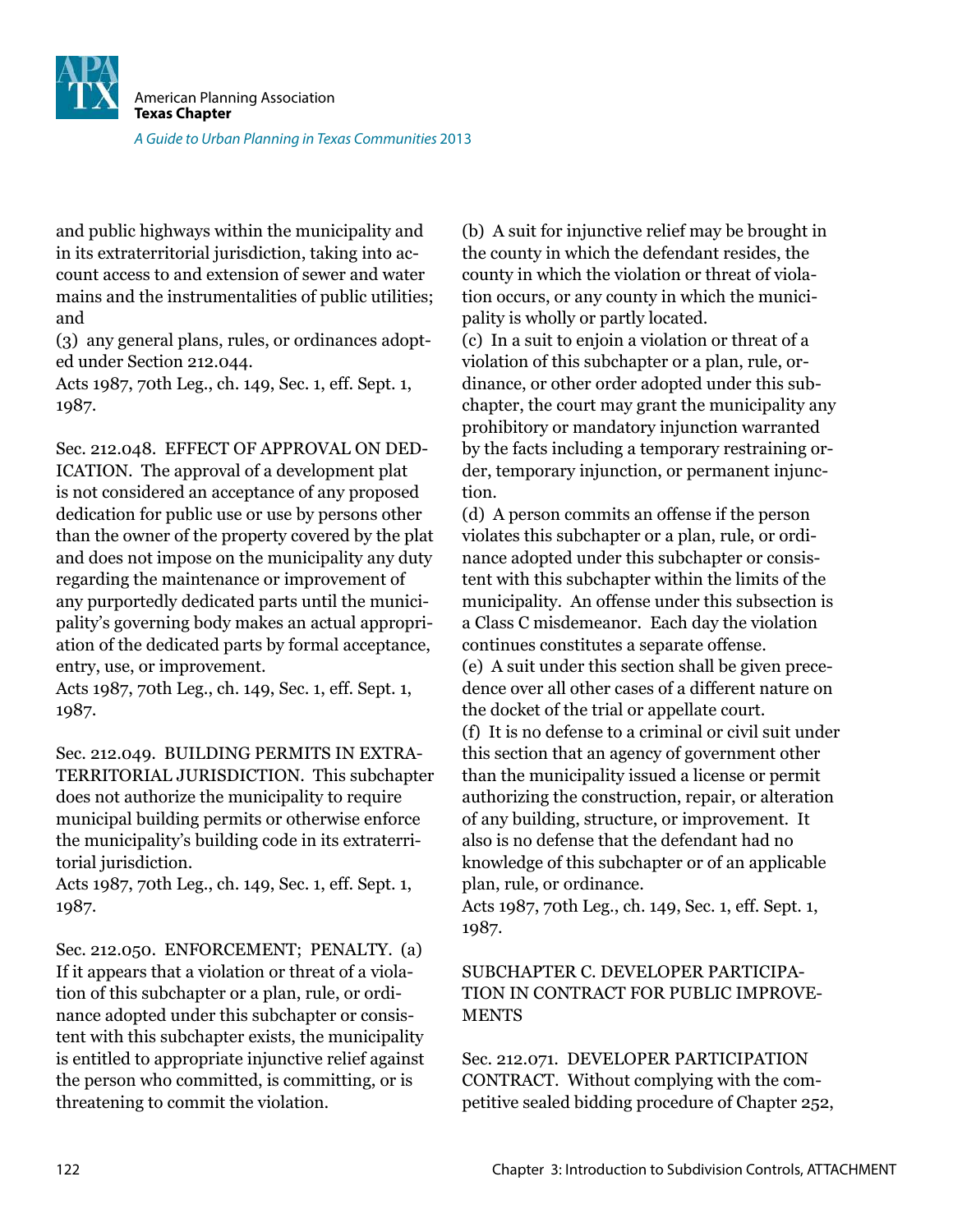and public highways within the municipality and in its extraterritorial jurisdiction, taking into account access to and extension of sewer and water mains and the instrumentalities of public utilities; and

(3) any general plans, rules, or ordinances adopted under Section 212.044.

Acts 1987, 70th Leg., ch. 149, Sec. 1, eff. Sept. 1, 1987.

Sec. 212.048. EFFECT OF APPROVAL ON DEDICATION. The approval of a development plat is not considered an acceptance of any proposed dedication for public use or use by persons other than the owner of the property covered by the plat and does not impose on the municipality any duty regarding the maintenance or improvement of any purportedly dedicated parts until the municipality's governing body makes an actual appropriation of the dedicated parts by formal acceptance, entry, use, or improvement.

Acts 1987, 70th Leg., ch. 149, Sec. 1, eff. Sept. 1, 1987.

Sec. 212.049. BUILDING PERMITS IN EXTRATERRITORIAL JURISDICTION. This subchapter does not authorize the municipality to require municipal building permits or otherwise enforce the municipality's building code in its extraterritorial jurisdiction.

Acts 1987, 70th Leg., ch. 149, Sec. 1, eff. Sept. 1, 1987.

Sec. 212.050. ENFORCEMENT; PENALTY. (a) If it appears that a violation or threat of a violation of this subchapter or a plan, rule, or ordinance adopted under this subchapter or consistent with this subchapter exists, the municipality is entitled to appropriate injunctive relief against the person who committed, is committing, or is threatening to commit the violation.

(b) A suit for injunctive relief may be brought in the county in which the defendant resides, the county in which the violation or threat of violation occurs, or any county in which the municipality is wholly or partly located.

(c) In a suit to enjoin a violation or threat of a violation of this subchapter or a plan, rule, ordinance, or other order adopted under this subchapter, the court may grant the municipality any prohibitory or mandatory injunction warranted by the facts including a temporary restraining order, temporary injunction, or permanent injunction.

(d) A person commits an offense if the person violates this subchapter or a plan, rule, or ordinance adopted under this subchapter or consistent with this subchapter within the limits of the municipality. An offense under this subsection is a Class C misdemeanor. Each day the violation continues constitutes a separate offense.

(e) A suit under this section shall be given precedence over all other cases of a different nature on the docket of the trial or appellate court.

(f) It is no defense to a criminal or civil suit under this section that an agency of government other than the municipality issued a license or permit authorizing the construction, repair, or alteration of any building, structure, or improvement. It also is no defense that the defendant had no knowledge of this subchapter or of an applicable plan, rule, or ordinance.

Acts 1987, 70th Leg., ch. 149, Sec. 1, eff. Sept. 1, 1987.

SUBCHAPTER C. DEVELOPER PARTICIPATION IN CONTRACT FOR PUBLIC IMPROVEMENTS

Sec. 212.071. DEVELOPER PARTICIPATION CONTRACT. Without complying with the competitive sealed bidding procedure of Chapter 252,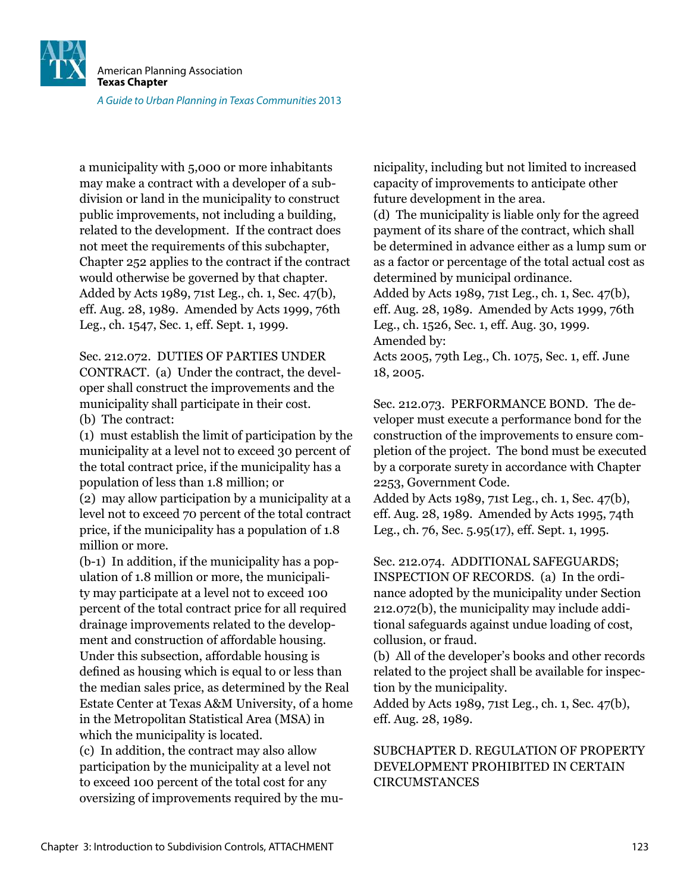a municipality with 5,000 or more inhabitants may make a contract with a developer of a subdivision or land in the municipality to construct public improvements, not including a building, related to the development. If the contract does not meet the requirements of this subchapter, Chapter 252 applies to the contract if the contract would otherwise be governed by that chapter.
Added by Acts 1989, 71st Leg., ch. 1, Sec. 47(b), eff. Aug. 28, 1989. Amended by Acts 1999, 76th Leg., ch. 1547, Sec. 1, eff. Sept. 1, 1999.

Sec. 212.072. DUTIES OF PARTIES UNDER CONTRACT. (a) Under the contract, the developer shall construct the improvements and the municipality shall participate in their cost.
(b) The contract:
(1) must establish the limit of participation by the municipality at a level not to exceed 30 percent of the total contract price, if the municipality has a population of less than 1.8 million; or
(2) may allow participation by a municipality at a level not to exceed 70 percent of the total contract price, if the municipality has a population of 1.8 million or more.
(b-1) In addition, if the municipality has a population of 1.8 million or more, the municipality may participate at a level not to exceed 100 percent of the total contract price for all required drainage improvements related to the development and construction of affordable housing. Under this subsection, affordable housing is defined as housing which is equal to or less than the median sales price, as determined by the Real Estate Center at Texas A&M University, of a home in the Metropolitan Statistical Area (MSA) in which the municipality is located.
(c) In addition, the contract may also allow participation by the municipality at a level not to exceed 100 percent of the total cost for any oversizing of improvements required by the municipality, including but not limited to increased capacity of improvements to anticipate other future development in the area.
(d) The municipality is liable only for the agreed payment of its share of the contract, which shall be determined in advance either as a lump sum or as a factor or percentage of the total actual cost as determined by municipal ordinance.
Added by Acts 1989, 71st Leg., ch. 1, Sec. 47(b), eff. Aug. 28, 1989. Amended by Acts 1999, 76th Leg., ch. 1526, Sec. 1, eff. Aug. 30, 1999.
Amended by:
Acts 2005, 79th Leg., Ch. 1075, Sec. 1, eff. June 18, 2005.

Sec. 212.073. PERFORMANCE BOND. The developer must execute a performance bond for the construction of the improvements to ensure completion of the project. The bond must be executed by a corporate surety in accordance with Chapter 2253, Government Code.
Added by Acts 1989, 71st Leg., ch. 1, Sec. 47(b), eff. Aug. 28, 1989. Amended by Acts 1995, 74th Leg., ch. 76, Sec. 5.95(17), eff. Sept. 1, 1995.

Sec. 212.074. ADDITIONAL SAFEGUARDS; INSPECTION OF RECORDS. (a) In the ordinance adopted by the municipality under Section 212.072(b), the municipality may include additional safeguards against undue loading of cost, collusion, or fraud.
(b) All of the developer's books and other records related to the project shall be available for inspection by the municipality.
Added by Acts 1989, 71st Leg., ch. 1, Sec. 47(b), eff. Aug. 28, 1989.

SUBCHAPTER D. REGULATION OF PROPERTY DEVELOPMENT PROHIBITED IN CERTAIN CIRCUMSTANCES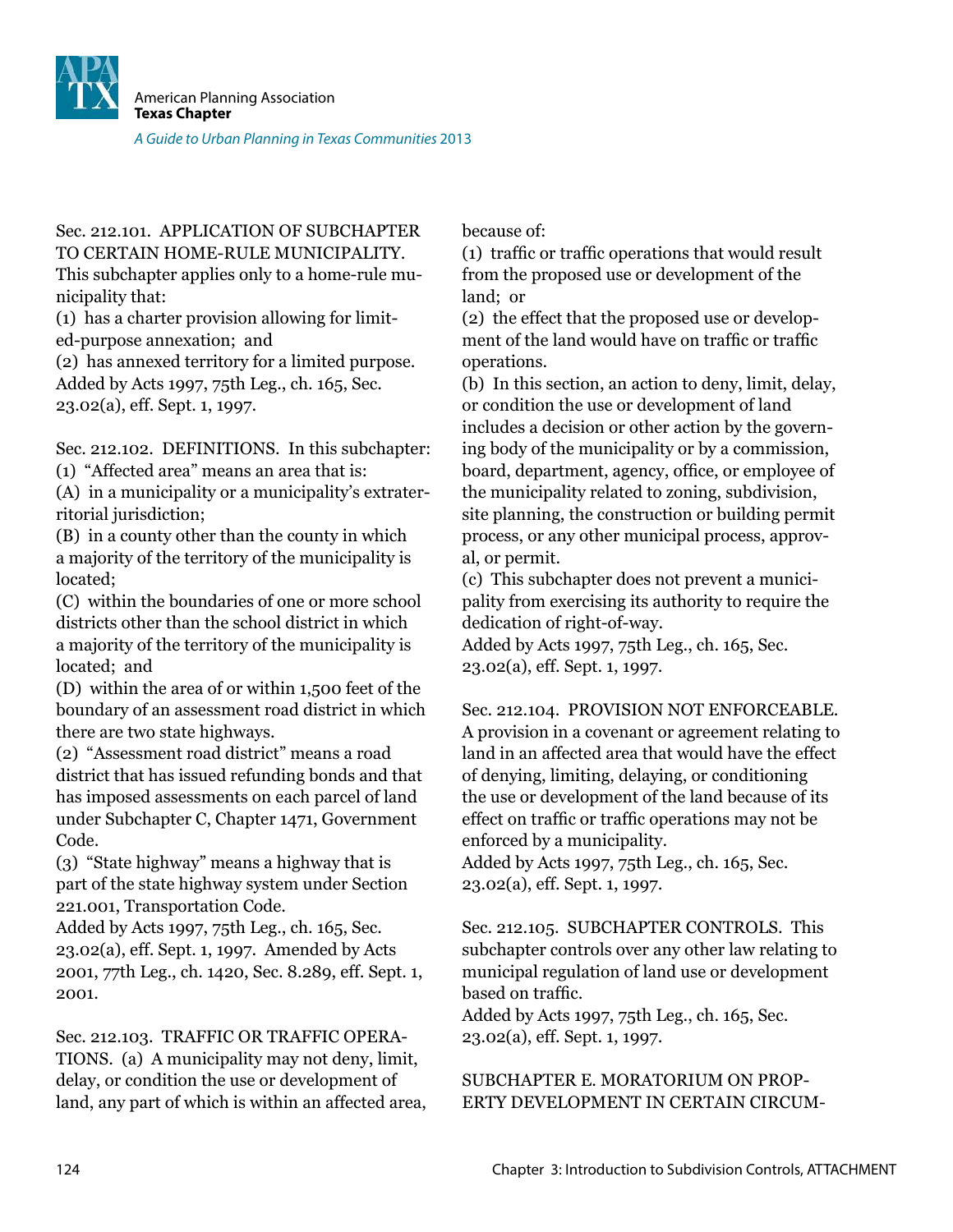Sec. 212.101. APPLICATION OF SUBCHAPTER TO CERTAIN HOME-RULE MUNICIPALITY. This subchapter applies only to a home-rule municipality that:

(1) has a charter provision allowing for limited-purpose annexation; and

(2) has annexed territory for a limited purpose.

Added by Acts 1997, 75th Leg., ch. 165, Sec. 23.02(a), eff. Sept. 1, 1997.

Sec. 212.102. DEFINITIONS. In this subchapter:

(1) "Affected area" means an area that is:

(A) in a municipality or a municipality's extraterritorial jurisdiction;

(B) in a county other than the county in which a majority of the territory of the municipality is located;

(C) within the boundaries of one or more school districts other than the school district in which a majority of the territory of the municipality is located; and

(D) within the area of or within 1,500 feet of the boundary of an assessment road district in which there are two state highways.

(2) "Assessment road district" means a road district that has issued refunding bonds and that has imposed assessments on each parcel of land under Subchapter C, Chapter 1471, Government Code.

(3) "State highway" means a highway that is part of the state highway system under Section 221.001, Transportation Code.

Added by Acts 1997, 75th Leg., ch. 165, Sec. 23.02(a), eff. Sept. 1, 1997. Amended by Acts 2001, 77th Leg., ch. 1420, Sec. 8.289, eff. Sept. 1, 2001.

Sec. 212.103. TRAFFIC OR TRAFFIC OPERATIONS. (a) A municipality may not deny, limit, delay, or condition the use or development of land, any part of which is within an affected area, because of:

(1) traffic or traffic operations that would result from the proposed use or development of the land; or

(2) the effect that the proposed use or development of the land would have on traffic or traffic operations.

(b) In this section, an action to deny, limit, delay, or condition the use or development of land includes a decision or other action by the governing body of the municipality or by a commission, board, department, agency, office, or employee of the municipality related to zoning, subdivision, site planning, the construction or building permit process, or any other municipal process, approval, or permit.

(c) This subchapter does not prevent a municipality from exercising its authority to require the dedication of right-of-way.

Added by Acts 1997, 75th Leg., ch. 165, Sec. 23.02(a), eff. Sept. 1, 1997.

Sec. 212.104. PROVISION NOT ENFORCEABLE. A provision in a covenant or agreement relating to land in an affected area that would have the effect of denying, limiting, delaying, or conditioning the use or development of the land because of its effect on traffic or traffic operations may not be enforced by a municipality.

Added by Acts 1997, 75th Leg., ch. 165, Sec. 23.02(a), eff. Sept. 1, 1997.

Sec. 212.105. SUBCHAPTER CONTROLS. This subchapter controls over any other law relating to municipal regulation of land use or development based on traffic.

Added by Acts 1997, 75th Leg., ch. 165, Sec. 23.02(a), eff. Sept. 1, 1997.

SUBCHAPTER E. MORATORIUM ON PROPERTY DEVELOPMENT IN CERTAIN CIRCUM-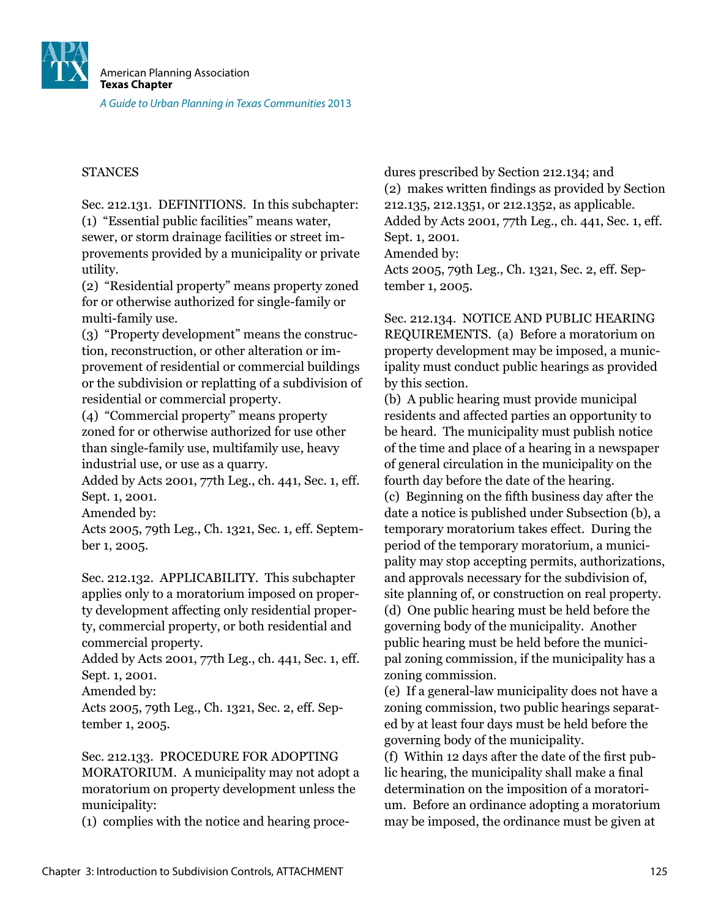STANCES

Sec. 212.131. DEFINITIONS. In this subchapter:
(1) "Essential public facilities" means water, sewer, or storm drainage facilities or street improvements provided by a municipality or private utility.
(2) "Residential property" means property zoned for or otherwise authorized for single-family or multi-family use.
(3) "Property development" means the construction, reconstruction, or other alteration or improvement of residential or commercial buildings or the subdivision or replatting of a subdivision of residential or commercial property.
(4) "Commercial property" means property zoned for or otherwise authorized for use other than single-family use, multifamily use, heavy industrial use, or use as a quarry.
Added by Acts 2001, 77th Leg., ch. 441, Sec. 1, eff. Sept. 1, 2001.
Amended by:
Acts 2005, 79th Leg., Ch. 1321, Sec. 1, eff. September 1, 2005.

Sec. 212.132. APPLICABILITY. This subchapter applies only to a moratorium imposed on property development affecting only residential property, commercial property, or both residential and commercial property.
Added by Acts 2001, 77th Leg., ch. 441, Sec. 1, eff. Sept. 1, 2001.
Amended by:
Acts 2005, 79th Leg., Ch. 1321, Sec. 2, eff. September 1, 2005.

Sec. 212.133. PROCEDURE FOR ADOPTING MORATORIUM. A municipality may not adopt a moratorium on property development unless the municipality:
(1) complies with the notice and hearing procedures prescribed by Section 212.134; and
(2) makes written findings as provided by Section 212.135, 212.1351, or 212.1352, as applicable.
Added by Acts 2001, 77th Leg., ch. 441, Sec. 1, eff. Sept. 1, 2001.
Amended by:
Acts 2005, 79th Leg., Ch. 1321, Sec. 2, eff. September 1, 2005.

Sec. 212.134. NOTICE AND PUBLIC HEARING REQUIREMENTS. (a) Before a moratorium on property development may be imposed, a municipality must conduct public hearings as provided by this section.
(b) A public hearing must provide municipal residents and affected parties an opportunity to be heard. The municipality must publish notice of the time and place of a hearing in a newspaper of general circulation in the municipality on the fourth day before the date of the hearing.
(c) Beginning on the fifth business day after the date a notice is published under Subsection (b), a temporary moratorium takes effect. During the period of the temporary moratorium, a municipality may stop accepting permits, authorizations, and approvals necessary for the subdivision of, site planning of, or construction on real property.
(d) One public hearing must be held before the governing body of the municipality. Another public hearing must be held before the municipal zoning commission, if the municipality has a zoning commission.
(e) If a general-law municipality does not have a zoning commission, two public hearings separated by at least four days must be held before the governing body of the municipality.
(f) Within 12 days after the date of the first public hearing, the municipality shall make a final determination on the imposition of a moratorium. Before an ordinance adopting a moratorium may be imposed, the ordinance must be given at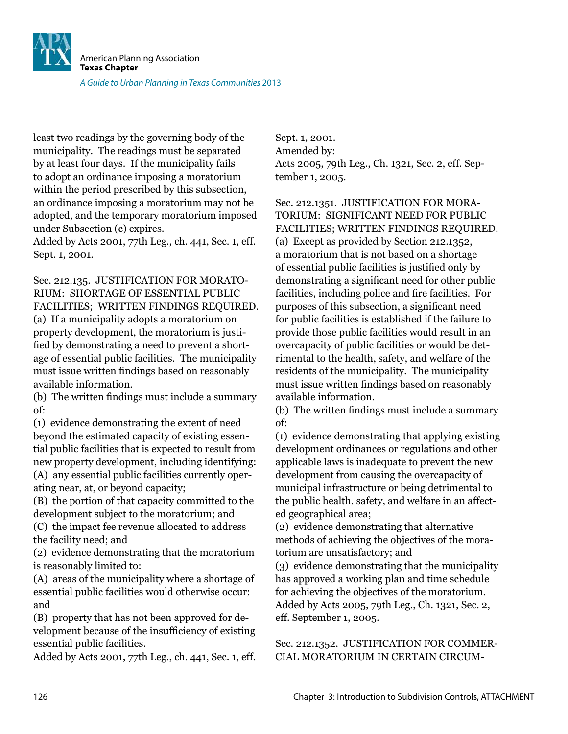least two readings by the governing body of the municipality. The readings must be separated by at least four days. If the municipality fails to adopt an ordinance imposing a moratorium within the period prescribed by this subsection, an ordinance imposing a moratorium may not be adopted, and the temporary moratorium imposed under Subsection (c) expires.
Added by Acts 2001, 77th Leg., ch. 441, Sec. 1, eff. Sept. 1, 2001.

Sec. 212.135. JUSTIFICATION FOR MORATORIUM: SHORTAGE OF ESSENTIAL PUBLIC FACILITIES; WRITTEN FINDINGS REQUIRED.
(a) If a municipality adopts a moratorium on property development, the moratorium is justified by demonstrating a need to prevent a shortage of essential public facilities. The municipality must issue written findings based on reasonably available information.
(b) The written findings must include a summary of:
(1) evidence demonstrating the extent of need beyond the estimated capacity of existing essential public facilities that is expected to result from new property development, including identifying:
(A) any essential public facilities currently operating near, at, or beyond capacity;
(B) the portion of that capacity committed to the development subject to the moratorium; and
(C) the impact fee revenue allocated to address the facility need; and
(2) evidence demonstrating that the moratorium is reasonably limited to:
(A) areas of the municipality where a shortage of essential public facilities would otherwise occur; and
(B) property that has not been approved for development because of the insufficiency of existing essential public facilities.
Added by Acts 2001, 77th Leg., ch. 441, Sec. 1, eff. Sept. 1, 2001.
Amended by:
Acts 2005, 79th Leg., Ch. 1321, Sec. 2, eff. September 1, 2005.

Sec. 212.1351. JUSTIFICATION FOR MORATORIUM: SIGNIFICANT NEED FOR PUBLIC FACILITIES; WRITTEN FINDINGS REQUIRED.
(a) Except as provided by Section 212.1352, a moratorium that is not based on a shortage of essential public facilities is justified only by demonstrating a significant need for other public facilities, including police and fire facilities. For purposes of this subsection, a significant need for public facilities is established if the failure to provide those public facilities would result in an overcapacity of public facilities or would be detrimental to the health, safety, and welfare of the residents of the municipality. The municipality must issue written findings based on reasonably available information.
(b) The written findings must include a summary of:
(1) evidence demonstrating that applying existing development ordinances or regulations and other applicable laws is inadequate to prevent the new development from causing the overcapacity of municipal infrastructure or being detrimental to the public health, safety, and welfare in an affected geographical area;
(2) evidence demonstrating that alternative methods of achieving the objectives of the moratorium are unsatisfactory; and
(3) evidence demonstrating that the municipality has approved a working plan and time schedule for achieving the objectives of the moratorium.
Added by Acts 2005, 79th Leg., Ch. 1321, Sec. 2, eff. September 1, 2005.

Sec. 212.1352. JUSTIFICATION FOR COMMERCIAL MORATORIUM IN CERTAIN CIRCUM-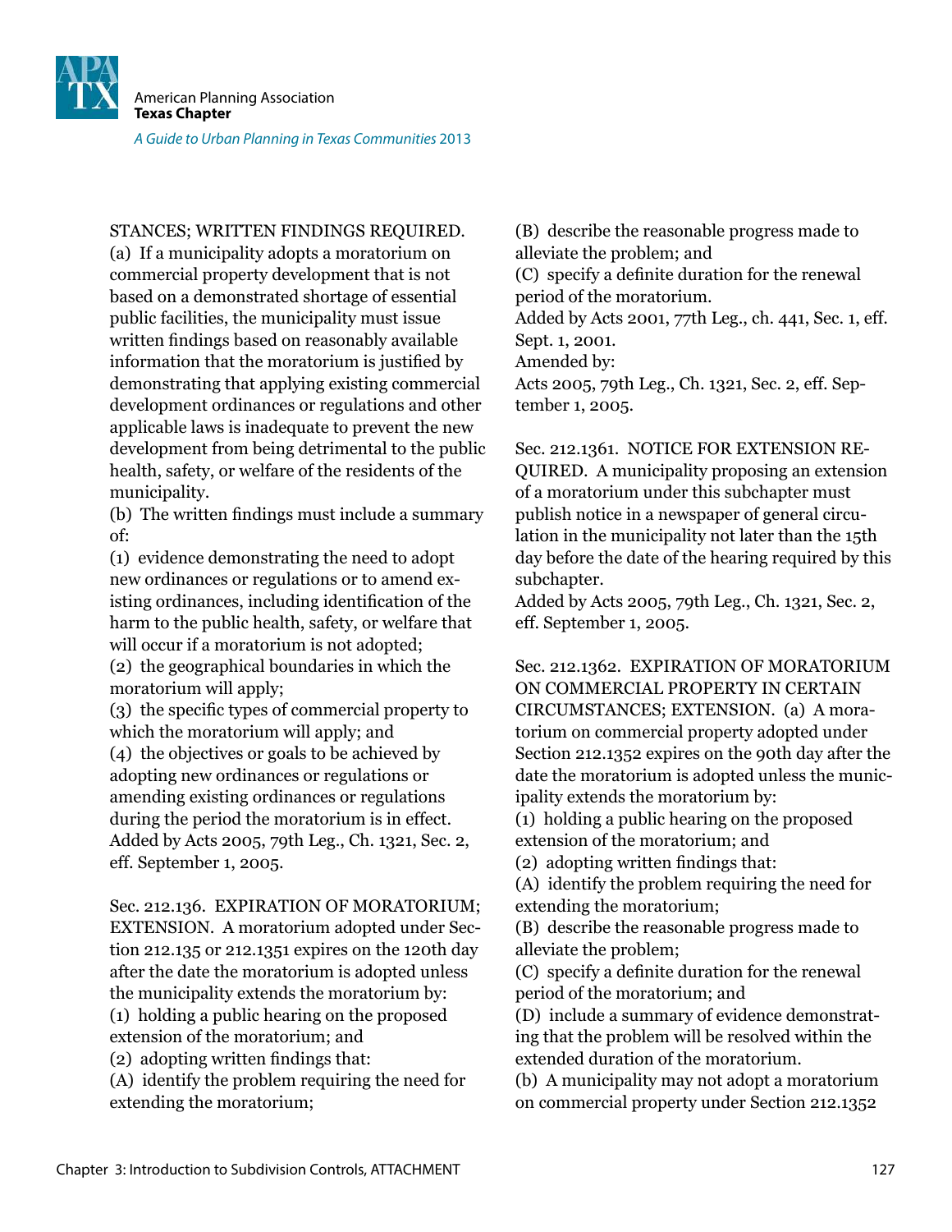STANCES; WRITTEN FINDINGS REQUIRED. (a) If a municipality adopts a moratorium on commercial property development that is not based on a demonstrated shortage of essential public facilities, the municipality must issue written findings based on reasonably available information that the moratorium is justified by demonstrating that applying existing commercial development ordinances or regulations and other applicable laws is inadequate to prevent the new development from being detrimental to the public health, safety, or welfare of the residents of the municipality.

(b) The written findings must include a summary of:

(1) evidence demonstrating the need to adopt new ordinances or regulations or to amend existing ordinances, including identification of the harm to the public health, safety, or welfare that will occur if a moratorium is not adopted;

(2) the geographical boundaries in which the moratorium will apply;

(3) the specific types of commercial property to which the moratorium will apply; and

(4) the objectives or goals to be achieved by adopting new ordinances or regulations or amending existing ordinances or regulations during the period the moratorium is in effect.

Added by Acts 2005, 79th Leg., Ch. 1321, Sec. 2, eff. September 1, 2005.

Sec. 212.136. EXPIRATION OF MORATORIUM; EXTENSION. A moratorium adopted under Section 212.135 or 212.1351 expires on the 120th day after the date the moratorium is adopted unless the municipality extends the moratorium by:

(1) holding a public hearing on the proposed extension of the moratorium; and

(2) adopting written findings that:

(A) identify the problem requiring the need for extending the moratorium;

(B) describe the reasonable progress made to alleviate the problem; and

(C) specify a definite duration for the renewal period of the moratorium.

Added by Acts 2001, 77th Leg., ch. 441, Sec. 1, eff. Sept. 1, 2001.

Amended by:

Acts 2005, 79th Leg., Ch. 1321, Sec. 2, eff. September 1, 2005.

Sec. 212.1361. NOTICE FOR EXTENSION REQUIRED. A municipality proposing an extension of a moratorium under this subchapter must publish notice in a newspaper of general circulation in the municipality not later than the 15th day before the date of the hearing required by this subchapter.

Added by Acts 2005, 79th Leg., Ch. 1321, Sec. 2, eff. September 1, 2005.

Sec. 212.1362. EXPIRATION OF MORATORIUM ON COMMERCIAL PROPERTY IN CERTAIN CIRCUMSTANCES; EXTENSION. (a) A moratorium on commercial property adopted under Section 212.1352 expires on the 90th day after the date the moratorium is adopted unless the municipality extends the moratorium by:

(1) holding a public hearing on the proposed extension of the moratorium; and

(2) adopting written findings that:

(A) identify the problem requiring the need for extending the moratorium;

(B) describe the reasonable progress made to alleviate the problem;

(C) specify a definite duration for the renewal period of the moratorium; and

(D) include a summary of evidence demonstrating that the problem will be resolved within the extended duration of the moratorium.

(b) A municipality may not adopt a moratorium on commercial property under Section 212.1352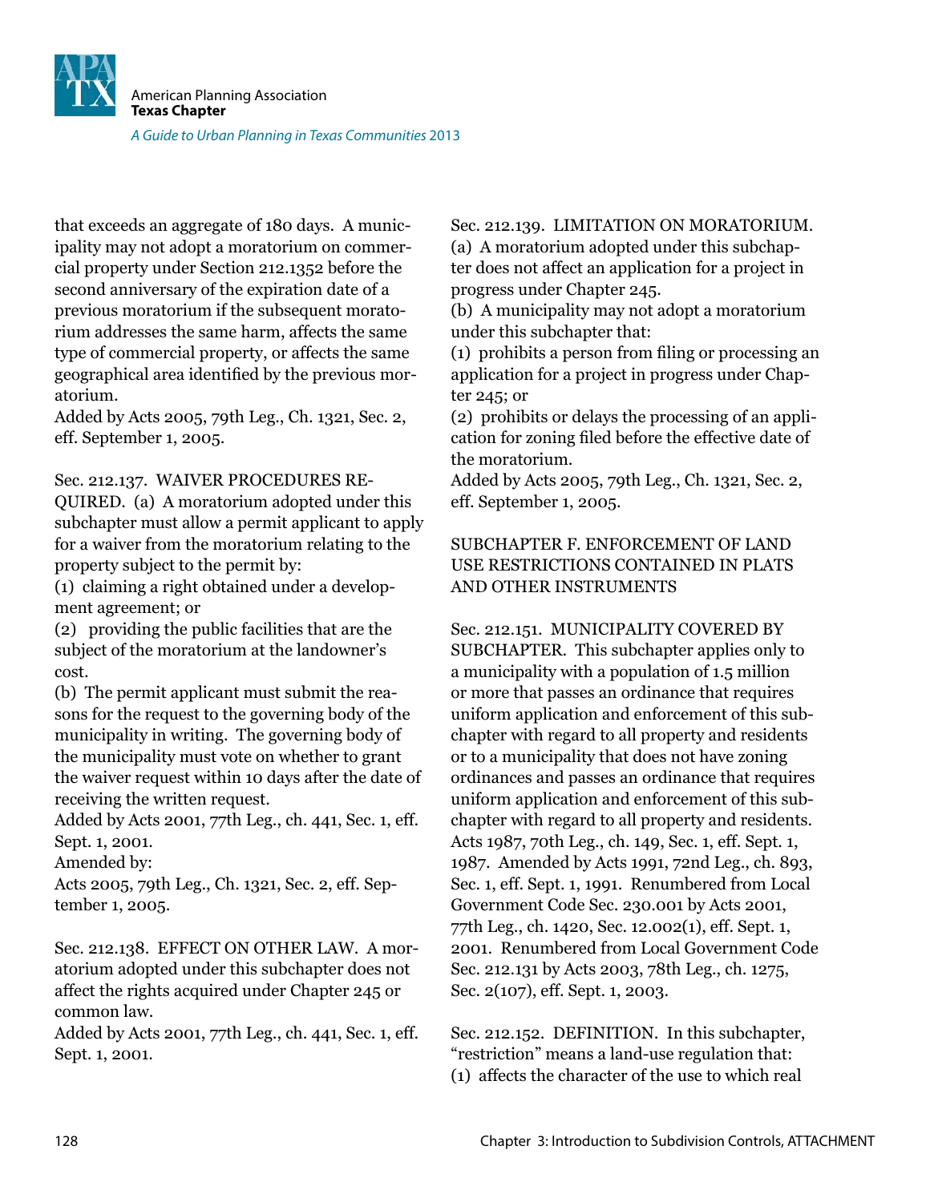that exceeds an aggregate of 180 days. A municipality may not adopt a moratorium on commercial property under Section 212.1352 before the second anniversary of the expiration date of a previous moratorium if the subsequent moratorium addresses the same harm, affects the same type of commercial property, or affects the same geographical area identified by the previous moratorium.
Added by Acts 2005, 79th Leg., Ch. 1321, Sec. 2, eff. September 1, 2005.

Sec. 212.137. WAIVER PROCEDURES REQUIRED. (a) A moratorium adopted under this subchapter must allow a permit applicant to apply for a waiver from the moratorium relating to the property subject to the permit by:
(1) claiming a right obtained under a development agreement; or
(2) providing the public facilities that are the subject of the moratorium at the landowner's cost.
(b) The permit applicant must submit the reasons for the request to the governing body of the municipality in writing. The governing body of the municipality must vote on whether to grant the waiver request within 10 days after the date of receiving the written request.
Added by Acts 2001, 77th Leg., ch. 441, Sec. 1, eff. Sept. 1, 2001.
Amended by:
Acts 2005, 79th Leg., Ch. 1321, Sec. 2, eff. September 1, 2005.

Sec. 212.138. EFFECT ON OTHER LAW. A moratorium adopted under this subchapter does not affect the rights acquired under Chapter 245 or common law.
Added by Acts 2001, 77th Leg., ch. 441, Sec. 1, eff. Sept. 1, 2001.

Sec. 212.139. LIMITATION ON MORATORIUM. (a) A moratorium adopted under this subchapter does not affect an application for a project in progress under Chapter 245.
(b) A municipality may not adopt a moratorium under this subchapter that:
(1) prohibits a person from filing or processing an application for a project in progress under Chapter 245; or
(2) prohibits or delays the processing of an application for zoning filed before the effective date of the moratorium.
Added by Acts 2005, 79th Leg., Ch. 1321, Sec. 2, eff. September 1, 2005.

SUBCHAPTER F. ENFORCEMENT OF LAND USE RESTRICTIONS CONTAINED IN PLATS AND OTHER INSTRUMENTS

Sec. 212.151. MUNICIPALITY COVERED BY SUBCHAPTER. This subchapter applies only to a municipality with a population of 1.5 million or more that passes an ordinance that requires uniform application and enforcement of this subchapter with regard to all property and residents or to a municipality that does not have zoning ordinances and passes an ordinance that requires uniform application and enforcement of this subchapter with regard to all property and residents.
Acts 1987, 70th Leg., ch. 149, Sec. 1, eff. Sept. 1, 1987. Amended by Acts 1991, 72nd Leg., ch. 893, Sec. 1, eff. Sept. 1, 1991. Renumbered from Local Government Code Sec. 230.001 by Acts 2001, 77th Leg., ch. 1420, Sec. 12.002(1), eff. Sept. 1, 2001. Renumbered from Local Government Code Sec. 212.131 by Acts 2003, 78th Leg., ch. 1275, Sec. 2(107), eff. Sept. 1, 2003.

Sec. 212.152. DEFINITION. In this subchapter, "restriction" means a land-use regulation that:
(1) affects the character of the use to which real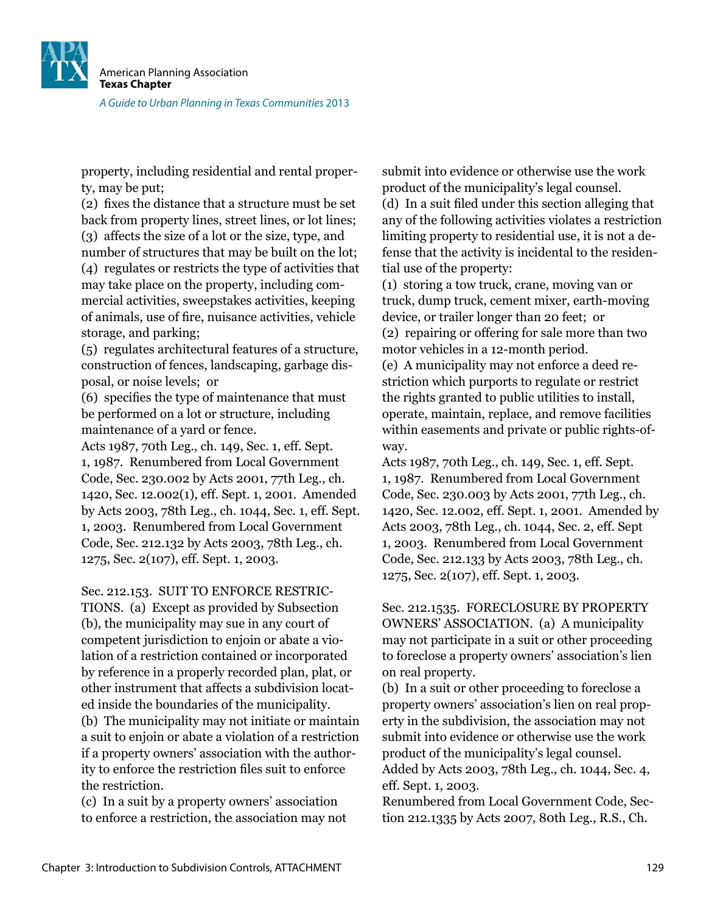property, including residential and rental property, may be put;

(2) fixes the distance that a structure must be set back from property lines, street lines, or lot lines;

(3) affects the size of a lot or the size, type, and number of structures that may be built on the lot;

(4) regulates or restricts the type of activities that may take place on the property, including commercial activities, sweepstakes activities, keeping of animals, use of fire, nuisance activities, vehicle storage, and parking;

(5) regulates architectural features of a structure, construction of fences, landscaping, garbage disposal, or noise levels; or

(6) specifies the type of maintenance that must be performed on a lot or structure, including maintenance of a yard or fence.

Acts 1987, 70th Leg., ch. 149, Sec. 1, eff. Sept. 1, 1987. Renumbered from Local Government Code, Sec. 230.002 by Acts 2001, 77th Leg., ch. 1420, Sec. 12.002(1), eff. Sept. 1, 2001. Amended by Acts 2003, 78th Leg., ch. 1044, Sec. 1, eff. Sept. 1, 2003. Renumbered from Local Government Code, Sec. 212.132 by Acts 2003, 78th Leg., ch. 1275, Sec. 2(107), eff. Sept. 1, 2003.

Sec. 212.153. SUIT TO ENFORCE RESTRICTIONS. (a) Except as provided by Subsection (b), the municipality may sue in any court of competent jurisdiction to enjoin or abate a violation of a restriction contained or incorporated by reference in a properly recorded plan, plat, or other instrument that affects a subdivision located inside the boundaries of the municipality.

(b) The municipality may not initiate or maintain a suit to enjoin or abate a violation of a restriction if a property owners' association with the authority to enforce the restriction files suit to enforce the restriction.

(c) In a suit by a property owners' association to enforce a restriction, the association may not submit into evidence or otherwise use the work product of the municipality's legal counsel.

(d) In a suit filed under this section alleging that any of the following activities violates a restriction limiting property to residential use, it is not a defense that the activity is incidental to the residential use of the property:

(1) storing a tow truck, crane, moving van or truck, dump truck, cement mixer, earth-moving device, or trailer longer than 20 feet; or

(2) repairing or offering for sale more than two motor vehicles in a 12-month period.

(e) A municipality may not enforce a deed restriction which purports to regulate or restrict the rights granted to public utilities to install, operate, maintain, replace, and remove facilities within easements and private or public rights-of-way.

Acts 1987, 70th Leg., ch. 149, Sec. 1, eff. Sept. 1, 1987. Renumbered from Local Government Code, Sec. 230.003 by Acts 2001, 77th Leg., ch. 1420, Sec. 12.002, eff. Sept. 1, 2001. Amended by Acts 2003, 78th Leg., ch. 1044, Sec. 2, eff. Sept 1, 2003. Renumbered from Local Government Code, Sec. 212.133 by Acts 2003, 78th Leg., ch. 1275, Sec. 2(107), eff. Sept. 1, 2003.

Sec. 212.1535. FORECLOSURE BY PROPERTY OWNERS' ASSOCIATION. (a) A municipality may not participate in a suit or other proceeding to foreclose a property owners' association's lien on real property.

(b) In a suit or other proceeding to foreclose a property owners' association's lien on real property in the subdivision, the association may not submit into evidence or otherwise use the work product of the municipality's legal counsel.

Added by Acts 2003, 78th Leg., ch. 1044, Sec. 4, eff. Sept. 1, 2003.

Renumbered from Local Government Code, Section 212.1335 by Acts 2007, 80th Leg., R.S., Ch.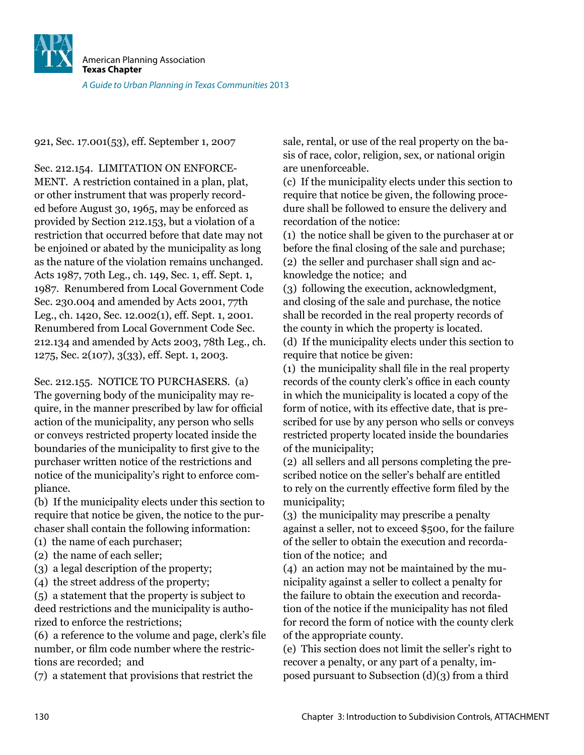921, Sec. 17.001(53), eff. September 1, 2007

Sec. 212.154. LIMITATION ON ENFORCEMENT. A restriction contained in a plan, plat, or other instrument that was properly recorded before August 30, 1965, may be enforced as provided by Section 212.153, but a violation of a restriction that occurred before that date may not be enjoined or abated by the municipality as long as the nature of the violation remains unchanged. Acts 1987, 70th Leg., ch. 149, Sec. 1, eff. Sept. 1, 1987. Renumbered from Local Government Code Sec. 230.004 and amended by Acts 2001, 77th Leg., ch. 1420, Sec. 12.002(1), eff. Sept. 1, 2001. Renumbered from Local Government Code Sec. 212.134 and amended by Acts 2003, 78th Leg., ch. 1275, Sec. 2(107), 3(33), eff. Sept. 1, 2003.

Sec. 212.155. NOTICE TO PURCHASERS. (a) The governing body of the municipality may require, in the manner prescribed by law for official action of the municipality, any person who sells or conveys restricted property located inside the boundaries of the municipality to first give to the purchaser written notice of the restrictions and notice of the municipality's right to enforce compliance.

(b) If the municipality elects under this section to require that notice be given, the notice to the purchaser shall contain the following information:

(1) the name of each purchaser;

(2) the name of each seller;

(3) a legal description of the property;

(4) the street address of the property;

(5) a statement that the property is subject to deed restrictions and the municipality is authorized to enforce the restrictions;

(6) a reference to the volume and page, clerk's file number, or film code number where the restrictions are recorded; and

(7) a statement that provisions that restrict the sale, rental, or use of the real property on the basis of race, color, religion, sex, or national origin are unenforceable.

(c) If the municipality elects under this section to require that notice be given, the following procedure shall be followed to ensure the delivery and recordation of the notice:

(1) the notice shall be given to the purchaser at or before the final closing of the sale and purchase;

(2) the seller and purchaser shall sign and acknowledge the notice; and

(3) following the execution, acknowledgment, and closing of the sale and purchase, the notice shall be recorded in the real property records of the county in which the property is located.

(d) If the municipality elects under this section to require that notice be given:

(1) the municipality shall file in the real property records of the county clerk's office in each county in which the municipality is located a copy of the form of notice, with its effective date, that is prescribed for use by any person who sells or conveys restricted property located inside the boundaries of the municipality;

(2) all sellers and all persons completing the prescribed notice on the seller's behalf are entitled to rely on the currently effective form filed by the municipality;

(3) the municipality may prescribe a penalty against a seller, not to exceed $500, for the failure of the seller to obtain the execution and recordation of the notice; and

(4) an action may not be maintained by the municipality against a seller to collect a penalty for the failure to obtain the execution and recordation of the notice if the municipality has not filed for record the form of notice with the county clerk of the appropriate county.

(e) This section does not limit the seller's right to recover a penalty, or any part of a penalty, imposed pursuant to Subsection (d)(3) from a third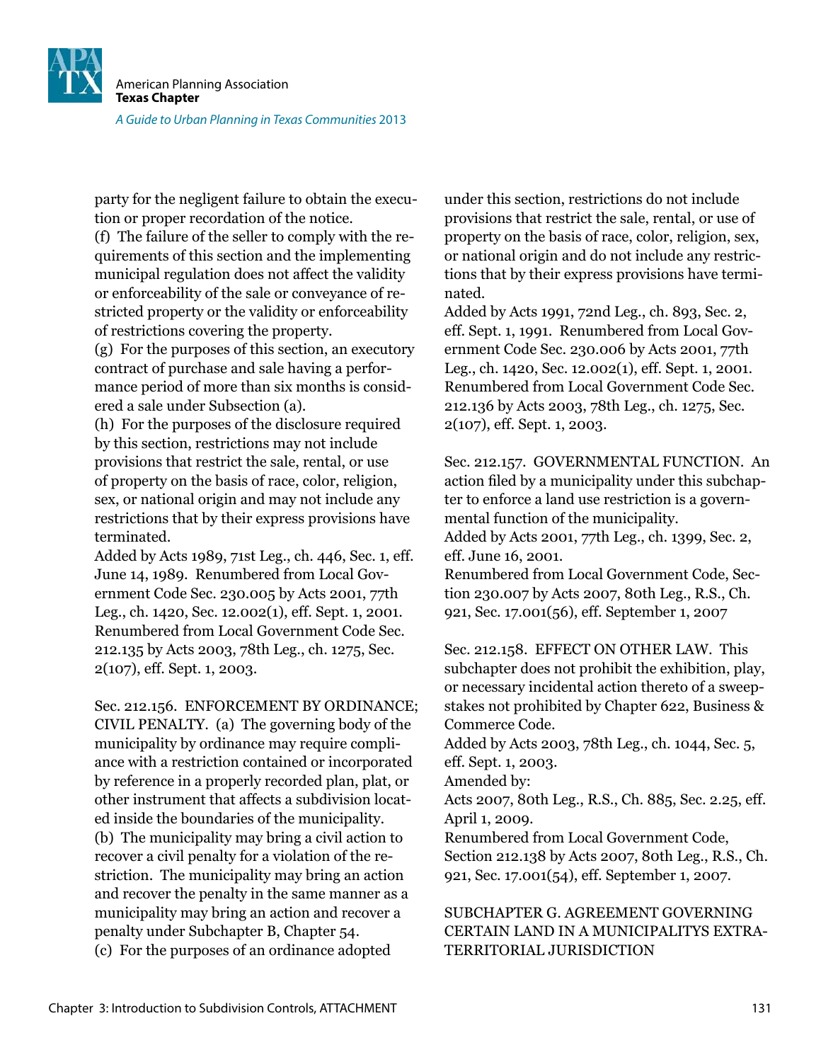party for the negligent failure to obtain the execution or proper recordation of the notice.
(f) The failure of the seller to comply with the requirements of this section and the implementing municipal regulation does not affect the validity or enforceability of the sale or conveyance of restricted property or the validity or enforceability of restrictions covering the property.
(g) For the purposes of this section, an executory contract of purchase and sale having a performance period of more than six months is considered a sale under Subsection (a).
(h) For the purposes of the disclosure required by this section, restrictions may not include provisions that restrict the sale, rental, or use of property on the basis of race, color, religion, sex, or national origin and may not include any restrictions that by their express provisions have terminated.
Added by Acts 1989, 71st Leg., ch. 446, Sec. 1, eff. June 14, 1989. Renumbered from Local Government Code Sec. 230.005 by Acts 2001, 77th Leg., ch. 1420, Sec. 12.002(1), eff. Sept. 1, 2001. Renumbered from Local Government Code Sec. 212.135 by Acts 2003, 78th Leg., ch. 1275, Sec. 2(107), eff. Sept. 1, 2003.

Sec. 212.156. ENFORCEMENT BY ORDINANCE; CIVIL PENALTY. (a) The governing body of the municipality by ordinance may require compliance with a restriction contained or incorporated by reference in a properly recorded plan, plat, or other instrument that affects a subdivision located inside the boundaries of the municipality.
(b) The municipality may bring a civil action to recover a civil penalty for a violation of the restriction. The municipality may bring an action and recover the penalty in the same manner as a municipality may bring an action and recover a penalty under Subchapter B, Chapter 54.
(c) For the purposes of an ordinance adopted under this section, restrictions do not include provisions that restrict the sale, rental, or use of property on the basis of race, color, religion, sex, or national origin and do not include any restrictions that by their express provisions have terminated.
Added by Acts 1991, 72nd Leg., ch. 893, Sec. 2, eff. Sept. 1, 1991. Renumbered from Local Government Code Sec. 230.006 by Acts 2001, 77th Leg., ch. 1420, Sec. 12.002(1), eff. Sept. 1, 2001. Renumbered from Local Government Code Sec. 212.136 by Acts 2003, 78th Leg., ch. 1275, Sec. 2(107), eff. Sept. 1, 2003.

Sec. 212.157. GOVERNMENTAL FUNCTION. An action filed by a municipality under this subchapter to enforce a land use restriction is a governmental function of the municipality.
Added by Acts 2001, 77th Leg., ch. 1399, Sec. 2, eff. June 16, 2001.
Renumbered from Local Government Code, Section 230.007 by Acts 2007, 80th Leg., R.S., Ch. 921, Sec. 17.001(56), eff. September 1, 2007

Sec. 212.158. EFFECT ON OTHER LAW. This subchapter does not prohibit the exhibition, play, or necessary incidental action thereto of a sweepstakes not prohibited by Chapter 622, Business & Commerce Code.
Added by Acts 2003, 78th Leg., ch. 1044, Sec. 5, eff. Sept. 1, 2003.
Amended by:
Acts 2007, 80th Leg., R.S., Ch. 885, Sec. 2.25, eff. April 1, 2009.
Renumbered from Local Government Code, Section 212.138 by Acts 2007, 80th Leg., R.S., Ch. 921, Sec. 17.001(54), eff. September 1, 2007.

SUBCHAPTER G. AGREEMENT GOVERNING CERTAIN LAND IN A MUNICIPALITYS EXTRATERRITORIAL JURISDICTION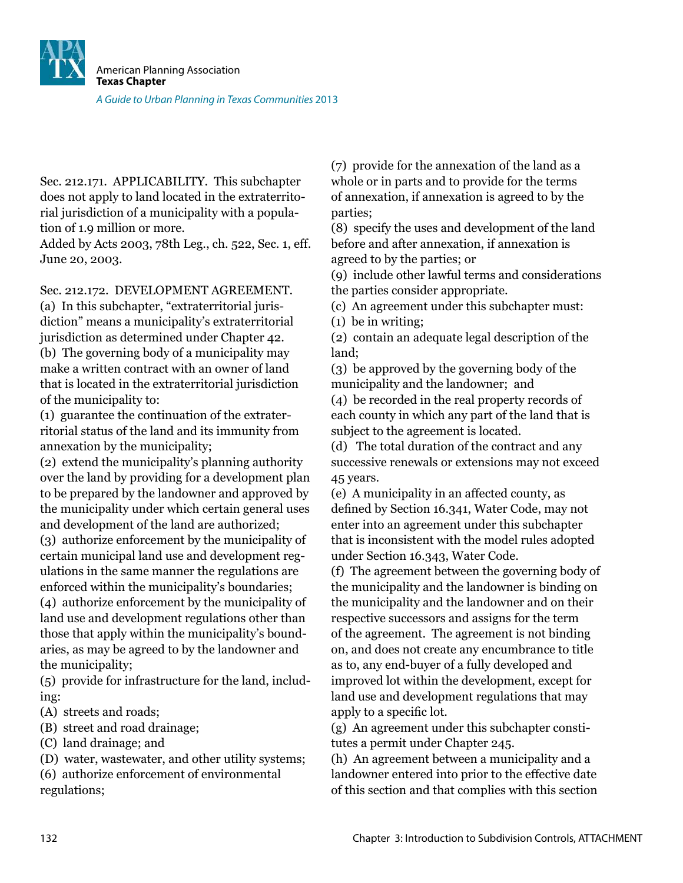Sec. 212.171. APPLICABILITY. This subchapter does not apply to land located in the extraterritorial jurisdiction of a municipality with a population of 1.9 million or more.
Added by Acts 2003, 78th Leg., ch. 522, Sec. 1, eff. June 20, 2003.

Sec. 212.172. DEVELOPMENT AGREEMENT.
(a) In this subchapter, "extraterritorial jurisdiction" means a municipality's extraterritorial jurisdiction as determined under Chapter 42.
(b) The governing body of a municipality may make a written contract with an owner of land that is located in the extraterritorial jurisdiction of the municipality to:
(1) guarantee the continuation of the extraterritorial status of the land and its immunity from annexation by the municipality;
(2) extend the municipality's planning authority over the land by providing for a development plan to be prepared by the landowner and approved by the municipality under which certain general uses and development of the land are authorized;
(3) authorize enforcement by the municipality of certain municipal land use and development regulations in the same manner the regulations are enforced within the municipality's boundaries;
(4) authorize enforcement by the municipality of land use and development regulations other than those that apply within the municipality's boundaries, as may be agreed to by the landowner and the municipality;
(5) provide for infrastructure for the land, including:
(A) streets and roads;
(B) street and road drainage;
(C) land drainage; and
(D) water, wastewater, and other utility systems;
(6) authorize enforcement of environmental regulations;
(7) provide for the annexation of the land as a whole or in parts and to provide for the terms of annexation, if annexation is agreed to by the parties;
(8) specify the uses and development of the land before and after annexation, if annexation is agreed to by the parties; or
(9) include other lawful terms and considerations the parties consider appropriate.
(c) An agreement under this subchapter must:
(1) be in writing;
(2) contain an adequate legal description of the land;
(3) be approved by the governing body of the municipality and the landowner; and
(4) be recorded in the real property records of each county in which any part of the land that is subject to the agreement is located.
(d) The total duration of the contract and any successive renewals or extensions may not exceed 45 years.
(e) A municipality in an affected county, as defined by Section 16.341, Water Code, may not enter into an agreement under this subchapter that is inconsistent with the model rules adopted under Section 16.343, Water Code.
(f) The agreement between the governing body of the municipality and the landowner is binding on the municipality and the landowner and on their respective successors and assigns for the term of the agreement. The agreement is not binding on, and does not create any encumbrance to title as to, any end-buyer of a fully developed and improved lot within the development, except for land use and development regulations that may apply to a specific lot.
(g) An agreement under this subchapter constitutes a permit under Chapter 245.
(h) An agreement between a municipality and a landowner entered into prior to the effective date of this section and that complies with this section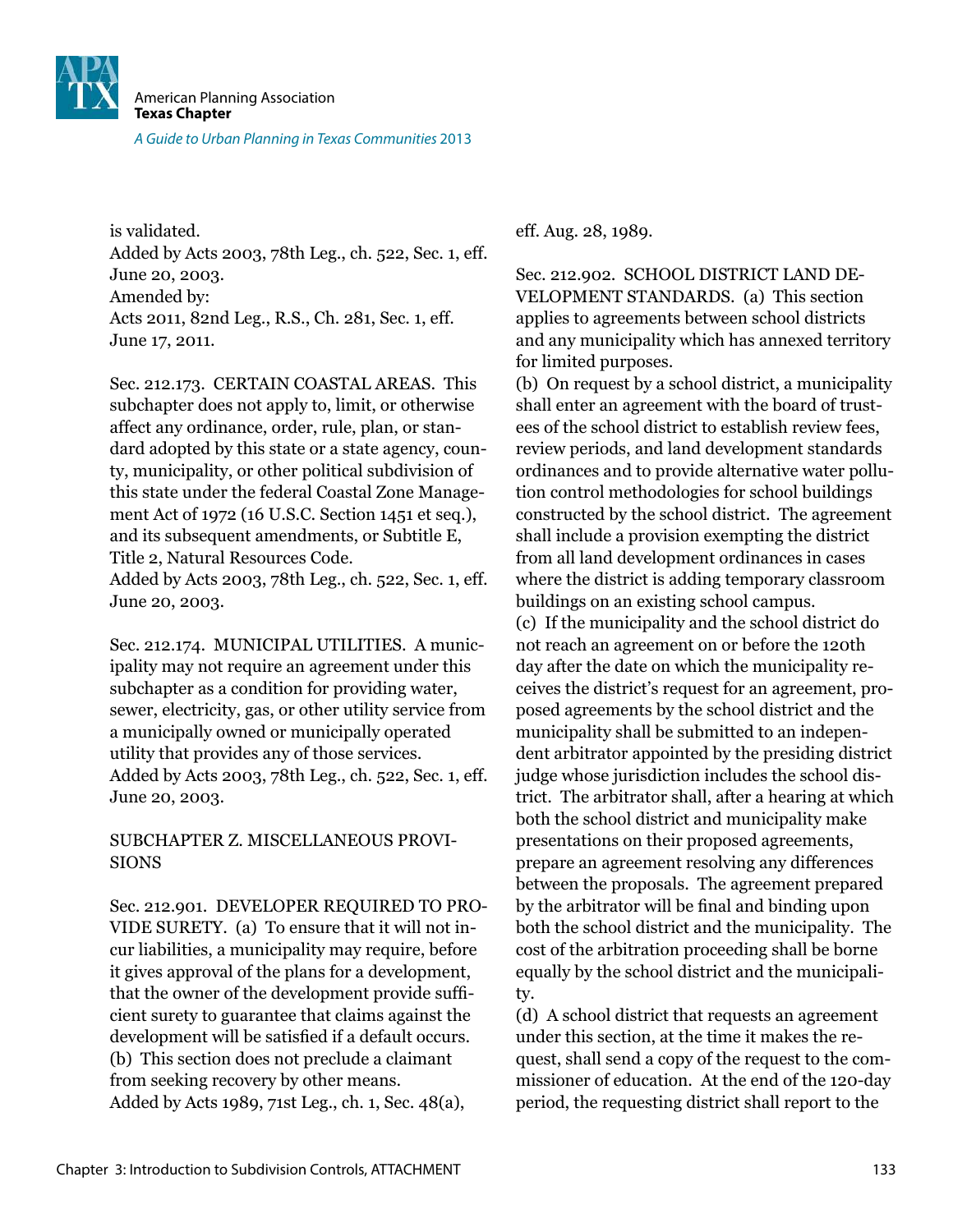is validated.
Added by Acts 2003, 78th Leg., ch. 522, Sec. 1, eff. June 20, 2003.
Amended by:
Acts 2011, 82nd Leg., R.S., Ch. 281, Sec. 1, eff. June 17, 2011.

Sec. 212.173. CERTAIN COASTAL AREAS. This subchapter does not apply to, limit, or otherwise affect any ordinance, order, rule, plan, or standard adopted by this state or a state agency, county, municipality, or other political subdivision of this state under the federal Coastal Zone Management Act of 1972 (16 U.S.C. Section 1451 et seq.), and its subsequent amendments, or Subtitle E, Title 2, Natural Resources Code.
Added by Acts 2003, 78th Leg., ch. 522, Sec. 1, eff. June 20, 2003.

Sec. 212.174. MUNICIPAL UTILITIES. A municipality may not require an agreement under this subchapter as a condition for providing water, sewer, electricity, gas, or other utility service from a municipally owned or municipally operated utility that provides any of those services.
Added by Acts 2003, 78th Leg., ch. 522, Sec. 1, eff. June 20, 2003.

SUBCHAPTER Z. MISCELLANEOUS PROVISIONS

Sec. 212.901. DEVELOPER REQUIRED TO PROVIDE SURETY. (a) To ensure that it will not incur liabilities, a municipality may require, before it gives approval of the plans for a development, that the owner of the development provide sufficient surety to guarantee that claims against the development will be satisfied if a default occurs.
(b) This section does not preclude a claimant from seeking recovery by other means.
Added by Acts 1989, 71st Leg., ch. 1, Sec. 48(a), eff. Aug. 28, 1989.

Sec. 212.902. SCHOOL DISTRICT LAND DEVELOPMENT STANDARDS. (a) This section applies to agreements between school districts and any municipality which has annexed territory for limited purposes.
(b) On request by a school district, a municipality shall enter an agreement with the board of trustees of the school district to establish review fees, review periods, and land development standards ordinances and to provide alternative water pollution control methodologies for school buildings constructed by the school district. The agreement shall include a provision exempting the district from all land development ordinances in cases where the district is adding temporary classroom buildings on an existing school campus.
(c) If the municipality and the school district do not reach an agreement on or before the 120th day after the date on which the municipality receives the district's request for an agreement, proposed agreements by the school district and the municipality shall be submitted to an independent arbitrator appointed by the presiding district judge whose jurisdiction includes the school district. The arbitrator shall, after a hearing at which both the school district and municipality make presentations on their proposed agreements, prepare an agreement resolving any differences between the proposals. The agreement prepared by the arbitrator will be final and binding upon both the school district and the municipality. The cost of the arbitration proceeding shall be borne equally by the school district and the municipality.
(d) A school district that requests an agreement under this section, at the time it makes the request, shall send a copy of the request to the commissioner of education. At the end of the 120-day period, the requesting district shall report to the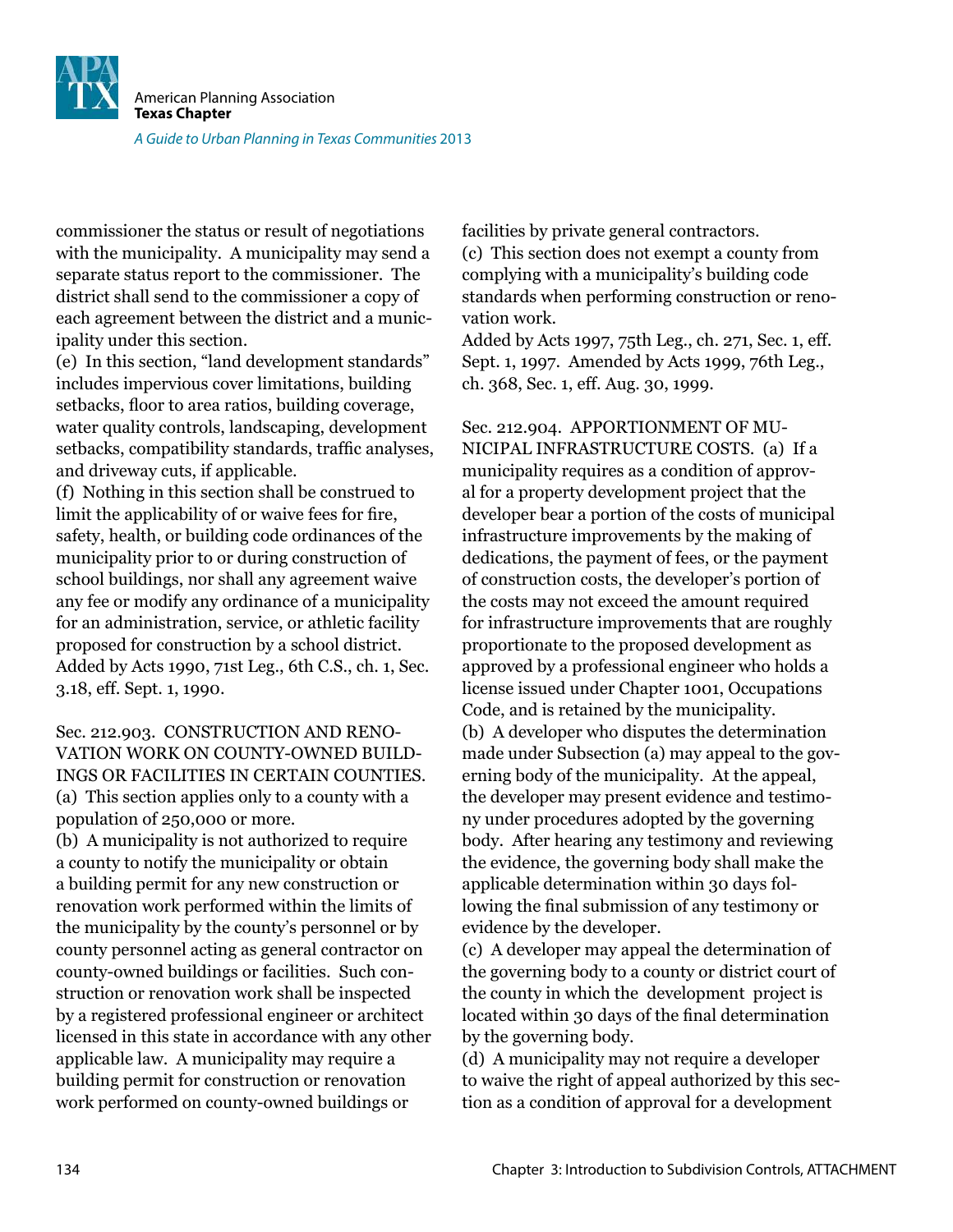commissioner the status or result of negotiations with the municipality. A municipality may send a separate status report to the commissioner. The district shall send to the commissioner a copy of each agreement between the district and a municipality under this section.

(e) In this section, "land development standards" includes impervious cover limitations, building setbacks, floor to area ratios, building coverage, water quality controls, landscaping, development setbacks, compatibility standards, traffic analyses, and driveway cuts, if applicable.

(f) Nothing in this section shall be construed to limit the applicability of or waive fees for fire, safety, health, or building code ordinances of the municipality prior to or during construction of school buildings, nor shall any agreement waive any fee or modify any ordinance of a municipality for an administration, service, or athletic facility proposed for construction by a school district.

Added by Acts 1990, 71st Leg., 6th C.S., ch. 1, Sec. 3.18, eff. Sept. 1, 1990.

Sec. 212.903. CONSTRUCTION AND RENOVATION WORK ON COUNTY-OWNED BUILDINGS OR FACILITIES IN CERTAIN COUNTIES. (a) This section applies only to a county with a population of 250,000 or more.

(b) A municipality is not authorized to require a county to notify the municipality or obtain a building permit for any new construction or renovation work performed within the limits of the municipality by the county's personnel or by county personnel acting as general contractor on county-owned buildings or facilities. Such construction or renovation work shall be inspected by a registered professional engineer or architect licensed in this state in accordance with any other applicable law. A municipality may require a building permit for construction or renovation work performed on county-owned buildings or facilities by private general contractors.

(c) This section does not exempt a county from complying with a municipality's building code standards when performing construction or renovation work.

Added by Acts 1997, 75th Leg., ch. 271, Sec. 1, eff. Sept. 1, 1997. Amended by Acts 1999, 76th Leg., ch. 368, Sec. 1, eff. Aug. 30, 1999.

Sec. 212.904. APPORTIONMENT OF MUNICIPAL INFRASTRUCTURE COSTS. (a) If a municipality requires as a condition of approval for a property development project that the developer bear a portion of the costs of municipal infrastructure improvements by the making of dedications, the payment of fees, or the payment of construction costs, the developer's portion of the costs may not exceed the amount required for infrastructure improvements that are roughly proportionate to the proposed development as approved by a professional engineer who holds a license issued under Chapter 1001, Occupations Code, and is retained by the municipality.

(b) A developer who disputes the determination made under Subsection (a) may appeal to the governing body of the municipality. At the appeal, the developer may present evidence and testimony under procedures adopted by the governing body. After hearing any testimony and reviewing the evidence, the governing body shall make the applicable determination within 30 days following the final submission of any testimony or evidence by the developer.

(c) A developer may appeal the determination of the governing body to a county or district court of the county in which the development project is located within 30 days of the final determination by the governing body.

(d) A municipality may not require a developer to waive the right of appeal authorized by this section as a condition of approval for a development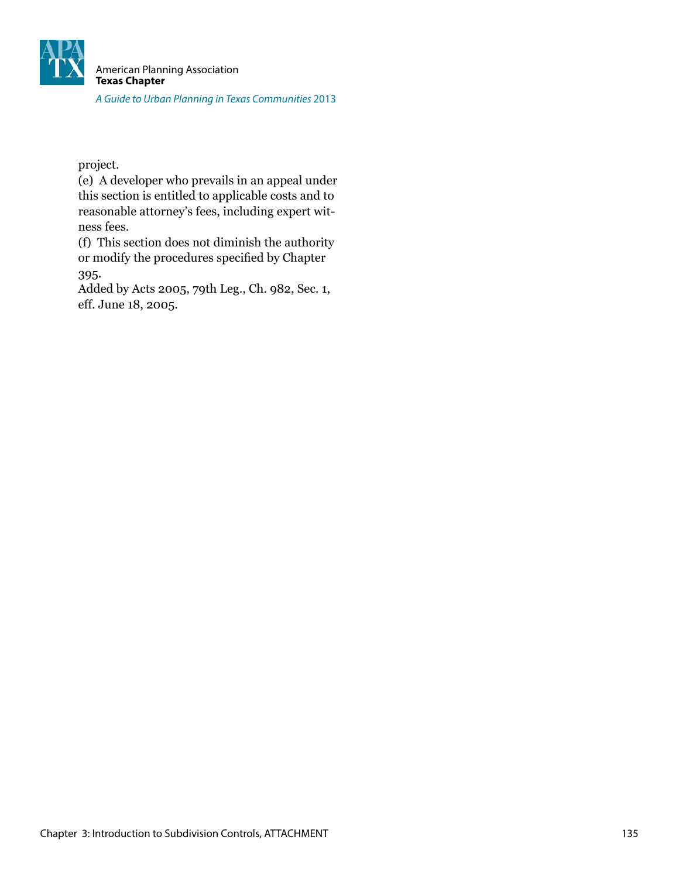project.

(e) A developer who prevails in an appeal under this section is entitled to applicable costs and to reasonable attorney's fees, including expert witness fees.

(f) This section does not diminish the authority or modify the procedures specified by Chapter 395.

Added by Acts 2005, 79th Leg., Ch. 982, Sec. 1, eff. June 18, 2005.